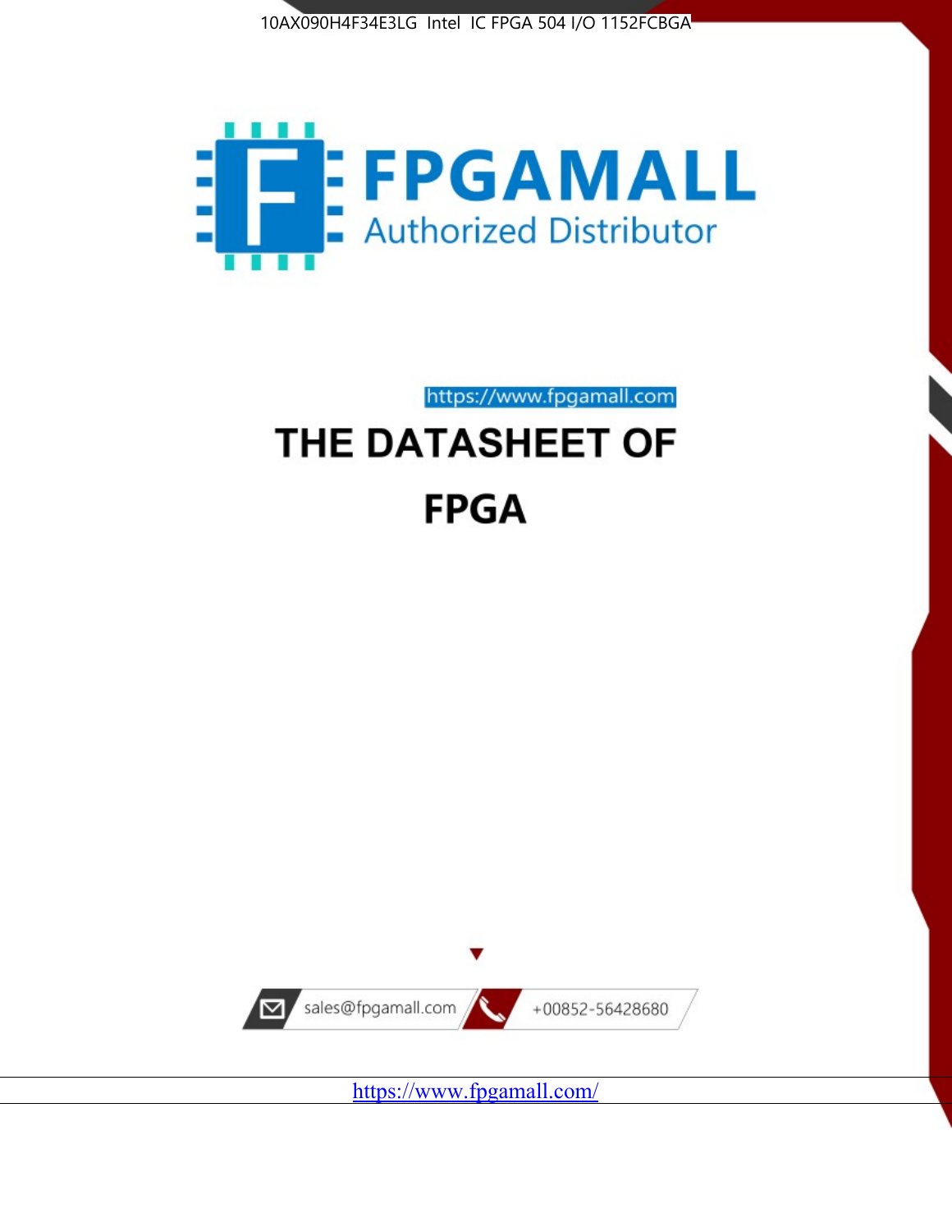10AX090H4F34E3LG Intel IC FPGA 504 I/O 1152FCBGA

FPGAMALL

Authorized Distributor

https://www.fpgamall.com

# THE DATASHEET OF

# FPGA

sales@fpgamall.com

+00852-56428680

https://www.fpgamall.com/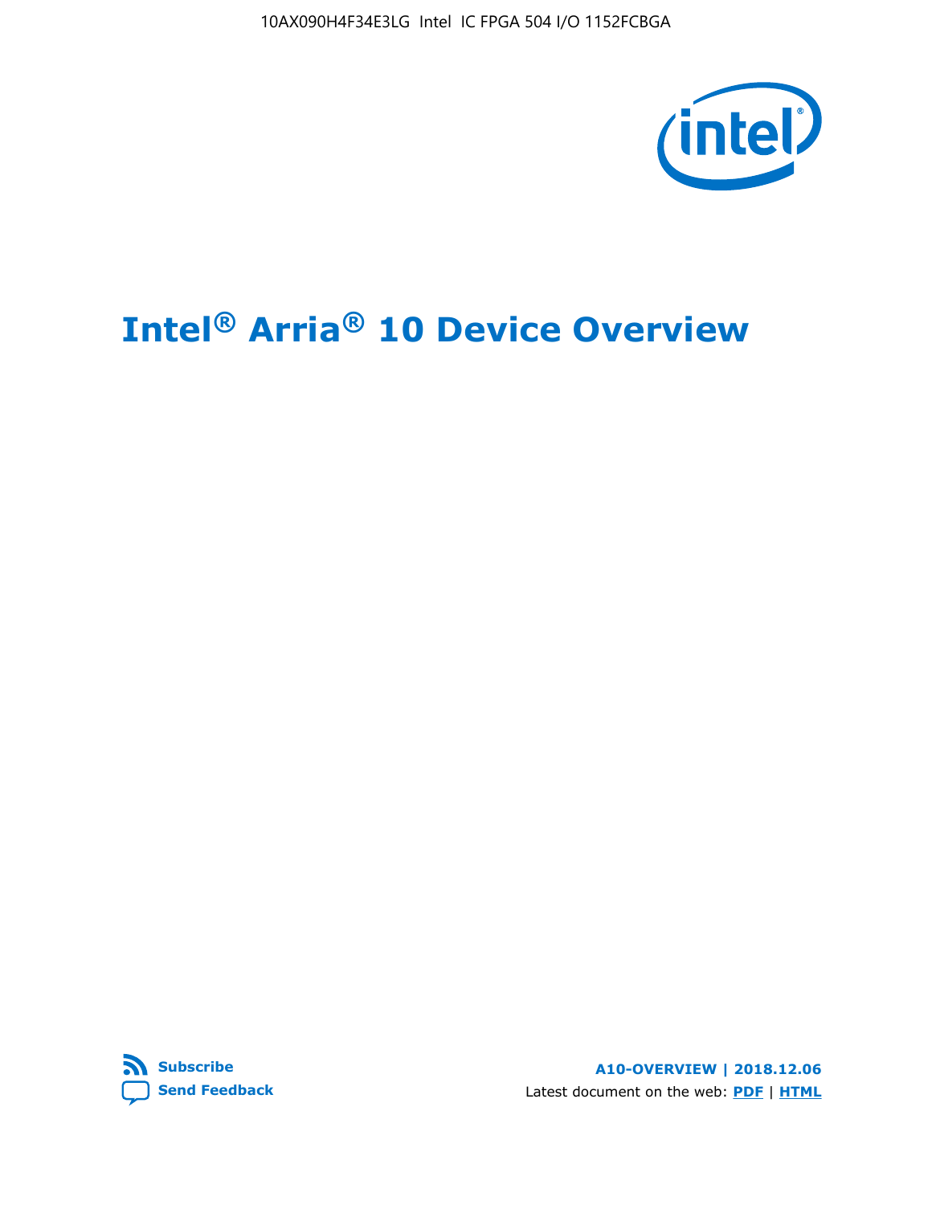# Intel® Arria® 10 Device Overview

**Subscribe**

**Send Feedback**

**A10-OVERVIEW | 2018.12.06**

Latest document on the web: **PDF** | **HTML**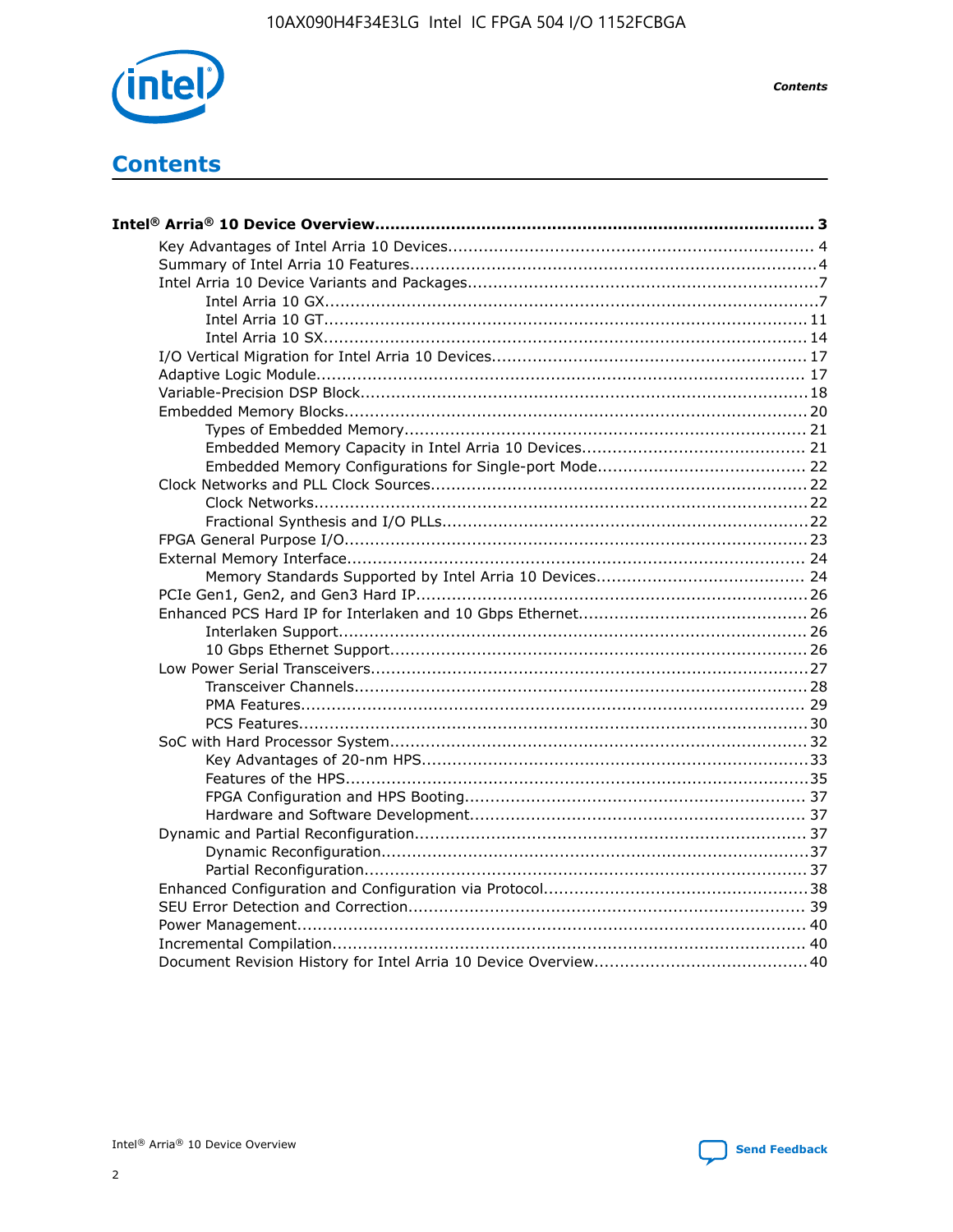# Contents

**Intel® Arria® 10 Device Overview....................................................................................... 3**

- Key Advantages of Intel Arria 10 Devices........................................................................ 4
- Summary of Intel Arria 10 Features................................................................................4
- Intel Arria 10 Device Variants and Packages.....................................................................7
  - Intel Arria 10 GX................................................................................................7
  - Intel Arria 10 GT.............................................................................................. 11
  - Intel Arria 10 SX.............................................................................................. 14
- I/O Vertical Migration for Intel Arria 10 Devices.............................................................. 17
- Adaptive Logic Module................................................................................................ 17
- Variable-Precision DSP Block.......................................................................................18
- Embedded Memory Blocks.......................................................................................... 20
  - Types of Embedded Memory.............................................................................. 21
  - Embedded Memory Capacity in Intel Arria 10 Devices............................................ 21
  - Embedded Memory Configurations for Single-port Mode......................................... 22
- Clock Networks and PLL Clock Sources.........................................................................22
  - Clock Networks.................................................................................................22
  - Fractional Synthesis and I/O PLLs.......................................................................22
- FPGA General Purpose I/O..........................................................................................23
- External Memory Interface.......................................................................................... 24
  - Memory Standards Supported by Intel Arria 10 Devices......................................... 24
- PCIe Gen1, Gen2, and Gen3 Hard IP.............................................................................26
- Enhanced PCS Hard IP for Interlaken and 10 Gbps Ethernet.............................................26
  - Interlaken Support............................................................................................ 26
  - 10 Gbps Ethernet Support.................................................................................. 26
- Low Power Serial Transceivers.....................................................................................27
  - Transceiver Channels.........................................................................................28
  - PMA Features................................................................................................... 29
  - PCS Features....................................................................................................30
- SoC with Hard Processor System.................................................................................. 32
  - Key Advantages of 20-nm HPS............................................................................33
  - Features of the HPS..........................................................................................35
  - FPGA Configuration and HPS Booting................................................................... 37
  - Hardware and Software Development.................................................................. 37
- Dynamic and Partial Reconfiguration............................................................................ 37
  - Dynamic Reconfiguration...................................................................................37
  - Partial Reconfiguration......................................................................................37
- Enhanced Configuration and Configuration via Protocol....................................................38
- SEU Error Detection and Correction.............................................................................. 39
- Power Management.................................................................................................... 40
- Incremental Compilation............................................................................................. 40
- Document Revision History for Intel Arria 10 Device Overview..........................................40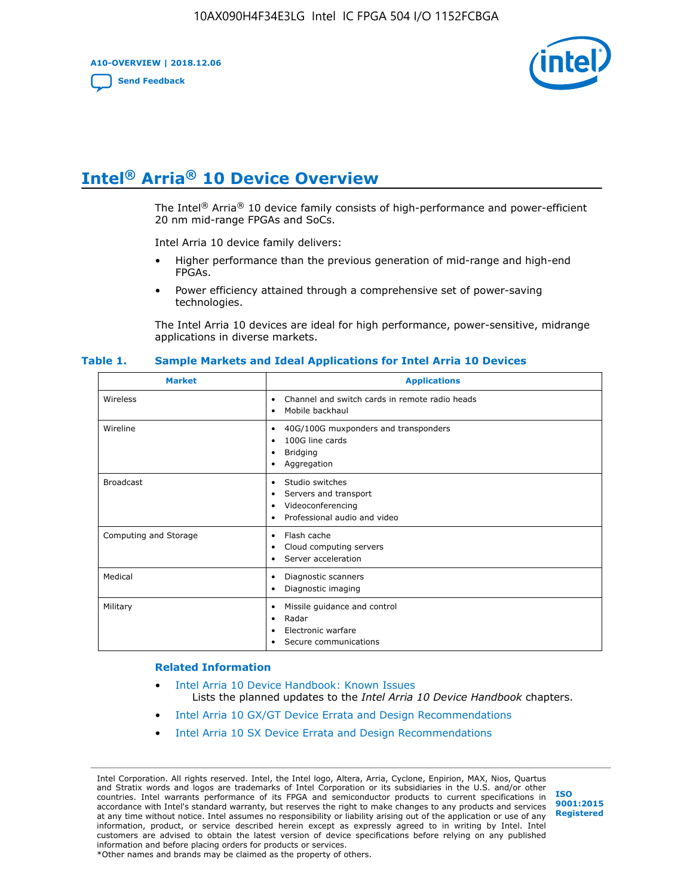# Intel® Arria® 10 Device Overview

The Intel® Arria® 10 device family consists of high-performance and power-efficient 20 nm mid-range FPGAs and SoCs.

Intel Arria 10 device family delivers:

- Higher performance than the previous generation of mid-range and high-end FPGAs.
- Power efficiency attained through a comprehensive set of power-saving technologies.

The Intel Arria 10 devices are ideal for high performance, power-sensitive, midrange applications in diverse markets.

**Table 1. Sample Markets and Ideal Applications for Intel Arria 10 Devices**

| Market | Applications |
|---|---|
| Wireless | • Channel and switch cards in remote radio heads<br>• Mobile backhaul |
| Wireline | • 40G/100G muxponders and transponders<br>• 100G line cards<br>• Bridging<br>• Aggregation |
| Broadcast | • Studio switches<br>• Servers and transport<br>• Videoconferencing<br>• Professional audio and video |
| Computing and Storage | • Flash cache<br>• Cloud computing servers<br>• Server acceleration |
| Medical | • Diagnostic scanners<br>• Diagnostic imaging |
| Military | • Missile guidance and control<br>• Radar<br>• Electronic warfare<br>• Secure communications |

### Related Information

- Intel Arria 10 Device Handbook: Known Issues
  Lists the planned updates to the *Intel Arria 10 Device Handbook* chapters.
- Intel Arria 10 GX/GT Device Errata and Design Recommendations
- Intel Arria 10 SX Device Errata and Design Recommendations

Intel Corporation. All rights reserved. Intel, the Intel logo, Altera, Arria, Cyclone, Enpirion, MAX, Nios, Quartus and Stratix words and logos are trademarks of Intel Corporation or its subsidiaries in the U.S. and/or other countries. Intel warrants performance of its FPGA and semiconductor products to current specifications in accordance with Intel's standard warranty, but reserves the right to make changes to any products and services at any time without notice. Intel assumes no responsibility or liability arising out of the application or use of any information, product, or service described herein except as expressly agreed to in writing by Intel. Intel customers are advised to obtain the latest version of device specifications before relying on any published information and before placing orders for products or services.
*Other names and brands may be claimed as the property of others.

ISO 9001:2015 Registered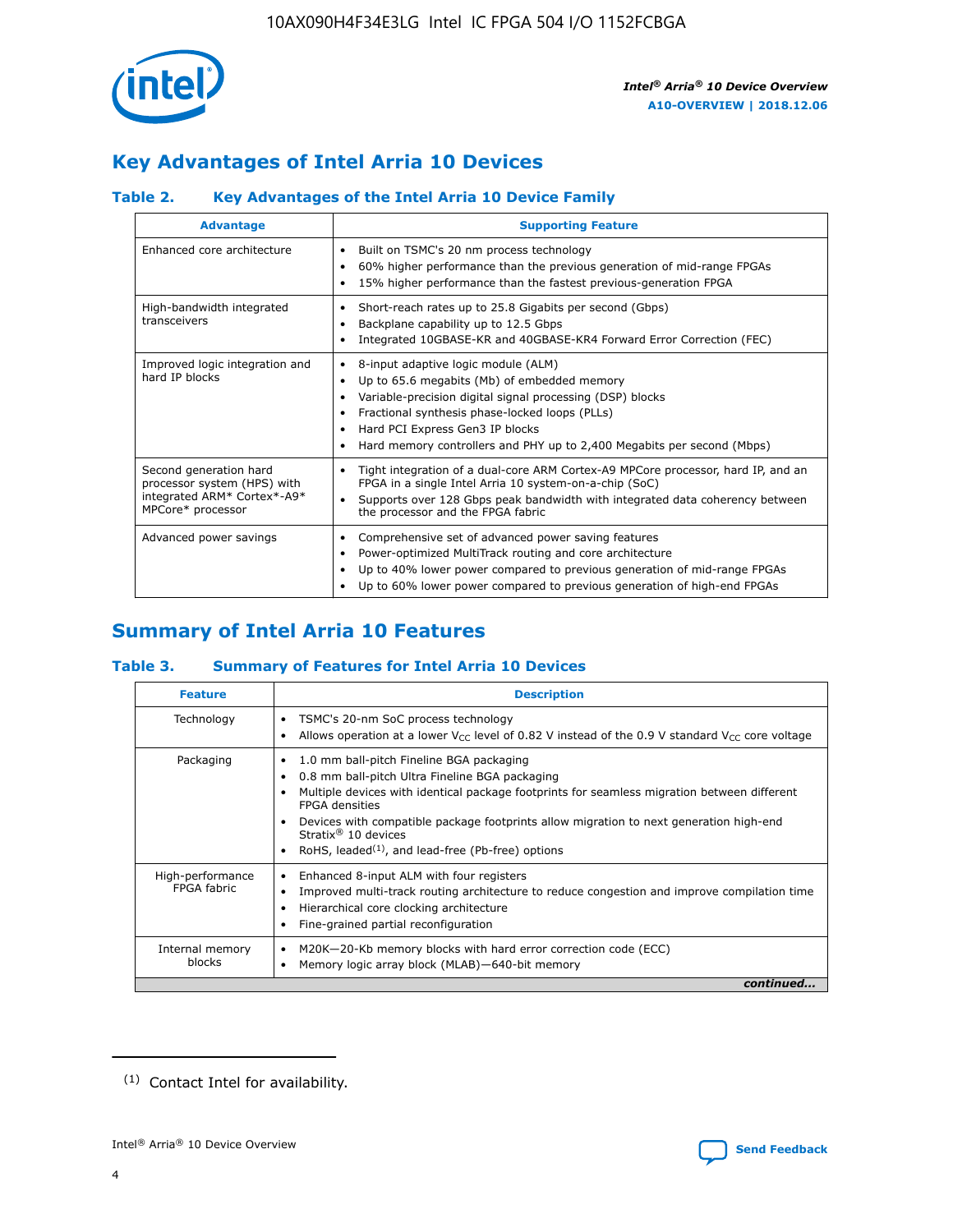## Key Advantages of Intel Arria 10 Devices

### Table 2. Key Advantages of the Intel Arria 10 Device Family

| Advantage | Supporting Feature |
|---|---|
| Enhanced core architecture | • Built on TSMC's 20 nm process technology<br>• 60% higher performance than the previous generation of mid-range FPGAs<br>• 15% higher performance than the fastest previous-generation FPGA |
| High-bandwidth integrated transceivers | • Short-reach rates up to 25.8 Gigabits per second (Gbps)<br>• Backplane capability up to 12.5 Gbps<br>• Integrated 10GBASE-KR and 40GBASE-KR4 Forward Error Correction (FEC) |
| Improved logic integration and hard IP blocks | • 8-input adaptive logic module (ALM)<br>• Up to 65.6 megabits (Mb) of embedded memory<br>• Variable-precision digital signal processing (DSP) blocks<br>• Fractional synthesis phase-locked loops (PLLs)<br>• Hard PCI Express Gen3 IP blocks<br>• Hard memory controllers and PHY up to 2,400 Megabits per second (Mbps) |
| Second generation hard processor system (HPS) with integrated ARM* Cortex*-A9* MPCore* processor | • Tight integration of a dual-core ARM Cortex-A9 MPCore processor, hard IP, and an FPGA in a single Intel Arria 10 system-on-a-chip (SoC)<br>• Supports over 128 Gbps peak bandwidth with integrated data coherency between the processor and the FPGA fabric |
| Advanced power savings | • Comprehensive set of advanced power saving features<br>• Power-optimized MultiTrack routing and core architecture<br>• Up to 40% lower power compared to previous generation of mid-range FPGAs<br>• Up to 60% lower power compared to previous generation of high-end FPGAs |

## Summary of Intel Arria 10 Features

### Table 3. Summary of Features for Intel Arria 10 Devices

| Feature | Description |
|---|---|
| Technology | • TSMC's 20-nm SoC process technology<br>• Allows operation at a lower $V_{CC}$ level of 0.82 V instead of the 0.9 V standard $V_{CC}$ core voltage |
| Packaging | • 1.0 mm ball-pitch Fineline BGA packaging<br>• 0.8 mm ball-pitch Ultra Fineline BGA packaging<br>• Multiple devices with identical package footprints for seamless migration between different FPGA densities<br>• Devices with compatible package footprints allow migration to next generation high-end Stratix® 10 devices<br>• RoHS, leaded[(1)], and lead-free (Pb-free) options |
| High-performance FPGA fabric | • Enhanced 8-input ALM with four registers<br>• Improved multi-track routing architecture to reduce congestion and improve compilation time<br>• Hierarchical core clocking architecture<br>• Fine-grained partial reconfiguration |
| Internal memory blocks | • M20K—20-Kb memory blocks with hard error correction code (ECC)<br>• Memory logic array block (MLAB)—640-bit memory |

*continued...*

(1) Contact Intel for availability.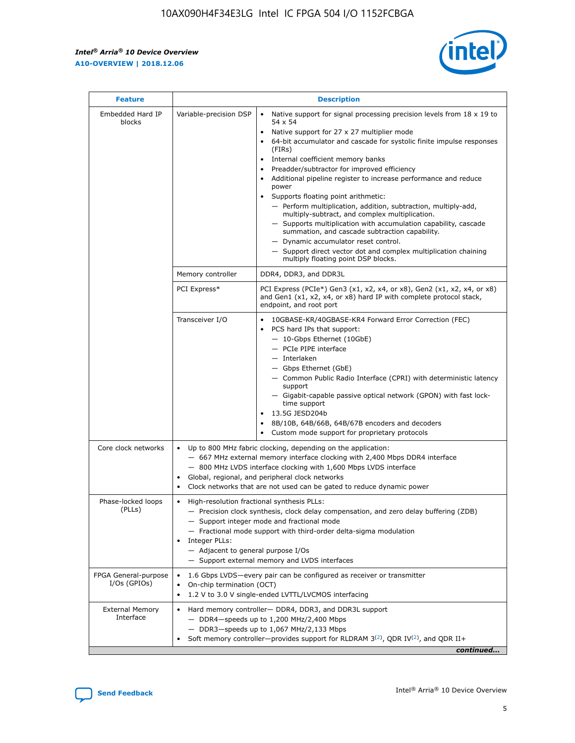| Feature | Description | |
|---|---|---|
| Embedded Hard IP blocks | Variable-precision DSP | • Native support for signal processing precision levels from 18 x 19 to 54 x 54<br>• Native support for 27 x 27 multiplier mode<br>• 64-bit accumulator and cascade for systolic finite impulse responses (FIRs)<br>• Internal coefficient memory banks<br>• Preadder/subtractor for improved efficiency<br>• Additional pipeline register to increase performance and reduce power<br>• Supports floating point arithmetic:<br>— Perform multiplication, addition, subtraction, multiply-add, multiply-subtract, and complex multiplication.<br>— Supports multiplication with accumulation capability, cascade summation, and cascade subtraction capability.<br>— Dynamic accumulator reset control.<br>— Support direct vector dot and complex multiplication chaining multiply floating point DSP blocks. |
| | Memory controller | DDR4, DDR3, and DDR3L |
| | PCI Express* | PCI Express (PCIe*) Gen3 (x1, x2, x4, or x8), Gen2 (x1, x2, x4, or x8) and Gen1 (x1, x2, x4, or x8) hard IP with complete protocol stack, endpoint, and root port |
| | Transceiver I/O | • 10GBASE-KR/40GBASE-KR4 Forward Error Correction (FEC)<br>• PCS hard IPs that support:<br>— 10-Gbps Ethernet (10GbE)<br>— PCIe PIPE interface<br>— Interlaken<br>— Gbps Ethernet (GbE)<br>— Common Public Radio Interface (CPRI) with deterministic latency support<br>— Gigabit-capable passive optical network (GPON) with fast lock-time support<br>• 13.5G JESD204b<br>• 8B/10B, 64B/66B, 64B/67B encoders and decoders<br>• Custom mode support for proprietary protocols |
| Core clock networks | • Up to 800 MHz fabric clocking, depending on the application:<br>— 667 MHz external memory interface clocking with 2,400 Mbps DDR4 interface<br>— 800 MHz LVDS interface clocking with 1,600 Mbps LVDS interface<br>• Global, regional, and peripheral clock networks<br>• Clock networks that are not used can be gated to reduce dynamic power | |
| Phase-locked loops (PLLs) | • High-resolution fractional synthesis PLLs:<br>— Precision clock synthesis, clock delay compensation, and zero delay buffering (ZDB)<br>— Support integer mode and fractional mode<br>— Fractional mode support with third-order delta-sigma modulation<br>• Integer PLLs:<br>— Adjacent to general purpose I/Os<br>— Support external memory and LVDS interfaces | |
| FPGA General-purpose I/Os (GPIOs) | • 1.6 Gbps LVDS—every pair can be configured as receiver or transmitter<br>• On-chip termination (OCT)<br>• 1.2 V to 3.0 V single-ended LVTTL/LVCMOS interfacing | |
| External Memory Interface | • Hard memory controller— DDR4, DDR3, and DDR3L support<br>— DDR4—speeds up to 1,200 MHz/2,400 Mbps<br>— DDR3—speeds up to 1,067 MHz/2,133 Mbps<br>• Soft memory controller—provides support for RLDRAM 3[(2)], QDR IV[(2)], and QDR II+ | |

*continued...*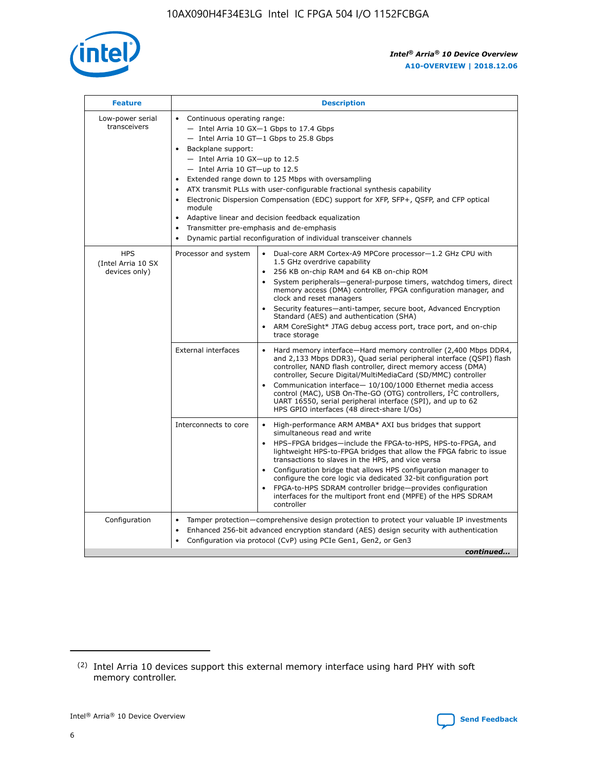| Feature | Description | |
|---|---|---|
| Low-power serial transceivers | • Continuous operating range:<br>— Intel Arria 10 GX—1 Gbps to 17.4 Gbps<br>— Intel Arria 10 GT—1 Gbps to 25.8 Gbps<br>• Backplane support:<br>— Intel Arria 10 GX—up to 12.5<br>— Intel Arria 10 GT—up to 12.5<br>• Extended range down to 125 Mbps with oversampling<br>• ATX transmit PLLs with user-configurable fractional synthesis capability<br>• Electronic Dispersion Compensation (EDC) support for XFP, SFP+, QSFP, and CFP optical module<br>• Adaptive linear and decision feedback equalization<br>• Transmitter pre-emphasis and de-emphasis<br>• Dynamic partial reconfiguration of individual transceiver channels | |
| HPS (Intel Arria 10 SX devices only) | Processor and system | • Dual-core ARM Cortex-A9 MPCore processor—1.2 GHz CPU with 1.5 GHz overdrive capability<br>• 256 KB on-chip RAM and 64 KB on-chip ROM<br>• System peripherals—general-purpose timers, watchdog timers, direct memory access (DMA) controller, FPGA configuration manager, and clock and reset managers<br>• Security features—anti-tamper, secure boot, Advanced Encryption Standard (AES) and authentication (SHA)<br>• ARM CoreSight* JTAG debug access port, trace port, and on-chip trace storage |
| | External interfaces | • Hard memory interface—Hard memory controller (2,400 Mbps DDR4, and 2,133 Mbps DDR3), Quad serial peripheral interface (QSPI) flash controller, NAND flash controller, direct memory access (DMA) controller, Secure Digital/MultiMediaCard (SD/MMC) controller<br>• Communication interface— 10/100/1000 Ethernet media access control (MAC), USB On-The-GO (OTG) controllers, I²C controllers, UART 16550, serial peripheral interface (SPI), and up to 62 HPS GPIO interfaces (48 direct-share I/Os) |
| | Interconnects to core | • High-performance ARM AMBA* AXI bus bridges that support simultaneous read and write<br>• HPS–FPGA bridges—include the FPGA-to-HPS, HPS-to-FPGA, and lightweight HPS-to-FPGA bridges that allow the FPGA fabric to issue transactions to slaves in the HPS, and vice versa<br>• Configuration bridge that allows HPS configuration manager to configure the core logic via dedicated 32-bit configuration port<br>• FPGA-to-HPS SDRAM controller bridge—provides configuration interfaces for the multiport front end (MPFE) of the HPS SDRAM controller |
| Configuration | • Tamper protection—comprehensive design protection to protect your valuable IP investments<br>• Enhanced 256-bit advanced encryption standard (AES) design security with authentication<br>• Configuration via protocol (CvP) using PCIe Gen1, Gen2, or Gen3 | |

*continued...*

(2) Intel Arria 10 devices support this external memory interface using hard PHY with soft memory controller.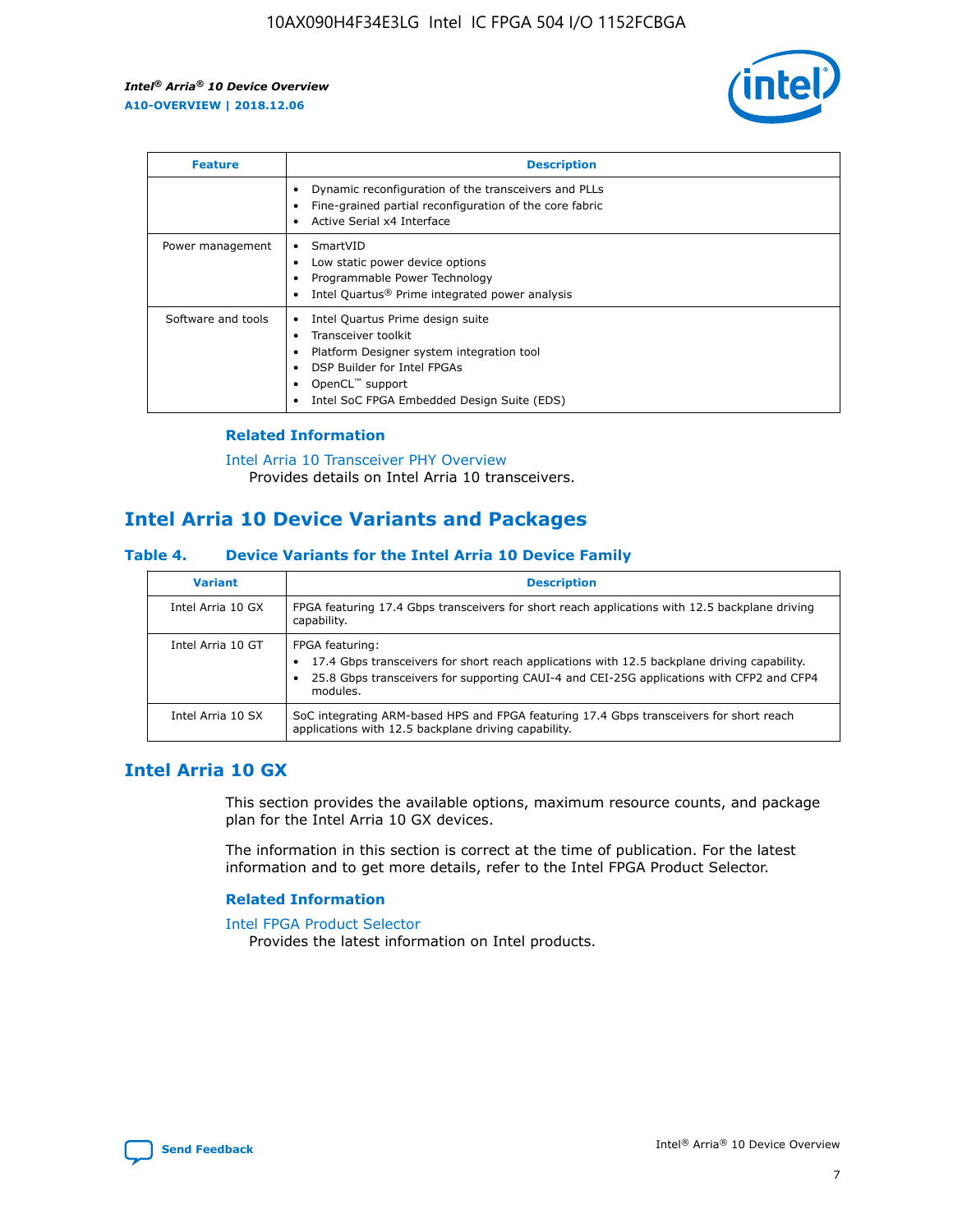| Feature | Description |
| --- | --- |
| | • Dynamic reconfiguration of the transceivers and PLLs<br>• Fine-grained partial reconfiguration of the core fabric<br>• Active Serial x4 Interface |
| Power management | • SmartVID<br>• Low static power device options<br>• Programmable Power Technology<br>• Intel Quartus® Prime integrated power analysis |
| Software and tools | • Intel Quartus Prime design suite<br>• Transceiver toolkit<br>• Platform Designer system integration tool<br>• DSP Builder for Intel FPGAs<br>• OpenCL™ support<br>• Intel SoC FPGA Embedded Design Suite (EDS) |

### Related Information

Intel Arria 10 Transceiver PHY Overview
Provides details on Intel Arria 10 transceivers.

## Intel Arria 10 Device Variants and Packages

**Table 4. Device Variants for the Intel Arria 10 Device Family**

| Variant | Description |
| --- | --- |
| Intel Arria 10 GX | FPGA featuring 17.4 Gbps transceivers for short reach applications with 12.5 backplane driving capability. |
| Intel Arria 10 GT | FPGA featuring:<br>• 17.4 Gbps transceivers for short reach applications with 12.5 backplane driving capability.<br>• 25.8 Gbps transceivers for supporting CAUI-4 and CEI-25G applications with CFP2 and CFP4 modules. |
| Intel Arria 10 SX | SoC integrating ARM-based HPS and FPGA featuring 17.4 Gbps transceivers for short reach applications with 12.5 backplane driving capability. |

## Intel Arria 10 GX

This section provides the available options, maximum resource counts, and package plan for the Intel Arria 10 GX devices.

The information in this section is correct at the time of publication. For the latest information and to get more details, refer to the Intel FPGA Product Selector.

### Related Information

Intel FPGA Product Selector
Provides the latest information on Intel products.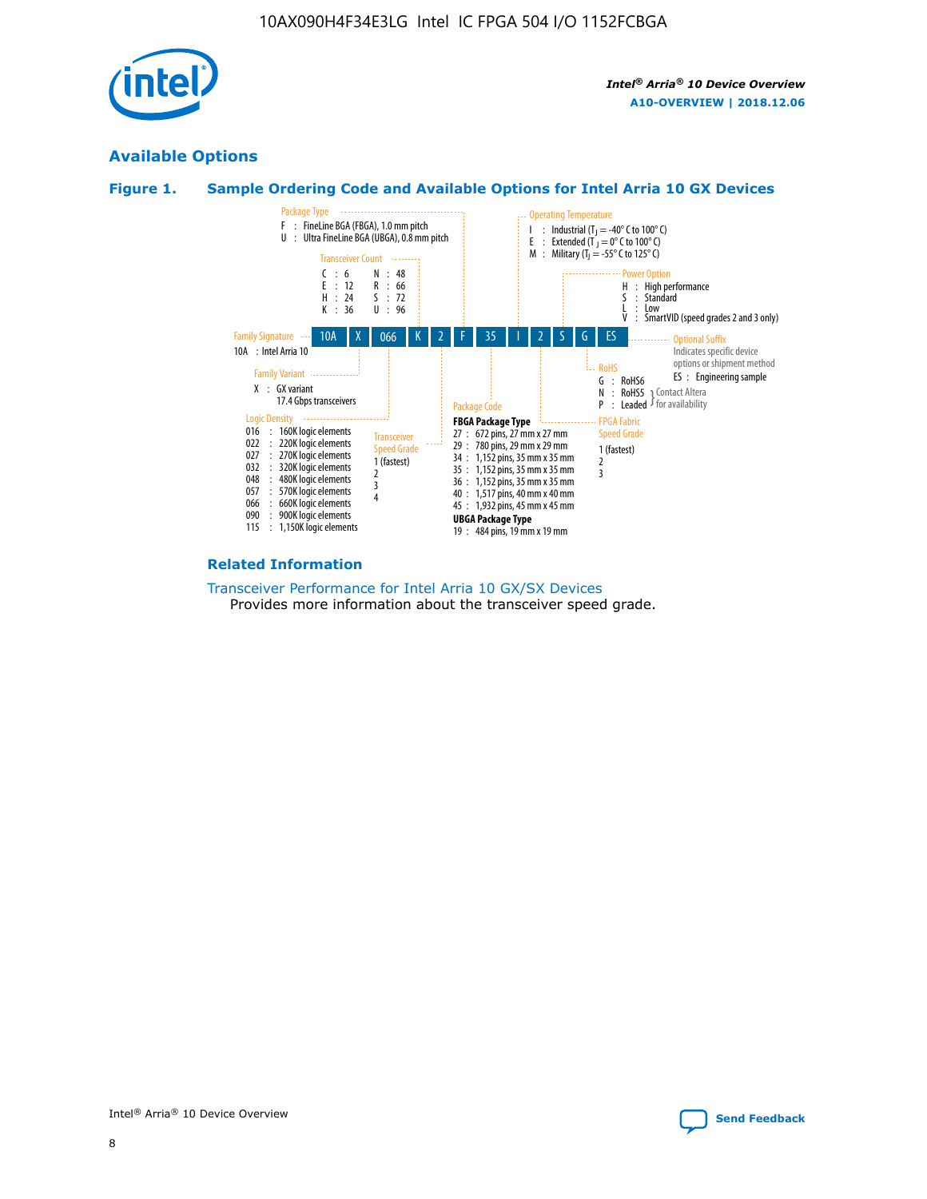## Available Options

### Figure 1. Sample Ordering Code and Available Options for Intel Arria 10 GX Devices

| 10A | X | 066 | K | 2 | F | 35 | I | 2 | S | G | ES |
|---|---|---|---|---|---|---|---|---|---|---|---|

**Family Signature**
10A : Intel Arria 10

**Family Variant**
X : GX variant
17.4 Gbps transceivers

**Logic Density**
016 : 160K logic elements
022 : 220K logic elements
027 : 270K logic elements
032 : 320K logic elements
048 : 480K logic elements
057 : 570K logic elements
066 : 660K logic elements
090 : 900K logic elements
115 : 1,150K logic elements

**Transceiver Count**
C : 6
E : 12
H : 24
K : 36
N : 48
R : 66
S : 72
U : 96

**Transceiver Speed Grade**
1 (fastest)
2
3
4

**Package Type**
F : FineLine BGA (FBGA), 1.0 mm pitch
U : Ultra FineLine BGA (UBGA), 0.8 mm pitch

**Package Code**

**FBGA Package Type**
27 : 672 pins, 27 mm x 27 mm
29 : 780 pins, 29 mm x 29 mm
34 : 1,152 pins, 35 mm x 35 mm
35 : 1,152 pins, 35 mm x 35 mm
36 : 1,152 pins, 35 mm x 35 mm
40 : 1,517 pins, 40 mm x 40 mm
45 : 1,932 pins, 45 mm x 45 mm

**UBGA Package Type**
19 : 484 pins, 19 mm x 19 mm

**Operating Temperature**
I : Industrial ($T_J$ = -40° C to 100° C)
E : Extended ($T_J$ = 0° C to 100° C)
M : Military ($T_J$ = -55° C to 125° C)

**FPGA Fabric Speed Grade**
1 (fastest)
2
3

**Power Option**
H : High performance
S : Standard
L : Low
V : SmartVID (speed grades 2 and 3 only)

**RoHS**
G : RoHS6
N : RoHS5 (Contact Altera for availability)
P : Leaded (Contact Altera for availability)

**Optional Suffix**
Indicates specific device options or shipment method
ES : Engineering sample

### Related Information

Transceiver Performance for Intel Arria 10 GX/SX Devices
Provides more information about the transceiver speed grade.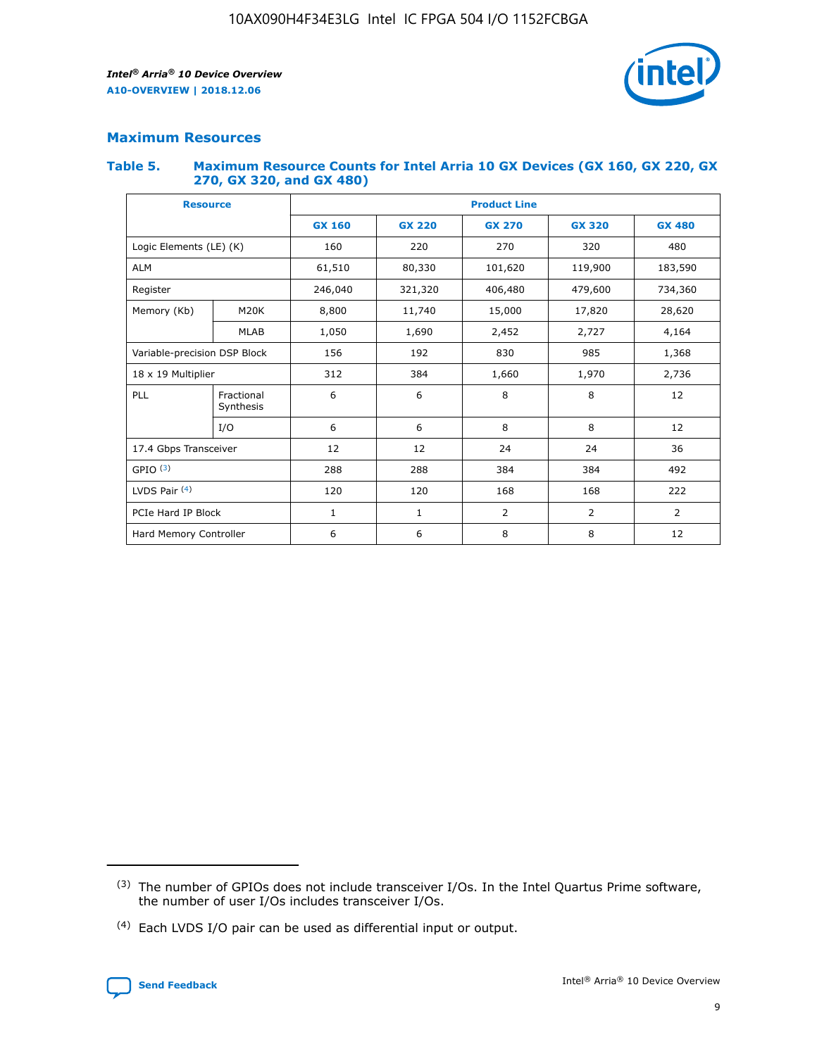## Maximum Resources

### Table 5. Maximum Resource Counts for Intel Arria 10 GX Devices (GX 160, GX 220, GX 270, GX 320, and GX 480)

| Resource | | Product Line | | | | |
|---|---|---|---|---|---|---|
| | | GX 160 | GX 220 | GX 270 | GX 320 | GX 480 |
| Logic Elements (LE) (K) | | 160 | 220 | 270 | 320 | 480 |
| ALM | | 61,510 | 80,330 | 101,620 | 119,900 | 183,590 |
| Register | | 246,040 | 321,320 | 406,480 | 479,600 | 734,360 |
| Memory (Kb) | M20K | 8,800 | 11,740 | 15,000 | 17,820 | 28,620 |
| | MLAB | 1,050 | 1,690 | 2,452 | 2,727 | 4,164 |
| Variable-precision DSP Block | | 156 | 192 | 830 | 985 | 1,368 |
| 18 x 19 Multiplier | | 312 | 384 | 1,660 | 1,970 | 2,736 |
| PLL | Fractional Synthesis | 6 | 6 | 8 | 8 | 12 |
| | I/O | 6 | 6 | 8 | 8 | 12 |
| 17.4 Gbps Transceiver | | 12 | 12 | 24 | 24 | 36 |
| GPIO [3] | | 288 | 288 | 384 | 384 | 492 |
| LVDS Pair [4] | | 120 | 120 | 168 | 168 | 222 |
| PCIe Hard IP Block | | 1 | 1 | 2 | 2 | 2 |
| Hard Memory Controller | | 6 | 6 | 8 | 8 | 12 |

(3) The number of GPIOs does not include transceiver I/Os. In the Intel Quartus Prime software, the number of user I/Os includes transceiver I/Os.

(4) Each LVDS I/O pair can be used as differential input or output.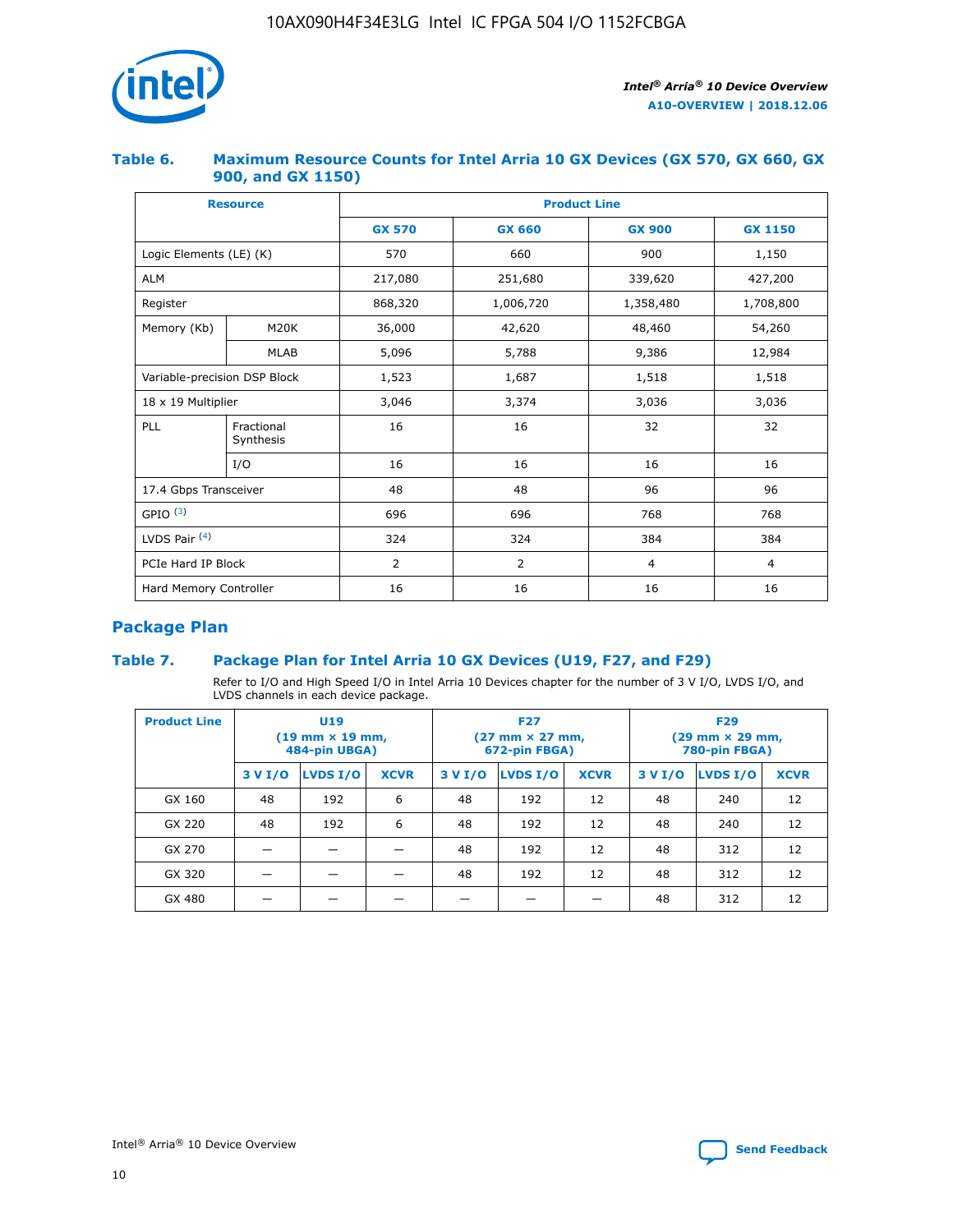### Table 6. Maximum Resource Counts for Intel Arria 10 GX Devices (GX 570, GX 660, GX 900, and GX 1150)

| Resource | | Product Line | | | |
|---|---|---|---|---|---|
| | | GX 570 | GX 660 | GX 900 | GX 1150 |
| Logic Elements (LE) (K) | | 570 | 660 | 900 | 1,150 |
| ALM | | 217,080 | 251,680 | 339,620 | 427,200 |
| Register | | 868,320 | 1,006,720 | 1,358,480 | 1,708,800 |
| Memory (Kb) | M20K | 36,000 | 42,620 | 48,460 | 54,260 |
| | MLAB | 5,096 | 5,788 | 9,386 | 12,984 |
| Variable-precision DSP Block | | 1,523 | 1,687 | 1,518 | 1,518 |
| 18 x 19 Multiplier | | 3,046 | 3,374 | 3,036 | 3,036 |
| PLL | Fractional Synthesis | 16 | 16 | 32 | 32 |
| | I/O | 16 | 16 | 16 | 16 |
| 17.4 Gbps Transceiver | | 48 | 48 | 96 | 96 |
| GPIO [(3)] | | 696 | 696 | 768 | 768 |
| LVDS Pair [(4)] | | 324 | 324 | 384 | 384 |
| PCIe Hard IP Block | | 2 | 2 | 4 | 4 |
| Hard Memory Controller | | 16 | 16 | 16 | 16 |

## Package Plan

### Table 7. Package Plan for Intel Arria 10 GX Devices (U19, F27, and F29)

Refer to I/O and High Speed I/O in Intel Arria 10 Devices chapter for the number of 3 V I/O, LVDS I/O, and LVDS channels in each device package.

| Product Line | U19 (19 mm × 19 mm, 484-pin UBGA) | | | F27 (27 mm × 27 mm, 672-pin FBGA) | | | F29 (29 mm × 29 mm, 780-pin FBGA) | | |
|---|---|---|---|---|---|---|---|---|---|
| | 3 V I/O | LVDS I/O | XCVR | 3 V I/O | LVDS I/O | XCVR | 3 V I/O | LVDS I/O | XCVR |
| GX 160 | 48 | 192 | 6 | 48 | 192 | 12 | 48 | 240 | 12 |
| GX 220 | 48 | 192 | 6 | 48 | 192 | 12 | 48 | 240 | 12 |
| GX 270 | — | — | — | 48 | 192 | 12 | 48 | 312 | 12 |
| GX 320 | — | — | — | 48 | 192 | 12 | 48 | 312 | 12 |
| GX 480 | — | — | — | — | — | — | 48 | 312 | 12 |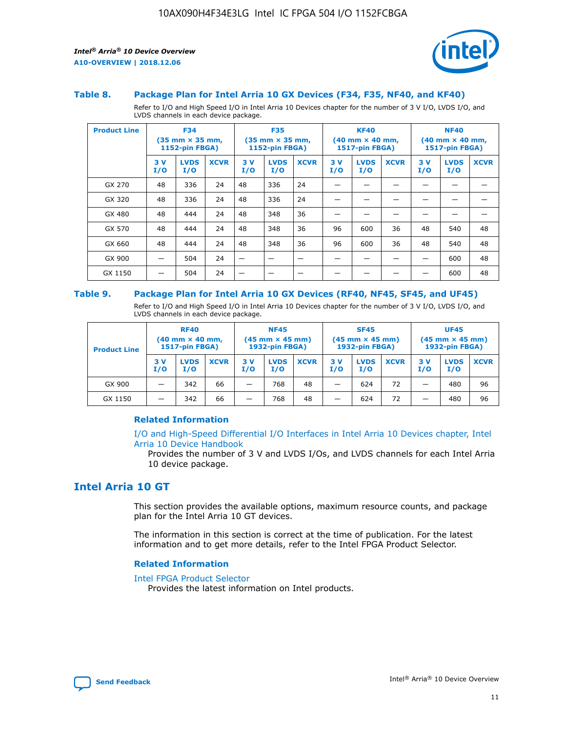### Table 8. Package Plan for Intel Arria 10 GX Devices (F34, F35, NF40, and KF40)

Refer to I/O and High Speed I/O in Intel Arria 10 Devices chapter for the number of 3 V I/O, LVDS I/O, and LVDS channels in each device package.

| Product Line | F34 (35 mm × 35 mm, 1152-pin FBGA) | | | F35 (35 mm × 35 mm, 1152-pin FBGA) | | | KF40 (40 mm × 40 mm, 1517-pin FBGA) | | | NF40 (40 mm × 40 mm, 1517-pin FBGA) | | |
|---|---|---|---|---|---|---|---|---|---|---|---|---|
| | 3 V I/O | LVDS I/O | XCVR | 3 V I/O | LVDS I/O | XCVR | 3 V I/O | LVDS I/O | XCVR | 3 V I/O | LVDS I/O | XCVR |
| GX 270 | 48 | 336 | 24 | 48 | 336 | 24 | — | — | — | — | — | — |
| GX 320 | 48 | 336 | 24 | 48 | 336 | 24 | — | — | — | — | — | — |
| GX 480 | 48 | 444 | 24 | 48 | 348 | 36 | — | — | — | — | — | — |
| GX 570 | 48 | 444 | 24 | 48 | 348 | 36 | 96 | 600 | 36 | 48 | 540 | 48 |
| GX 660 | 48 | 444 | 24 | 48 | 348 | 36 | 96 | 600 | 36 | 48 | 540 | 48 |
| GX 900 | — | 504 | 24 | — | — | — | — | — | — | — | 600 | 48 |
| GX 1150 | — | 504 | 24 | — | — | — | — | — | — | — | 600 | 48 |

### Table 9. Package Plan for Intel Arria 10 GX Devices (RF40, NF45, SF45, and UF45)

Refer to I/O and High Speed I/O in Intel Arria 10 Devices chapter for the number of 3 V I/O, LVDS I/O, and LVDS channels in each device package.

| Product Line | RF40 (40 mm × 40 mm, 1517-pin FBGA) | | | NF45 (45 mm × 45 mm) 1932-pin FBGA) | | | SF45 (45 mm × 45 mm) 1932-pin FBGA) | | | UF45 (45 mm × 45 mm) 1932-pin FBGA) | | |
|---|---|---|---|---|---|---|---|---|---|---|---|---|
| | 3 V I/O | LVDS I/O | XCVR | 3 V I/O | LVDS I/O | XCVR | 3 V I/O | LVDS I/O | XCVR | 3 V I/O | LVDS I/O | XCVR |
| GX 900 | — | 342 | 66 | — | 768 | 48 | — | 624 | 72 | — | 480 | 96 |
| GX 1150 | — | 342 | 66 | — | 768 | 48 | — | 624 | 72 | — | 480 | 96 |

#### Related Information

I/O and High-Speed Differential I/O Interfaces in Intel Arria 10 Devices chapter, Intel Arria 10 Device Handbook

Provides the number of 3 V and LVDS I/Os, and LVDS channels for each Intel Arria 10 device package.

## Intel Arria 10 GT

This section provides the available options, maximum resource counts, and package plan for the Intel Arria 10 GT devices.

The information in this section is correct at the time of publication. For the latest information and to get more details, refer to the Intel FPGA Product Selector.

#### Related Information

Intel FPGA Product Selector

Provides the latest information on Intel products.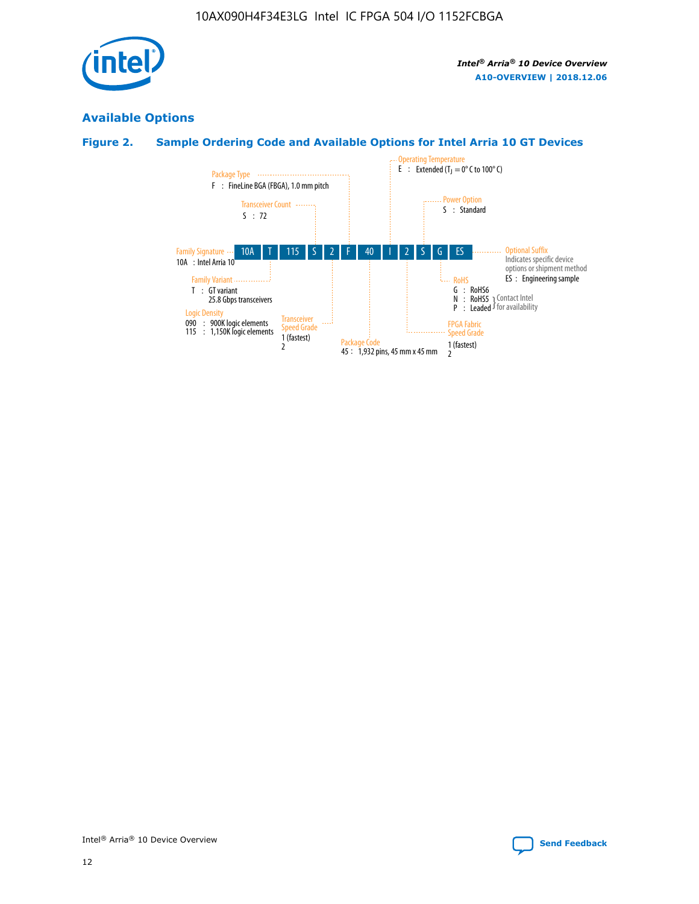## Available Options

### Figure 2. Sample Ordering Code and Available Options for Intel Arria 10 GT Devices

| 10A | T | 115 | S | 2 | F | 40 | I | 2 | S | G | ES |
|---|---|---|---|---|---|---|---|---|---|---|---|

**Family Signature**
10A : Intel Arria 10

**Family Variant**
T : GT variant
25.8 Gbps transceivers

**Logic Density**
090 : 900K logic elements
115 : 1,150K logic elements

**Transceiver Count**
S : 72

**Transceiver Speed Grade**
1 (fastest)
2

**Package Type**
F : FineLine BGA (FBGA), 1.0 mm pitch

**Package Code**
45 : 1,932 pins, 45 mm x 45 mm

**Operating Temperature**
E : Extended ($T_J$ = 0° C to 100° C)

**FPGA Fabric Speed Grade**
1 (fastest)
2

**Power Option**
S : Standard

**RoHS**
G : RoHS6
N : RoHS5 (Contact Intel for availability)
P : Leaded (Contact Intel for availability)

**Optional Suffix**
Indicates specific device options or shipment method
ES : Engineering sample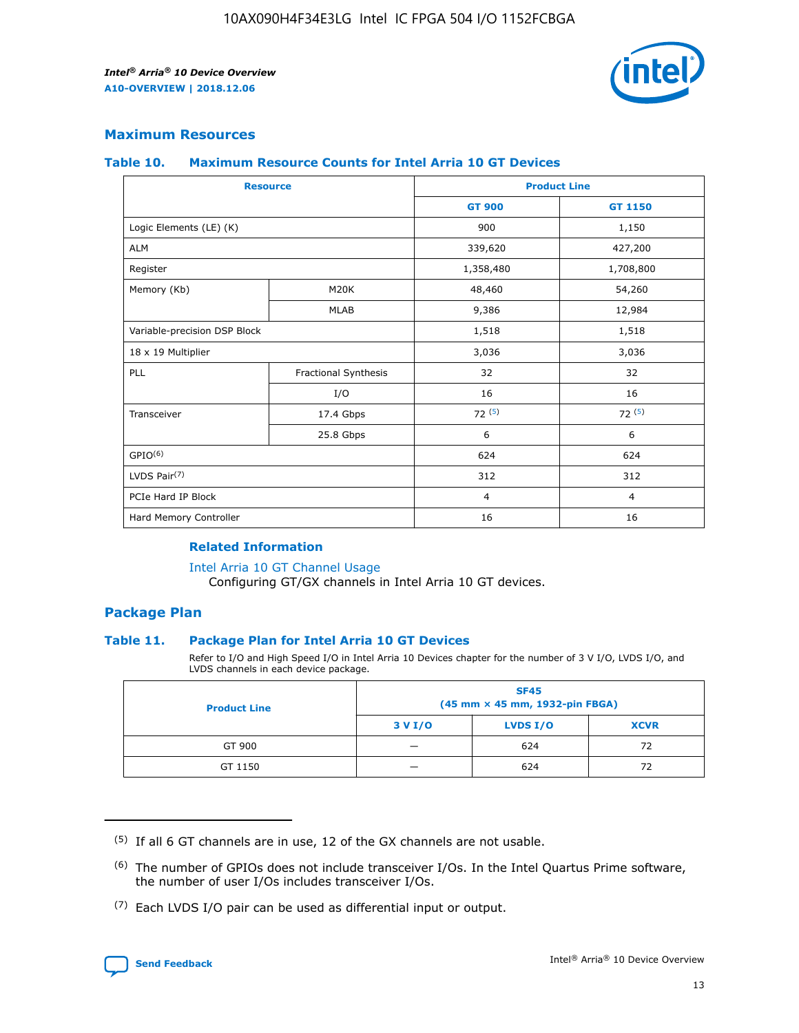## Maximum Resources

### Table 10. Maximum Resource Counts for Intel Arria 10 GT Devices

| Resource | | Product Line | |
|---|---|---|---|
| | | GT 900 | GT 1150 |
| Logic Elements (LE) (K) | | 900 | 1,150 |
| ALM | | 339,620 | 427,200 |
| Register | | 1,358,480 | 1,708,800 |
| Memory (Kb) | M20K | 48,460 | 54,260 |
| | MLAB | 9,386 | 12,984 |
| Variable-precision DSP Block | | 1,518 | 1,518 |
| 18 x 19 Multiplier | | 3,036 | 3,036 |
| PLL | Fractional Synthesis | 32 | 32 |
| | I/O | 16 | 16 |
| Transceiver | 17.4 Gbps | 72 (5) | 72 (5) |
| | 25.8 Gbps | 6 | 6 |
| GPIO(6) | | 624 | 624 |
| LVDS Pair(7) | | 312 | 312 |
| PCIe Hard IP Block | | 4 | 4 |
| Hard Memory Controller | | 16 | 16 |

**Related Information**

Intel Arria 10 GT Channel Usage
Configuring GT/GX channels in Intel Arria 10 GT devices.

## Package Plan

### Table 11. Package Plan for Intel Arria 10 GT Devices

Refer to I/O and High Speed I/O in Intel Arria 10 Devices chapter for the number of 3 V I/O, LVDS I/O, and LVDS channels in each device package.

| Product Line | SF45 (45 mm × 45 mm, 1932-pin FBGA) | | |
|---|---|---|---|
| | 3 V I/O | LVDS I/O | XCVR |
| GT 900 | — | 624 | 72 |
| GT 1150 | — | 624 | 72 |

(5) If all 6 GT channels are in use, 12 of the GX channels are not usable.

(6) The number of GPIOs does not include transceiver I/Os. In the Intel Quartus Prime software, the number of user I/Os includes transceiver I/Os.

(7) Each LVDS I/O pair can be used as differential input or output.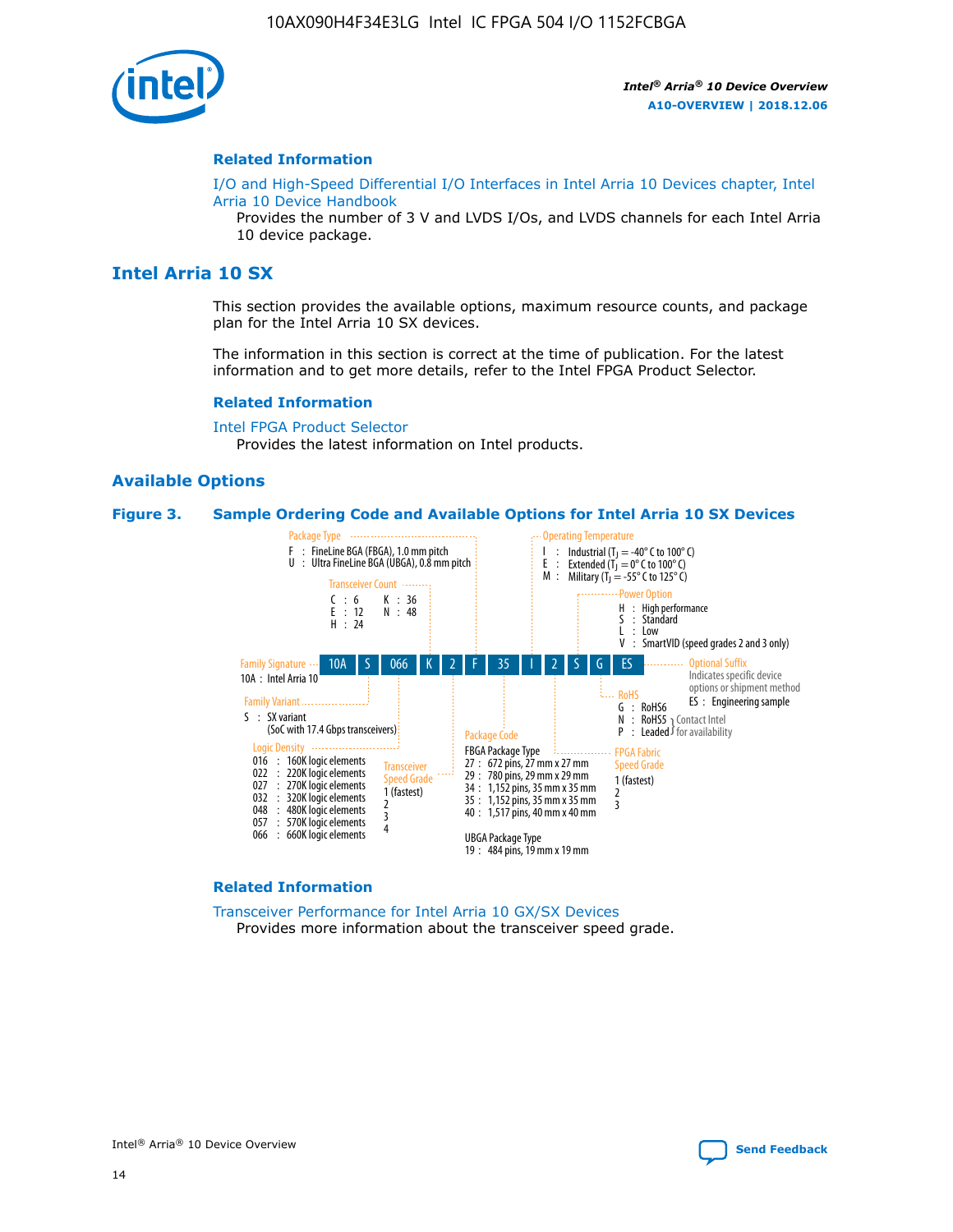## Related Information

I/O and High-Speed Differential I/O Interfaces in Intel Arria 10 Devices chapter, Intel Arria 10 Device Handbook

Provides the number of 3 V and LVDS I/Os, and LVDS channels for each Intel Arria 10 device package.

# Intel Arria 10 SX

This section provides the available options, maximum resource counts, and package plan for the Intel Arria 10 SX devices.

The information in this section is correct at the time of publication. For the latest information and to get more details, refer to the Intel FPGA Product Selector.

## Related Information

Intel FPGA Product Selector

Provides the latest information on Intel products.

## Available Options

**Figure 3. Sample Ordering Code and Available Options for Intel Arria 10 SX Devices**

Sample ordering code: 10A S 066 K 2 F 35 I 2 S G ES

- **Family Signature**
  - 10A : Intel Arria 10
- **Family Variant**
  - S : SX variant (SoC with 17.4 Gbps transceivers)
- **Logic Density**
  - 016 : 160K logic elements
  - 022 : 220K logic elements
  - 027 : 270K logic elements
  - 032 : 320K logic elements
  - 048 : 480K logic elements
  - 057 : 570K logic elements
  - 066 : 660K logic elements
- **Transceiver Count**
  - C : 6
  - E : 12
  - H : 24
  - K : 36
  - N : 48
- **Transceiver Speed Grade**
  - 1 (fastest)
  - 2
  - 3
  - 4
- **Package Type**
  - F : FineLine BGA (FBGA), 1.0 mm pitch
  - U : Ultra FineLine BGA (UBGA), 0.8 mm pitch
- **Package Code**
  - FBGA Package Type
    - 27 : 672 pins, 27 mm x 27 mm
    - 29 : 780 pins, 29 mm x 29 mm
    - 34 : 1,152 pins, 35 mm x 35 mm
    - 35 : 1,152 pins, 35 mm x 35 mm
    - 40 : 1,517 pins, 40 mm x 40 mm
  - UBGA Package Type
    - 19 : 484 pins, 19 mm x 19 mm
- **Operating Temperature**
  - I : Industrial ($T_J$ = -40° C to 100° C)
  - E : Extended ($T_J$ = 0° C to 100° C)
  - M : Military ($T_J$ = -55° C to 125° C)
- **FPGA Fabric Speed Grade**
  - 1 (fastest)
  - 2
  - 3
- **Power Option**
  - H : High performance
  - S : Standard
  - L : Low
  - V : SmartVID (speed grades 2 and 3 only)
- **RoHS**
  - G : RoHS6
  - N : RoHS5 (Contact Intel for availability)
  - P : Leaded (Contact Intel for availability)
- **Optional Suffix**
  - Indicates specific device options or shipment method
  - ES : Engineering sample

## Related Information

Transceiver Performance for Intel Arria 10 GX/SX Devices

Provides more information about the transceiver speed grade.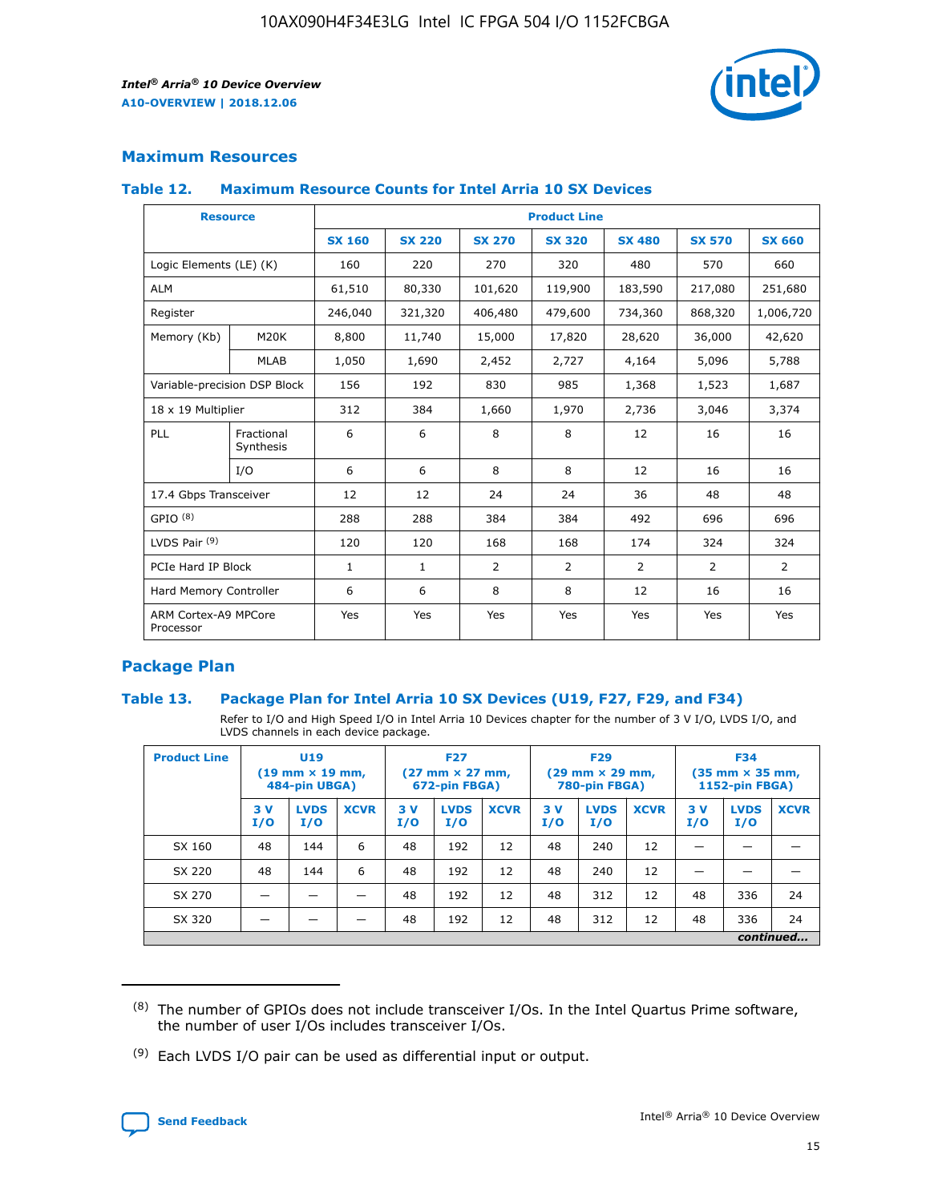## Maximum Resources

### Table 12. Maximum Resource Counts for Intel Arria 10 SX Devices

| Resource | | Product Line | | | | | | |
|---|---|---|---|---|---|---|---|---|
| | | SX 160 | SX 220 | SX 270 | SX 320 | SX 480 | SX 570 | SX 660 |
| Logic Elements (LE) (K) | | 160 | 220 | 270 | 320 | 480 | 570 | 660 |
| ALM | | 61,510 | 80,330 | 101,620 | 119,900 | 183,590 | 217,080 | 251,680 |
| Register | | 246,040 | 321,320 | 406,480 | 479,600 | 734,360 | 868,320 | 1,006,720 |
| Memory (Kb) | M20K | 8,800 | 11,740 | 15,000 | 17,820 | 28,620 | 36,000 | 42,620 |
| | MLAB | 1,050 | 1,690 | 2,452 | 2,727 | 4,164 | 5,096 | 5,788 |
| Variable-precision DSP Block | | 156 | 192 | 830 | 985 | 1,368 | 1,523 | 1,687 |
| 18 x 19 Multiplier | | 312 | 384 | 1,660 | 1,970 | 2,736 | 3,046 | 3,374 |
| PLL | Fractional Synthesis | 6 | 6 | 8 | 8 | 12 | 16 | 16 |
| | I/O | 6 | 6 | 8 | 8 | 12 | 16 | 16 |
| 17.4 Gbps Transceiver | | 12 | 12 | 24 | 24 | 36 | 48 | 48 |
| GPIO [8] | | 288 | 288 | 384 | 384 | 492 | 696 | 696 |
| LVDS Pair [9] | | 120 | 120 | 168 | 168 | 174 | 324 | 324 |
| PCIe Hard IP Block | | 1 | 1 | 2 | 2 | 2 | 2 | 2 |
| Hard Memory Controller | | 6 | 6 | 8 | 8 | 12 | 16 | 16 |
| ARM Cortex-A9 MPCore Processor | | Yes | Yes | Yes | Yes | Yes | Yes | Yes |

## Package Plan

### Table 13. Package Plan for Intel Arria 10 SX Devices (U19, F27, F29, and F34)

Refer to I/O and High Speed I/O in Intel Arria 10 Devices chapter for the number of 3 V I/O, LVDS I/O, and LVDS channels in each device package.

| Product Line | U19 (19 mm × 19 mm, 484-pin UBGA) | | | F27 (27 mm × 27 mm, 672-pin FBGA) | | | F29 (29 mm × 29 mm, 780-pin FBGA) | | | F34 (35 mm × 35 mm, 1152-pin FBGA) | | |
|---|---|---|---|---|---|---|---|---|---|---|---|---|
| | 3 V I/O | LVDS I/O | XCVR | 3 V I/O | LVDS I/O | XCVR | 3 V I/O | LVDS I/O | XCVR | 3 V I/O | LVDS I/O | XCVR |
| SX 160 | 48 | 144 | 6 | 48 | 192 | 12 | 48 | 240 | 12 | — | — | — |
| SX 220 | 48 | 144 | 6 | 48 | 192 | 12 | 48 | 240 | 12 | — | — | — |
| SX 270 | — | — | — | 48 | 192 | 12 | 48 | 312 | 12 | 48 | 336 | 24 |
| SX 320 | — | — | — | 48 | 192 | 12 | 48 | 312 | 12 | 48 | 336 | 24 |

*continued...*

(8) The number of GPIOs does not include transceiver I/Os. In the Intel Quartus Prime software, the number of user I/Os includes transceiver I/Os.

(9) Each LVDS I/O pair can be used as differential input or output.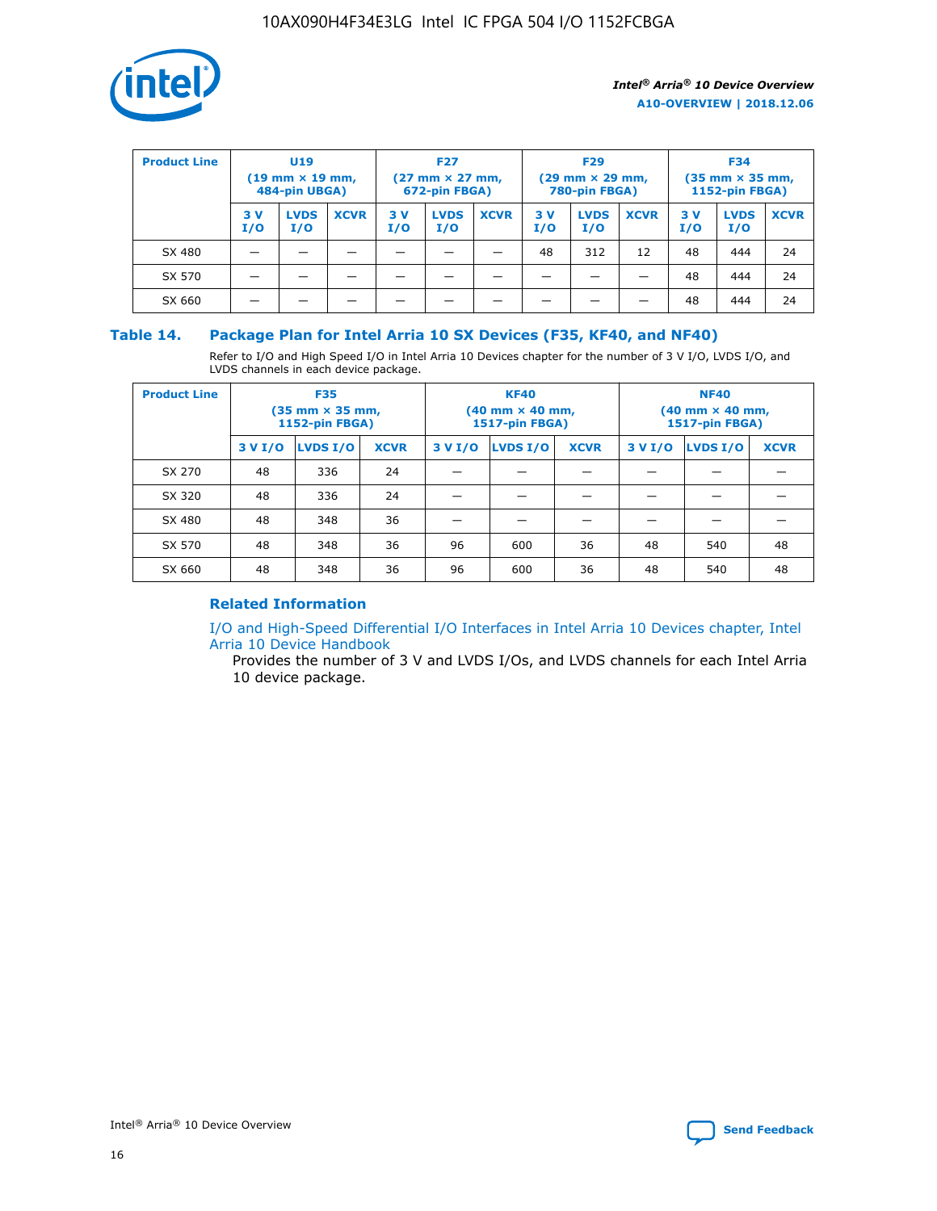| Product Line | U19 (19 mm × 19 mm, 484-pin UBGA) | | | F27 (27 mm × 27 mm, 672-pin FBGA) | | | F29 (29 mm × 29 mm, 780-pin FBGA) | | | F34 (35 mm × 35 mm, 1152-pin FBGA) | | |
|---|---|---|---|---|---|---|---|---|---|---|---|---|
| | 3 V I/O | LVDS I/O | XCVR | 3 V I/O | LVDS I/O | XCVR | 3 V I/O | LVDS I/O | XCVR | 3 V I/O | LVDS I/O | XCVR |
| SX 480 | — | — | — | — | — | — | 48 | 312 | 12 | 48 | 444 | 24 |
| SX 570 | — | — | — | — | — | — | — | — | — | 48 | 444 | 24 |
| SX 660 | — | — | — | — | — | — | — | — | — | 48 | 444 | 24 |

## Table 14. Package Plan for Intel Arria 10 SX Devices (F35, KF40, and NF40)

Refer to I/O and High Speed I/O in Intel Arria 10 Devices chapter for the number of 3 V I/O, LVDS I/O, and LVDS channels in each device package.

| Product Line | F35 (35 mm × 35 mm, 1152-pin FBGA) | | | KF40 (40 mm × 40 mm, 1517-pin FBGA) | | | NF40 (40 mm × 40 mm, 1517-pin FBGA) | | |
|---|---|---|---|---|---|---|---|---|---|
| | 3 V I/O | LVDS I/O | XCVR | 3 V I/O | LVDS I/O | XCVR | 3 V I/O | LVDS I/O | XCVR |
| SX 270 | 48 | 336 | 24 | — | — | — | — | — | — |
| SX 320 | 48 | 336 | 24 | — | — | — | — | — | — |
| SX 480 | 48 | 348 | 36 | — | — | — | — | — | — |
| SX 570 | 48 | 348 | 36 | 96 | 600 | 36 | 48 | 540 | 48 |
| SX 660 | 48 | 348 | 36 | 96 | 600 | 36 | 48 | 540 | 48 |

### Related Information

I/O and High-Speed Differential I/O Interfaces in Intel Arria 10 Devices chapter, Intel Arria 10 Device Handbook

Provides the number of 3 V and LVDS I/Os, and LVDS channels for each Intel Arria 10 device package.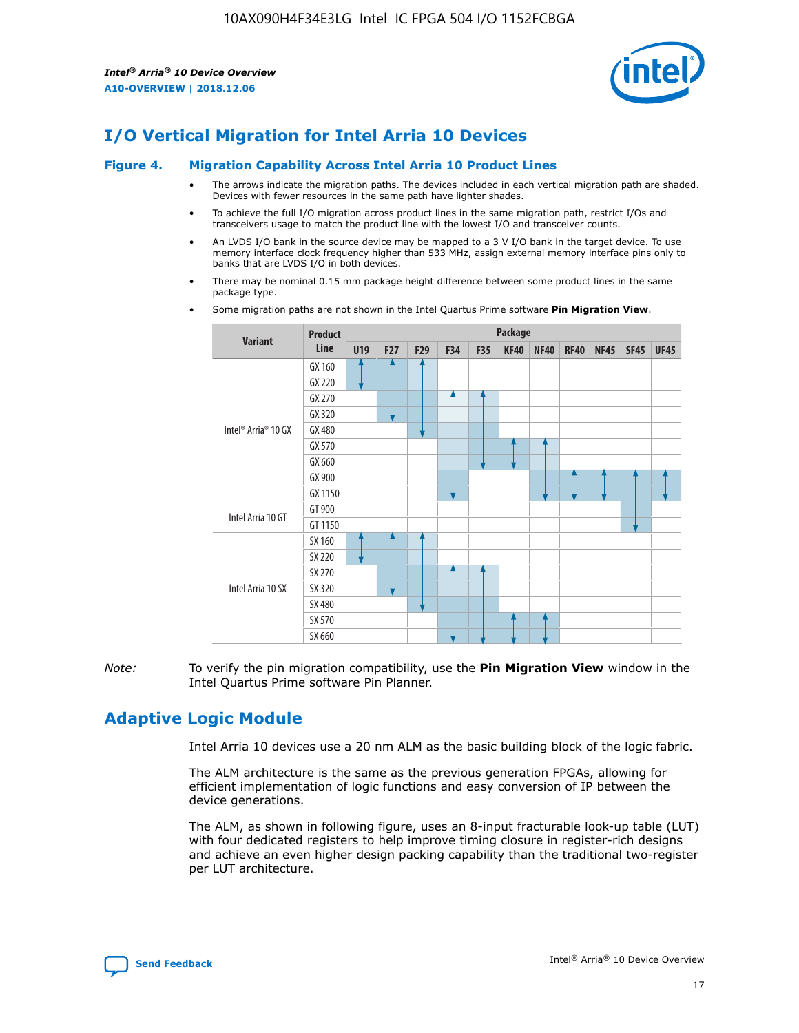# I/O Vertical Migration for Intel Arria 10 Devices

**Figure 4. Migration Capability Across Intel Arria 10 Product Lines**

- The arrows indicate the migration paths. The devices included in each vertical migration path are shaded. Devices with fewer resources in the same path have lighter shades.
- To achieve the full I/O migration across product lines in the same migration path, restrict I/Os and transceivers usage to match the product line with the lowest I/O and transceiver counts.
- An LVDS I/O bank in the source device may be mapped to a 3 V I/O bank in the target device. To use memory interface clock frequency higher than 533 MHz, assign external memory interface pins only to banks that are LVDS I/O in both devices.
- There may be nominal 0.15 mm package height difference between some product lines in the same package type.
- Some migration paths are not shown in the Intel Quartus Prime software **Pin Migration View**.

| Variant | Product Line | U19 | F27 | F29 | F34 | F35 | KF40 | NF40 | RF40 | NF45 | SF45 | UF45 |
|---|---|---|---|---|---|---|---|---|---|---|---|---|
| Intel® Arria® 10 GX | GX 160 | | | | | | | | | | | |
| | GX 220 | | | | | | | | | | | |
| | GX 270 | | | | | | | | | | | |
| | GX 320 | | | | | | | | | | | |
| | GX 480 | | | | | | | | | | | |
| | GX 570 | | | | | | | | | | | |
| | GX 660 | | | | | | | | | | | |
| | GX 900 | | | | | | | | | | | |
| | GX 1150 | | | | | | | | | | | |
| Intel Arria 10 GT | GT 900 | | | | | | | | | | | |
| | GT 1150 | | | | | | | | | | | |
| Intel Arria 10 SX | SX 160 | | | | | | | | | | | |
| | SX 220 | | | | | | | | | | | |
| | SX 270 | | | | | | | | | | | |
| | SX 320 | | | | | | | | | | | |
| | SX 480 | | | | | | | | | | | |
| | SX 570 | | | | | | | | | | | |
| | SX 660 | | | | | | | | | | | |

*Note:* To verify the pin migration compatibility, use the **Pin Migration View** window in the Intel Quartus Prime software Pin Planner.

# Adaptive Logic Module

Intel Arria 10 devices use a 20 nm ALM as the basic building block of the logic fabric.

The ALM architecture is the same as the previous generation FPGAs, allowing for efficient implementation of logic functions and easy conversion of IP between the device generations.

The ALM, as shown in following figure, uses an 8-input fracturable look-up table (LUT) with four dedicated registers to help improve timing closure in register-rich designs and achieve an even higher design packing capability than the traditional two-register per LUT architecture.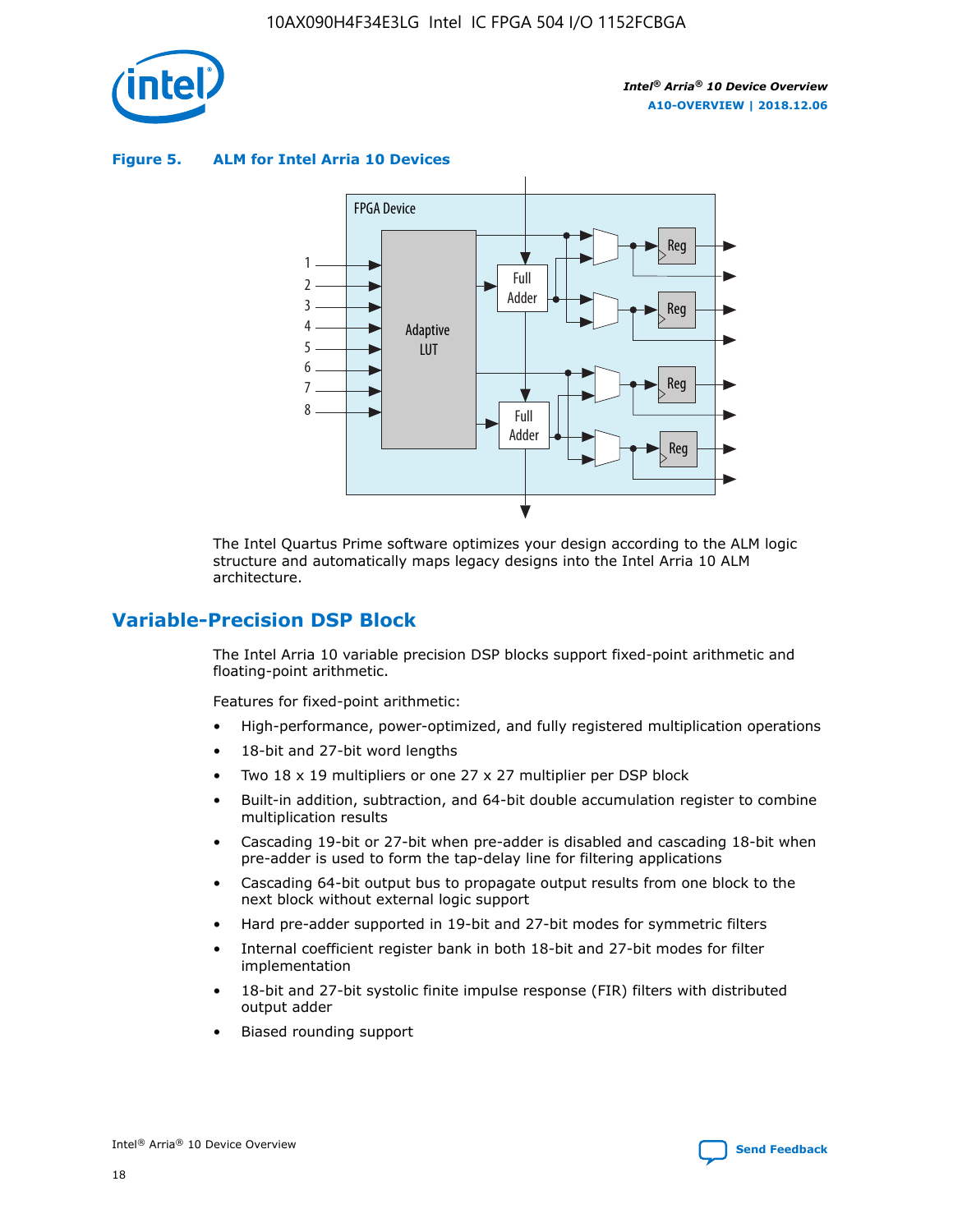**Figure 5. ALM for Intel Arria 10 Devices**

The Intel Quartus Prime software optimizes your design according to the ALM logic structure and automatically maps legacy designs into the Intel Arria 10 ALM architecture.

## Variable-Precision DSP Block

The Intel Arria 10 variable precision DSP blocks support fixed-point arithmetic and floating-point arithmetic.

Features for fixed-point arithmetic:

- High-performance, power-optimized, and fully registered multiplication operations
- 18-bit and 27-bit word lengths
- Two 18 x 19 multipliers or one 27 x 27 multiplier per DSP block
- Built-in addition, subtraction, and 64-bit double accumulation register to combine multiplication results
- Cascading 19-bit or 27-bit when pre-adder is disabled and cascading 18-bit when pre-adder is used to form the tap-delay line for filtering applications
- Cascading 64-bit output bus to propagate output results from one block to the next block without external logic support
- Hard pre-adder supported in 19-bit and 27-bit modes for symmetric filters
- Internal coefficient register bank in both 18-bit and 27-bit modes for filter implementation
- 18-bit and 27-bit systolic finite impulse response (FIR) filters with distributed output adder
- Biased rounding support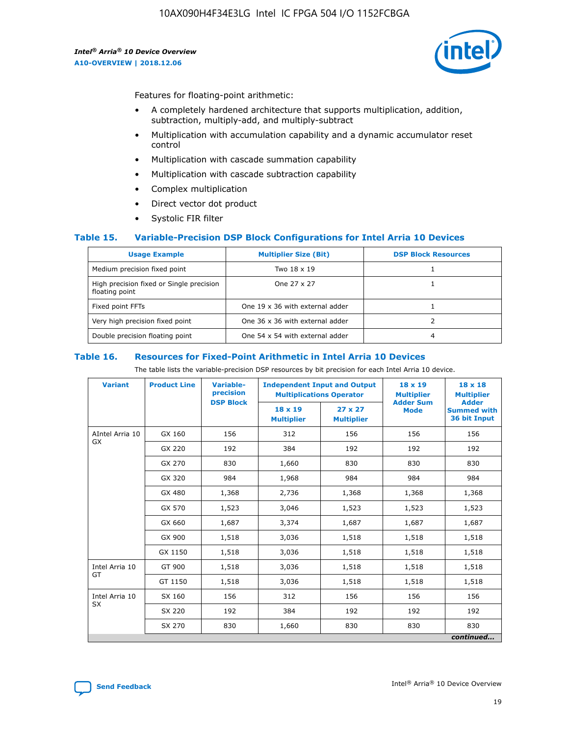Features for floating-point arithmetic:

- A completely hardened architecture that supports multiplication, addition, subtraction, multiply-add, and multiply-subtract
- Multiplication with accumulation capability and a dynamic accumulator reset control
- Multiplication with cascade summation capability
- Multiplication with cascade subtraction capability
- Complex multiplication
- Direct vector dot product
- Systolic FIR filter

### Table 15. Variable-Precision DSP Block Configurations for Intel Arria 10 Devices

| Usage Example | Multiplier Size (Bit) | DSP Block Resources |
|---|---|---|
| Medium precision fixed point | Two 18 x 19 | 1 |
| High precision fixed or Single precision floating point | One 27 x 27 | 1 |
| Fixed point FFTs | One 19 x 36 with external adder | 1 |
| Very high precision fixed point | One 36 x 36 with external adder | 2 |
| Double precision floating point | One 54 x 54 with external adder | 4 |

### Table 16. Resources for Fixed-Point Arithmetic in Intel Arria 10 Devices

The table lists the variable-precision DSP resources by bit precision for each Intel Arria 10 device.

| Variant | Product Line | Variable-precision DSP Block | Independent Input and Output Multiplications Operator | | 18 x 19 Multiplier Adder Sum Mode | 18 x 18 Multiplier Adder Summed with 36 bit Input |
|---|---|---|---|---|---|---|
| | | | 18 x 19 Multiplier | 27 x 27 Multiplier | | |
| AIntel Arria 10 GX | GX 160 | 156 | 312 | 156 | 156 | 156 |
| | GX 220 | 192 | 384 | 192 | 192 | 192 |
| | GX 270 | 830 | 1,660 | 830 | 830 | 830 |
| | GX 320 | 984 | 1,968 | 984 | 984 | 984 |
| | GX 480 | 1,368 | 2,736 | 1,368 | 1,368 | 1,368 |
| | GX 570 | 1,523 | 3,046 | 1,523 | 1,523 | 1,523 |
| | GX 660 | 1,687 | 3,374 | 1,687 | 1,687 | 1,687 |
| | GX 900 | 1,518 | 3,036 | 1,518 | 1,518 | 1,518 |
| | GX 1150 | 1,518 | 3,036 | 1,518 | 1,518 | 1,518 |
| Intel Arria 10 GT | GT 900 | 1,518 | 3,036 | 1,518 | 1,518 | 1,518 |
| | GT 1150 | 1,518 | 3,036 | 1,518 | 1,518 | 1,518 |
| Intel Arria 10 SX | SX 160 | 156 | 312 | 156 | 156 | 156 |
| | SX 220 | 192 | 384 | 192 | 192 | 192 |
| | SX 270 | 830 | 1,660 | 830 | 830 | 830 |

*continued...*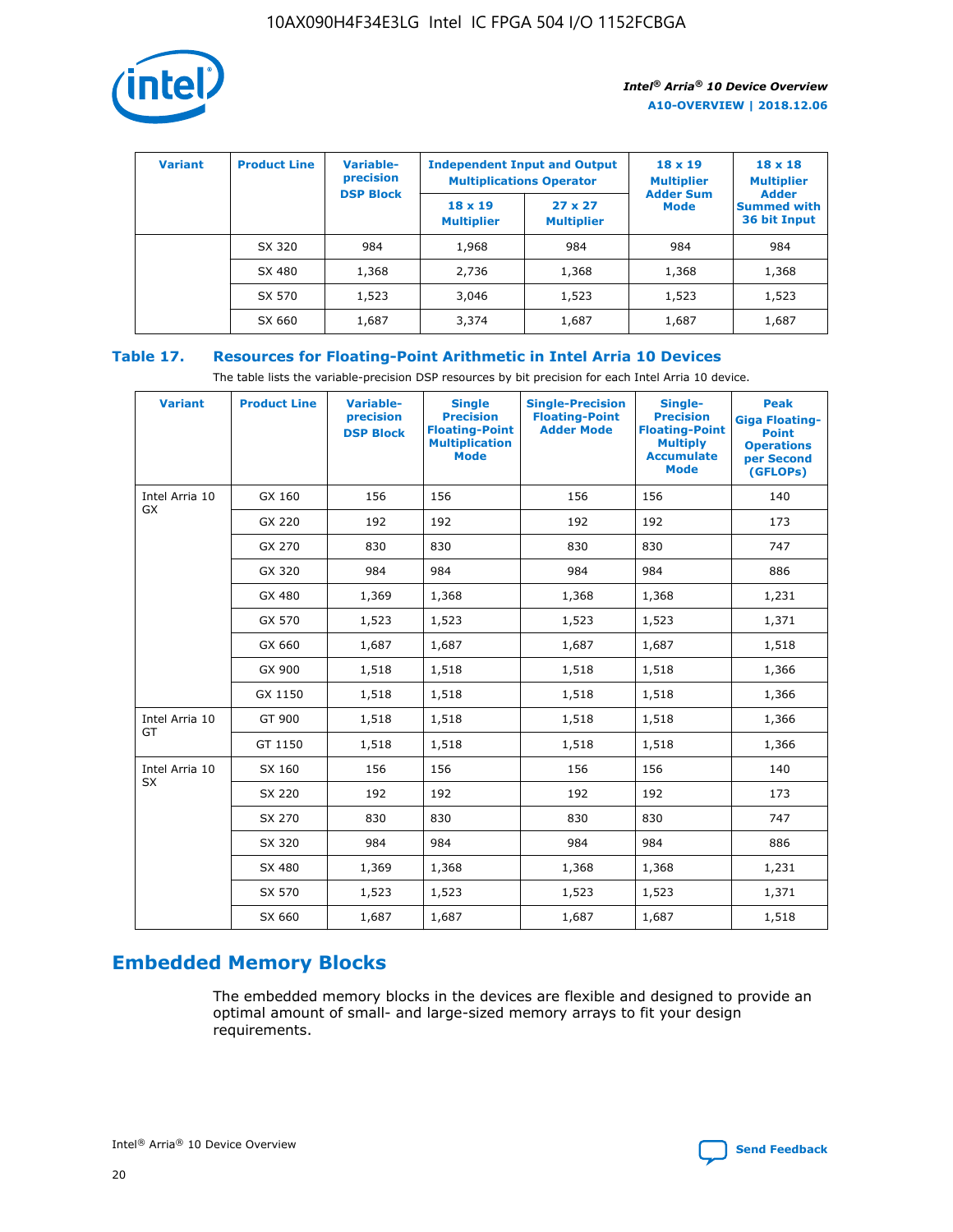| Variant | Product Line | Variable-precision DSP Block | Independent Input and Output Multiplications Operator | | 18 x 19 Multiplier Adder Sum Mode | 18 x 18 Multiplier Adder Summed with 36 bit Input |
|---|---|---|---|---|---|---|
| | | | 18 x 19 Multiplier | 27 x 27 Multiplier | | |
| | SX 320 | 984 | 1,968 | 984 | 984 | 984 |
| | SX 480 | 1,368 | 2,736 | 1,368 | 1,368 | 1,368 |
| | SX 570 | 1,523 | 3,046 | 1,523 | 1,523 | 1,523 |
| | SX 660 | 1,687 | 3,374 | 1,687 | 1,687 | 1,687 |

**Table 17. Resources for Floating-Point Arithmetic in Intel Arria 10 Devices**

The table lists the variable-precision DSP resources by bit precision for each Intel Arria 10 device.

| Variant | Product Line | Variable-precision DSP Block | Single Precision Floating-Point Multiplication Mode | Single-Precision Floating-Point Adder Mode | Single-Precision Floating-Point Multiply Accumulate Mode | Peak Giga Floating-Point Operations per Second (GFLOPs) |
|---|---|---|---|---|---|---|
| Intel Arria 10 GX | GX 160 | 156 | 156 | 156 | 156 | 140 |
| | GX 220 | 192 | 192 | 192 | 192 | 173 |
| | GX 270 | 830 | 830 | 830 | 830 | 747 |
| | GX 320 | 984 | 984 | 984 | 984 | 886 |
| | GX 480 | 1,369 | 1,368 | 1,368 | 1,368 | 1,231 |
| | GX 570 | 1,523 | 1,523 | 1,523 | 1,523 | 1,371 |
| | GX 660 | 1,687 | 1,687 | 1,687 | 1,687 | 1,518 |
| | GX 900 | 1,518 | 1,518 | 1,518 | 1,518 | 1,366 |
| | GX 1150 | 1,518 | 1,518 | 1,518 | 1,518 | 1,366 |
| Intel Arria 10 GT | GT 900 | 1,518 | 1,518 | 1,518 | 1,518 | 1,366 |
| | GT 1150 | 1,518 | 1,518 | 1,518 | 1,518 | 1,366 |
| Intel Arria 10 SX | SX 160 | 156 | 156 | 156 | 156 | 140 |
| | SX 220 | 192 | 192 | 192 | 192 | 173 |
| | SX 270 | 830 | 830 | 830 | 830 | 747 |
| | SX 320 | 984 | 984 | 984 | 984 | 886 |
| | SX 480 | 1,369 | 1,368 | 1,368 | 1,368 | 1,231 |
| | SX 570 | 1,523 | 1,523 | 1,523 | 1,523 | 1,371 |
| | SX 660 | 1,687 | 1,687 | 1,687 | 1,687 | 1,518 |

## Embedded Memory Blocks

The embedded memory blocks in the devices are flexible and designed to provide an optimal amount of small- and large-sized memory arrays to fit your design requirements.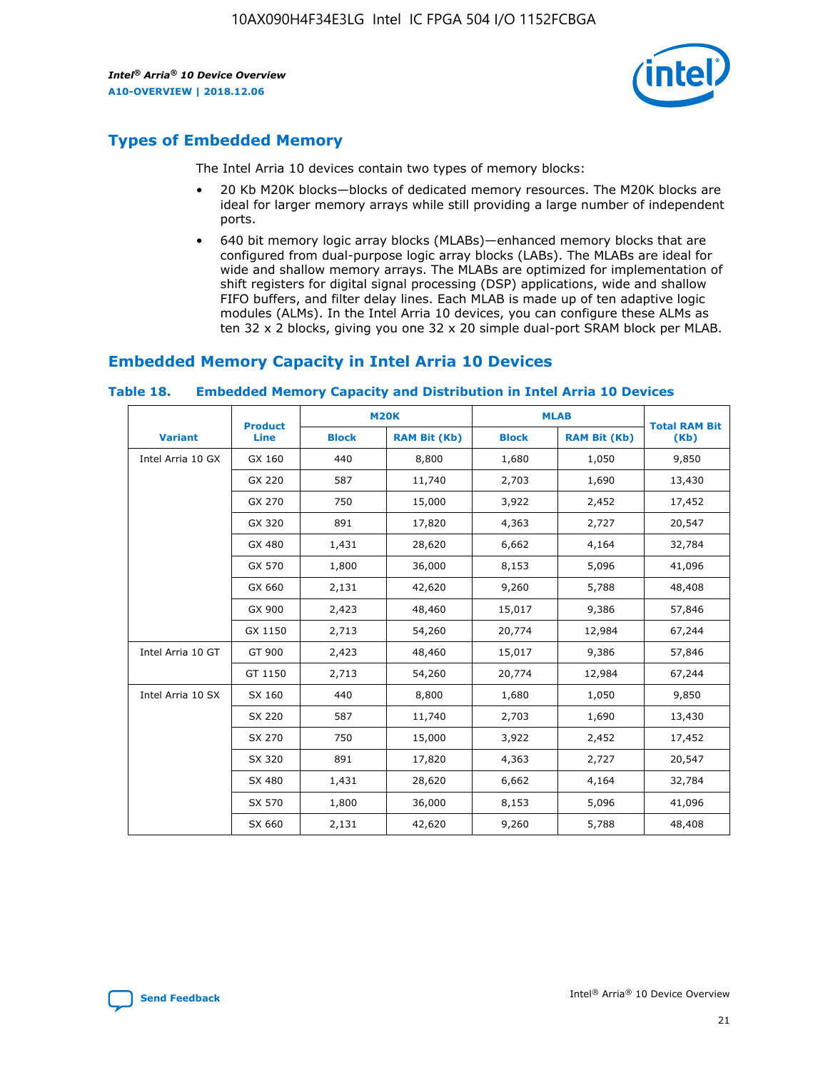## Types of Embedded Memory

The Intel Arria 10 devices contain two types of memory blocks:

- 20 Kb M20K blocks—blocks of dedicated memory resources. The M20K blocks are ideal for larger memory arrays while still providing a large number of independent ports.
- 640 bit memory logic array blocks (MLABs)—enhanced memory blocks that are configured from dual-purpose logic array blocks (LABs). The MLABs are ideal for wide and shallow memory arrays. The MLABs are optimized for implementation of shift registers for digital signal processing (DSP) applications, wide and shallow FIFO buffers, and filter delay lines. Each MLAB is made up of ten adaptive logic modules (ALMs). In the Intel Arria 10 devices, you can configure these ALMs as ten 32 x 2 blocks, giving you one 32 x 20 simple dual-port SRAM block per MLAB.

## Embedded Memory Capacity in Intel Arria 10 Devices

### Table 18. Embedded Memory Capacity and Distribution in Intel Arria 10 Devices

| Variant | Product Line | M20K | | MLAB | | Total RAM Bit (Kb) |
|---|---|---|---|---|---|---|
| | | Block | RAM Bit (Kb) | Block | RAM Bit (Kb) | |
| Intel Arria 10 GX | GX 160 | 440 | 8,800 | 1,680 | 1,050 | 9,850 |
| | GX 220 | 587 | 11,740 | 2,703 | 1,690 | 13,430 |
| | GX 270 | 750 | 15,000 | 3,922 | 2,452 | 17,452 |
| | GX 320 | 891 | 17,820 | 4,363 | 2,727 | 20,547 |
| | GX 480 | 1,431 | 28,620 | 6,662 | 4,164 | 32,784 |
| | GX 570 | 1,800 | 36,000 | 8,153 | 5,096 | 41,096 |
| | GX 660 | 2,131 | 42,620 | 9,260 | 5,788 | 48,408 |
| | GX 900 | 2,423 | 48,460 | 15,017 | 9,386 | 57,846 |
| | GX 1150 | 2,713 | 54,260 | 20,774 | 12,984 | 67,244 |
| Intel Arria 10 GT | GT 900 | 2,423 | 48,460 | 15,017 | 9,386 | 57,846 |
| | GT 1150 | 2,713 | 54,260 | 20,774 | 12,984 | 67,244 |
| Intel Arria 10 SX | SX 160 | 440 | 8,800 | 1,680 | 1,050 | 9,850 |
| | SX 220 | 587 | 11,740 | 2,703 | 1,690 | 13,430 |
| | SX 270 | 750 | 15,000 | 3,922 | 2,452 | 17,452 |
| | SX 320 | 891 | 17,820 | 4,363 | 2,727 | 20,547 |
| | SX 480 | 1,431 | 28,620 | 6,662 | 4,164 | 32,784 |
| | SX 570 | 1,800 | 36,000 | 8,153 | 5,096 | 41,096 |
| | SX 660 | 2,131 | 42,620 | 9,260 | 5,788 | 48,408 |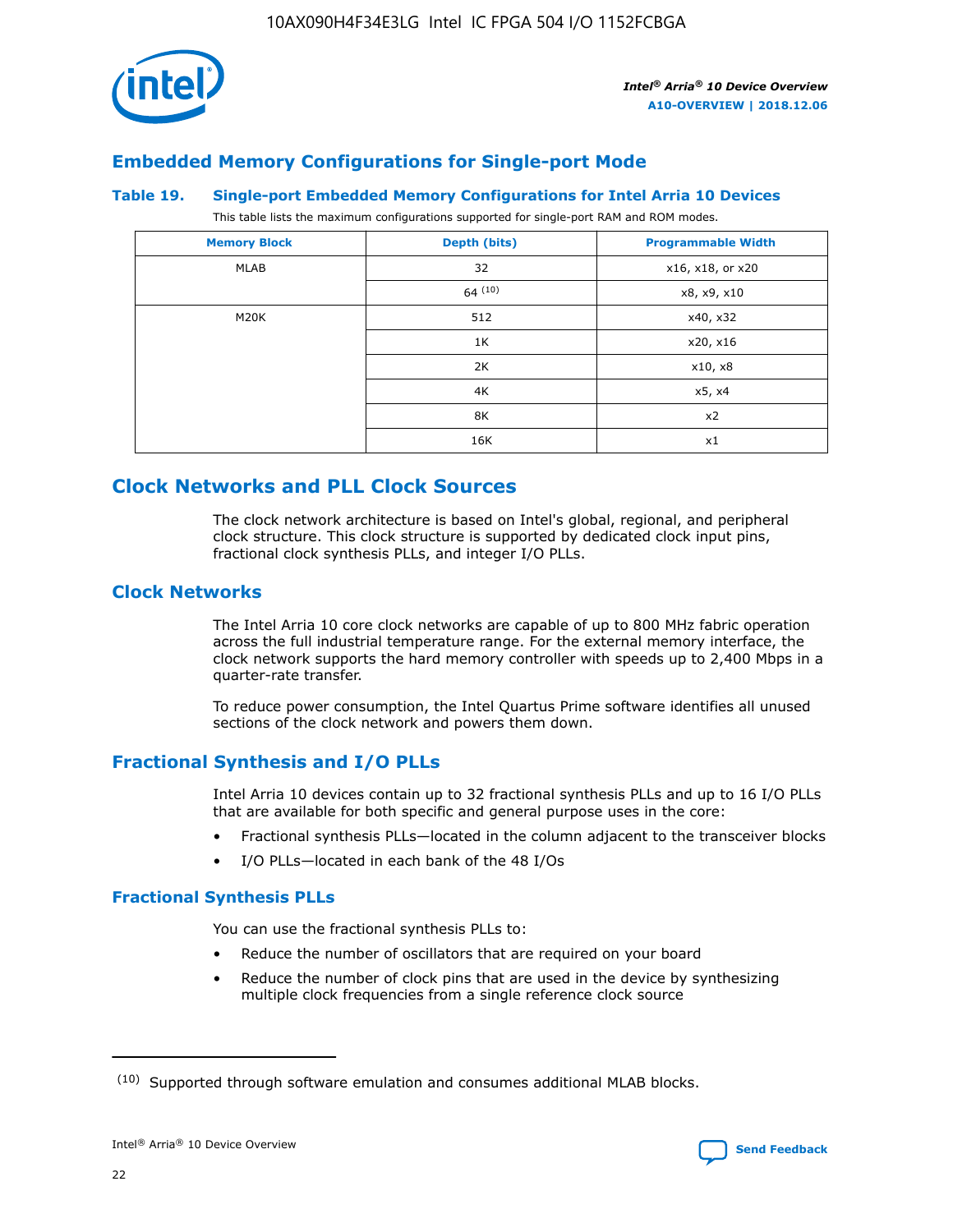## Embedded Memory Configurations for Single-port Mode

### Table 19. Single-port Embedded Memory Configurations for Intel Arria 10 Devices

This table lists the maximum configurations supported for single-port RAM and ROM modes.

| Memory Block | Depth (bits) | Programmable Width |
|---|---|---|
| MLAB | 32 | x16, x18, or x20 |
| | 64 [10] | x8, x9, x10 |
| M20K | 512 | x40, x32 |
| | 1K | x20, x16 |
| | 2K | x10, x8 |
| | 4K | x5, x4 |
| | 8K | x2 |
| | 16K | x1 |

# Clock Networks and PLL Clock Sources

The clock network architecture is based on Intel's global, regional, and peripheral clock structure. This clock structure is supported by dedicated clock input pins, fractional clock synthesis PLLs, and integer I/O PLLs.

## Clock Networks

The Intel Arria 10 core clock networks are capable of up to 800 MHz fabric operation across the full industrial temperature range. For the external memory interface, the clock network supports the hard memory controller with speeds up to 2,400 Mbps in a quarter-rate transfer.

To reduce power consumption, the Intel Quartus Prime software identifies all unused sections of the clock network and powers them down.

## Fractional Synthesis and I/O PLLs

Intel Arria 10 devices contain up to 32 fractional synthesis PLLs and up to 16 I/O PLLs that are available for both specific and general purpose uses in the core:

- Fractional synthesis PLLs—located in the column adjacent to the transceiver blocks
- I/O PLLs—located in each bank of the 48 I/Os

### Fractional Synthesis PLLs

You can use the fractional synthesis PLLs to:

- Reduce the number of oscillators that are required on your board
- Reduce the number of clock pins that are used in the device by synthesizing multiple clock frequencies from a single reference clock source

(10) Supported through software emulation and consumes additional MLAB blocks.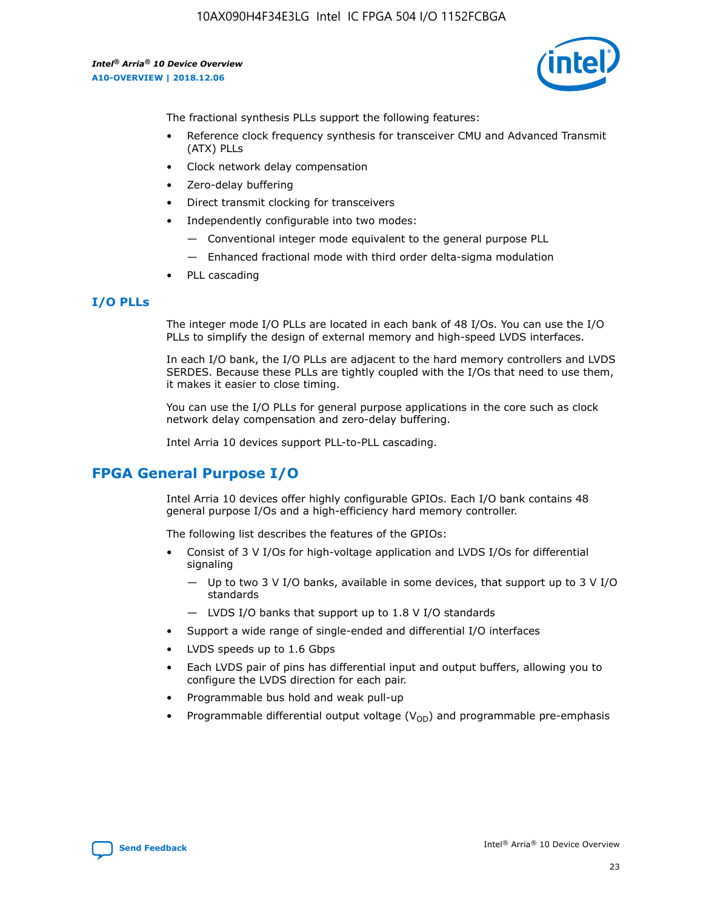The fractional synthesis PLLs support the following features:

- Reference clock frequency synthesis for transceiver CMU and Advanced Transmit (ATX) PLLs
- Clock network delay compensation
- Zero-delay buffering
- Direct transmit clocking for transceivers
- Independently configurable into two modes:
  - — Conventional integer mode equivalent to the general purpose PLL
  - — Enhanced fractional mode with third order delta-sigma modulation
- PLL cascading

### I/O PLLs

The integer mode I/O PLLs are located in each bank of 48 I/Os. You can use the I/O PLLs to simplify the design of external memory and high-speed LVDS interfaces.

In each I/O bank, the I/O PLLs are adjacent to the hard memory controllers and LVDS SERDES. Because these PLLs are tightly coupled with the I/Os that need to use them, it makes it easier to close timing.

You can use the I/O PLLs for general purpose applications in the core such as clock network delay compensation and zero-delay buffering.

Intel Arria 10 devices support PLL-to-PLL cascading.

## FPGA General Purpose I/O

Intel Arria 10 devices offer highly configurable GPIOs. Each I/O bank contains 48 general purpose I/Os and a high-efficiency hard memory controller.

The following list describes the features of the GPIOs:

- Consist of 3 V I/Os for high-voltage application and LVDS I/Os for differential signaling
  - — Up to two 3 V I/O banks, available in some devices, that support up to 3 V I/O standards
  - — LVDS I/O banks that support up to 1.8 V I/O standards
- Support a wide range of single-ended and differential I/O interfaces
- LVDS speeds up to 1.6 Gbps
- Each LVDS pair of pins has differential input and output buffers, allowing you to configure the LVDS direction for each pair.
- Programmable bus hold and weak pull-up
- Programmable differential output voltage ($V_{OD}$) and programmable pre-emphasis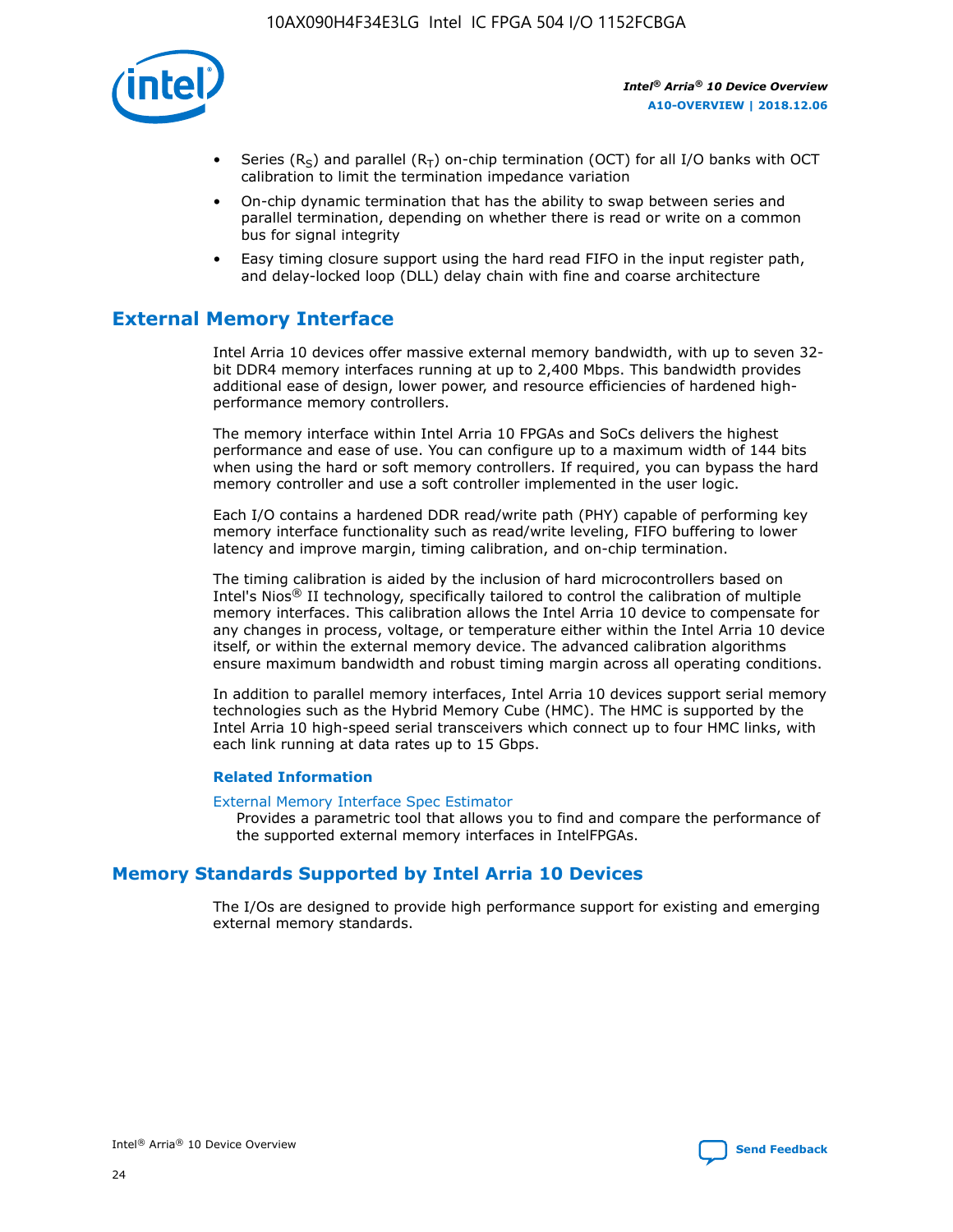- Series ($R_S$) and parallel ($R_T$) on-chip termination (OCT) for all I/O banks with OCT calibration to limit the termination impedance variation
- On-chip dynamic termination that has the ability to swap between series and parallel termination, depending on whether there is read or write on a common bus for signal integrity
- Easy timing closure support using the hard read FIFO in the input register path, and delay-locked loop (DLL) delay chain with fine and coarse architecture

## External Memory Interface

Intel Arria 10 devices offer massive external memory bandwidth, with up to seven 32-bit DDR4 memory interfaces running at up to 2,400 Mbps. This bandwidth provides additional ease of design, lower power, and resource efficiencies of hardened high-performance memory controllers.

The memory interface within Intel Arria 10 FPGAs and SoCs delivers the highest performance and ease of use. You can configure up to a maximum width of 144 bits when using the hard or soft memory controllers. If required, you can bypass the hard memory controller and use a soft controller implemented in the user logic.

Each I/O contains a hardened DDR read/write path (PHY) capable of performing key memory interface functionality such as read/write leveling, FIFO buffering to lower latency and improve margin, timing calibration, and on-chip termination.

The timing calibration is aided by the inclusion of hard microcontrollers based on Intel's Nios® II technology, specifically tailored to control the calibration of multiple memory interfaces. This calibration allows the Intel Arria 10 device to compensate for any changes in process, voltage, or temperature either within the Intel Arria 10 device itself, or within the external memory device. The advanced calibration algorithms ensure maximum bandwidth and robust timing margin across all operating conditions.

In addition to parallel memory interfaces, Intel Arria 10 devices support serial memory technologies such as the Hybrid Memory Cube (HMC). The HMC is supported by the Intel Arria 10 high-speed serial transceivers which connect up to four HMC links, with each link running at data rates up to 15 Gbps.

### Related Information

External Memory Interface Spec Estimator
Provides a parametric tool that allows you to find and compare the performance of the supported external memory interfaces in IntelFPGAs.

## Memory Standards Supported by Intel Arria 10 Devices

The I/Os are designed to provide high performance support for existing and emerging external memory standards.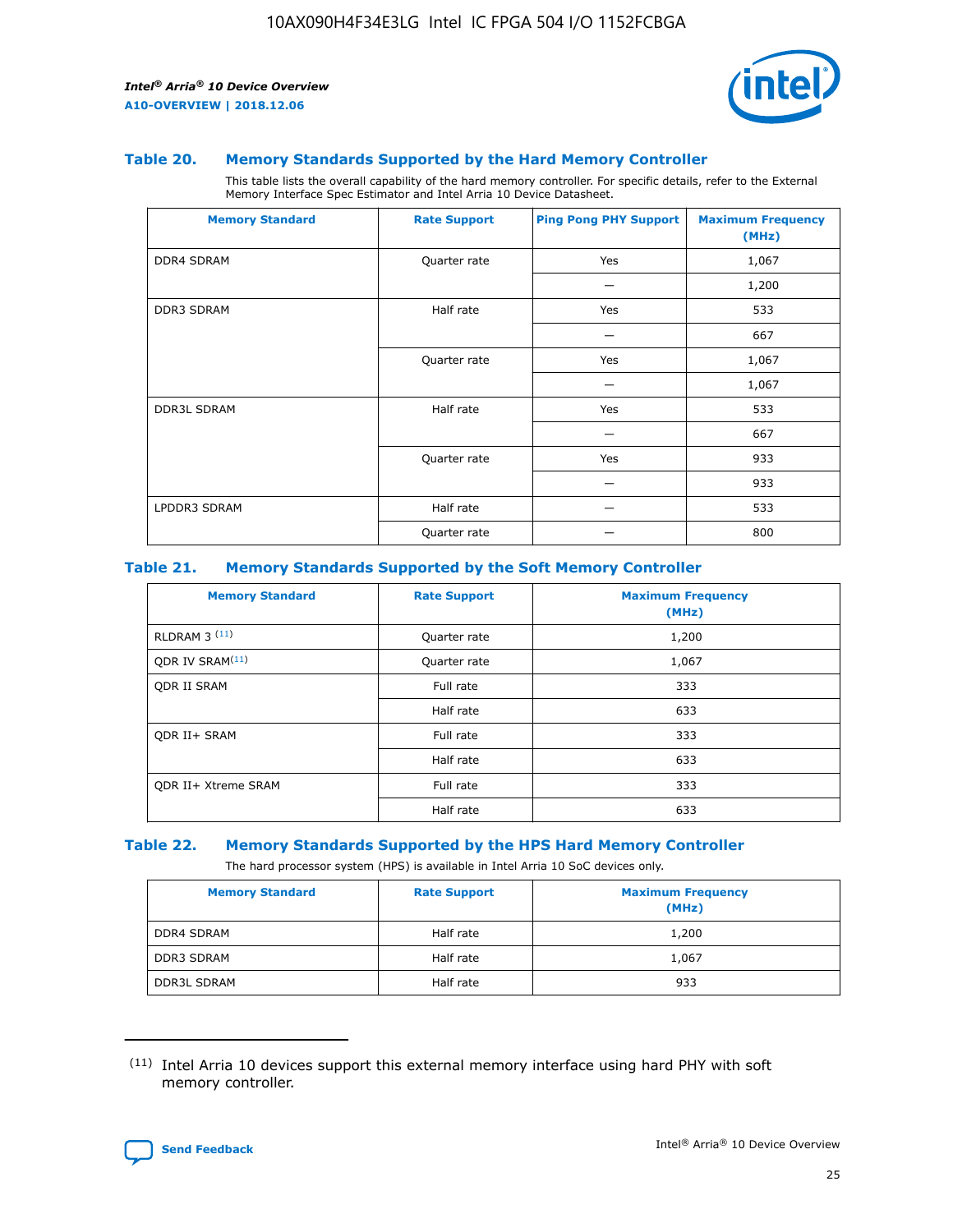### Table 20. Memory Standards Supported by the Hard Memory Controller

This table lists the overall capability of the hard memory controller. For specific details, refer to the External Memory Interface Spec Estimator and Intel Arria 10 Device Datasheet.

| Memory Standard | Rate Support | Ping Pong PHY Support | Maximum Frequency (MHz) |
|---|---|---|---|
| DDR4 SDRAM | Quarter rate | Yes | 1,067 |
| | | — | 1,200 |
| DDR3 SDRAM | Half rate | Yes | 533 |
| | | — | 667 |
| | Quarter rate | Yes | 1,067 |
| | | — | 1,067 |
| DDR3L SDRAM | Half rate | Yes | 533 |
| | | — | 667 |
| | Quarter rate | Yes | 933 |
| | | — | 933 |
| LPDDR3 SDRAM | Half rate | — | 533 |
| | Quarter rate | — | 800 |

### Table 21. Memory Standards Supported by the Soft Memory Controller

| Memory Standard | Rate Support | Maximum Frequency (MHz) |
|---|---|---|
| RLDRAM 3 [(11)] | Quarter rate | 1,200 |
| QDR IV SRAM[(11)] | Quarter rate | 1,067 |
| QDR II SRAM | Full rate | 333 |
| | Half rate | 633 |
| QDR II+ SRAM | Full rate | 333 |
| | Half rate | 633 |
| QDR II+ Xtreme SRAM | Full rate | 333 |
| | Half rate | 633 |

### Table 22. Memory Standards Supported by the HPS Hard Memory Controller

The hard processor system (HPS) is available in Intel Arria 10 SoC devices only.

| Memory Standard | Rate Support | Maximum Frequency (MHz) |
|---|---|---|
| DDR4 SDRAM | Half rate | 1,200 |
| DDR3 SDRAM | Half rate | 1,067 |
| DDR3L SDRAM | Half rate | 933 |

(11) Intel Arria 10 devices support this external memory interface using hard PHY with soft memory controller.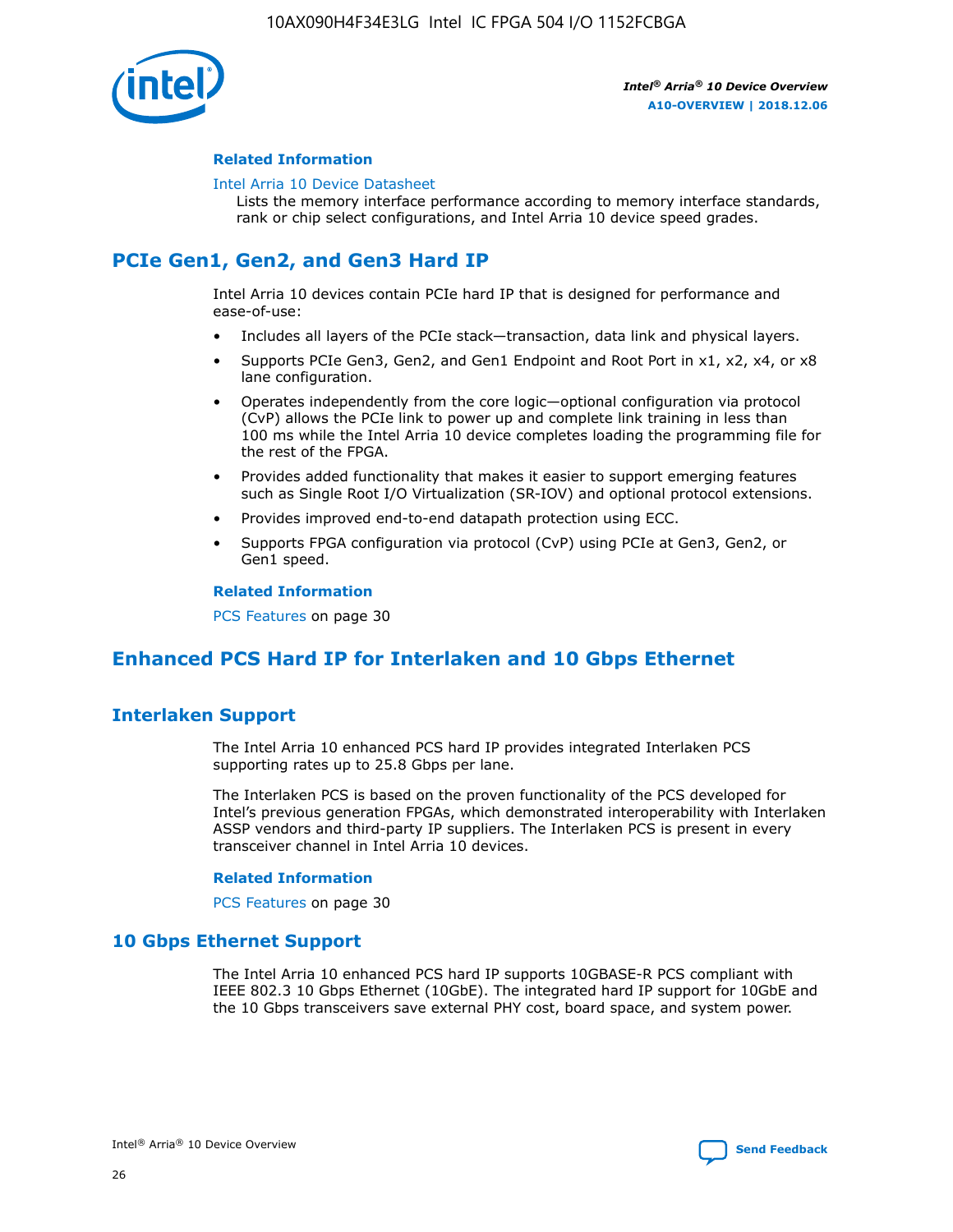#### Related Information

Intel Arria 10 Device Datasheet
Lists the memory interface performance according to memory interface standards, rank or chip select configurations, and Intel Arria 10 device speed grades.

## PCIe Gen1, Gen2, and Gen3 Hard IP

Intel Arria 10 devices contain PCIe hard IP that is designed for performance and ease-of-use:

- Includes all layers of the PCIe stack—transaction, data link and physical layers.
- Supports PCIe Gen3, Gen2, and Gen1 Endpoint and Root Port in x1, x2, x4, or x8 lane configuration.
- Operates independently from the core logic—optional configuration via protocol (CvP) allows the PCIe link to power up and complete link training in less than 100 ms while the Intel Arria 10 device completes loading the programming file for the rest of the FPGA.
- Provides added functionality that makes it easier to support emerging features such as Single Root I/O Virtualization (SR-IOV) and optional protocol extensions.
- Provides improved end-to-end datapath protection using ECC.
- Supports FPGA configuration via protocol (CvP) using PCIe at Gen3, Gen2, or Gen1 speed.

#### Related Information

PCS Features on page 30

## Enhanced PCS Hard IP for Interlaken and 10 Gbps Ethernet

### Interlaken Support

The Intel Arria 10 enhanced PCS hard IP provides integrated Interlaken PCS supporting rates up to 25.8 Gbps per lane.

The Interlaken PCS is based on the proven functionality of the PCS developed for Intel's previous generation FPGAs, which demonstrated interoperability with Interlaken ASSP vendors and third-party IP suppliers. The Interlaken PCS is present in every transceiver channel in Intel Arria 10 devices.

#### Related Information

PCS Features on page 30

### 10 Gbps Ethernet Support

The Intel Arria 10 enhanced PCS hard IP supports 10GBASE-R PCS compliant with IEEE 802.3 10 Gbps Ethernet (10GbE). The integrated hard IP support for 10GbE and the 10 Gbps transceivers save external PHY cost, board space, and system power.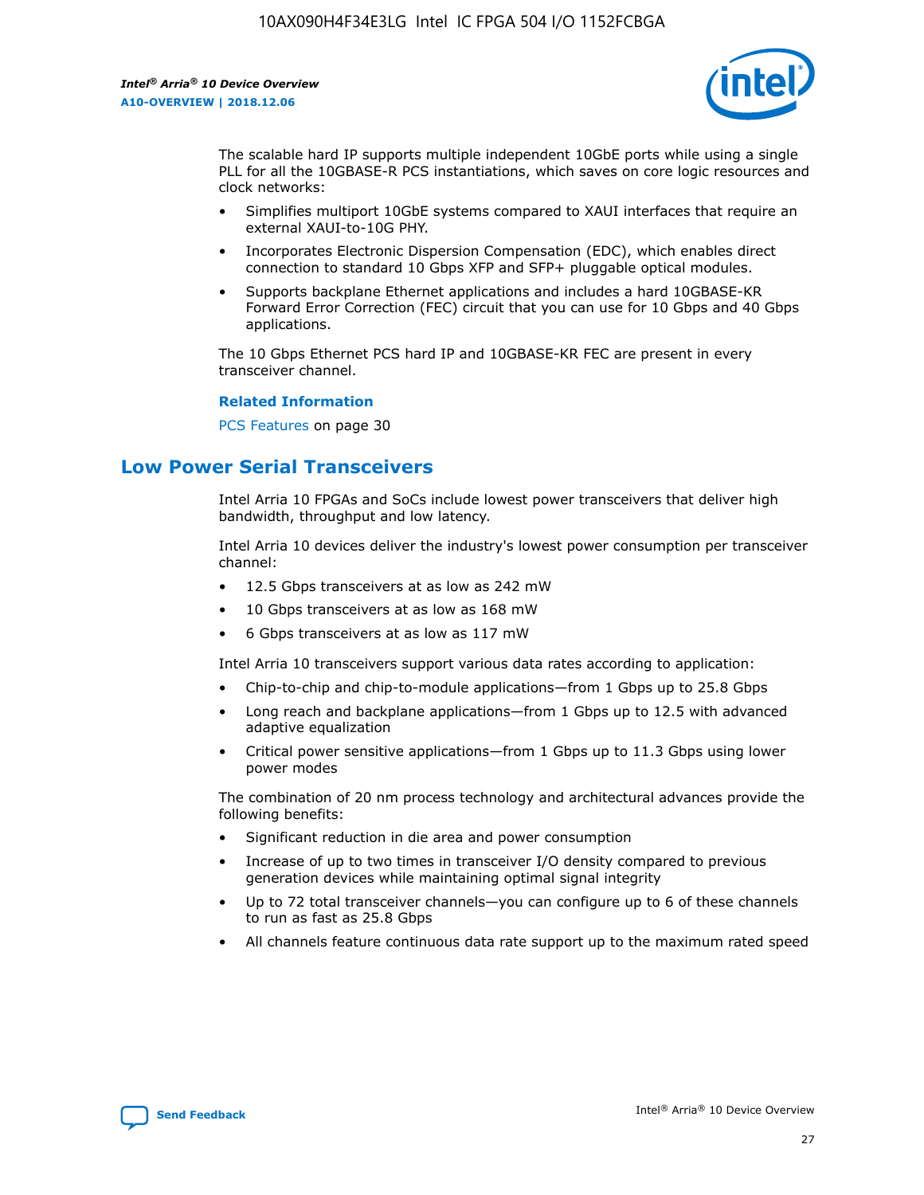The scalable hard IP supports multiple independent 10GbE ports while using a single PLL for all the 10GBASE-R PCS instantiations, which saves on core logic resources and clock networks:

- Simplifies multiport 10GbE systems compared to XAUI interfaces that require an external XAUI-to-10G PHY.
- Incorporates Electronic Dispersion Compensation (EDC), which enables direct connection to standard 10 Gbps XFP and SFP+ pluggable optical modules.
- Supports backplane Ethernet applications and includes a hard 10GBASE-KR Forward Error Correction (FEC) circuit that you can use for 10 Gbps and 40 Gbps applications.

The 10 Gbps Ethernet PCS hard IP and 10GBASE-KR FEC are present in every transceiver channel.

**Related Information**

PCS Features on page 30

## Low Power Serial Transceivers

Intel Arria 10 FPGAs and SoCs include lowest power transceivers that deliver high bandwidth, throughput and low latency.

Intel Arria 10 devices deliver the industry's lowest power consumption per transceiver channel:

- 12.5 Gbps transceivers at as low as 242 mW
- 10 Gbps transceivers at as low as 168 mW
- 6 Gbps transceivers at as low as 117 mW

Intel Arria 10 transceivers support various data rates according to application:

- Chip-to-chip and chip-to-module applications—from 1 Gbps up to 25.8 Gbps
- Long reach and backplane applications—from 1 Gbps up to 12.5 with advanced adaptive equalization
- Critical power sensitive applications—from 1 Gbps up to 11.3 Gbps using lower power modes

The combination of 20 nm process technology and architectural advances provide the following benefits:

- Significant reduction in die area and power consumption
- Increase of up to two times in transceiver I/O density compared to previous generation devices while maintaining optimal signal integrity
- Up to 72 total transceiver channels—you can configure up to 6 of these channels to run as fast as 25.8 Gbps
- All channels feature continuous data rate support up to the maximum rated speed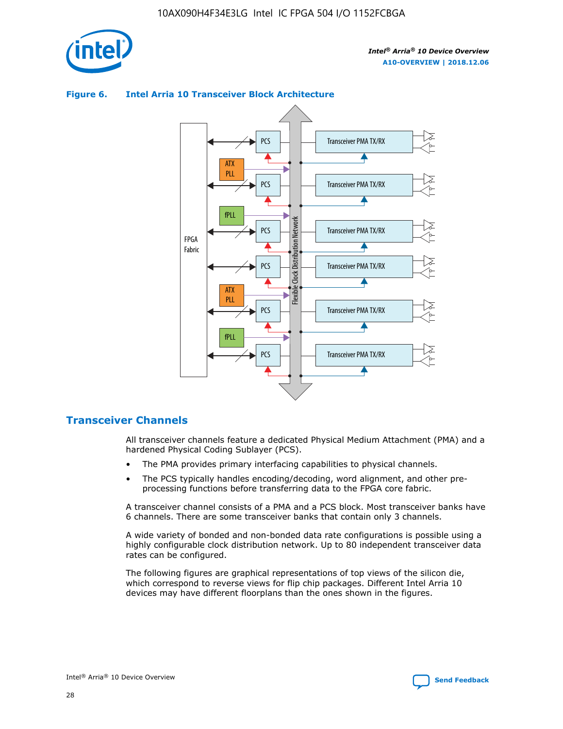**Figure 6. Intel Arria 10 Transceiver Block Architecture**

## Transceiver Channels

All transceiver channels feature a dedicated Physical Medium Attachment (PMA) and a hardened Physical Coding Sublayer (PCS).

- The PMA provides primary interfacing capabilities to physical channels.
- The PCS typically handles encoding/decoding, word alignment, and other pre-processing functions before transferring data to the FPGA core fabric.

A transceiver channel consists of a PMA and a PCS block. Most transceiver banks have 6 channels. There are some transceiver banks that contain only 3 channels.

A wide variety of bonded and non-bonded data rate configurations is possible using a highly configurable clock distribution network. Up to 80 independent transceiver data rates can be configured.

The following figures are graphical representations of top views of the silicon die, which correspond to reverse views for flip chip packages. Different Intel Arria 10 devices may have different floorplans than the ones shown in the figures.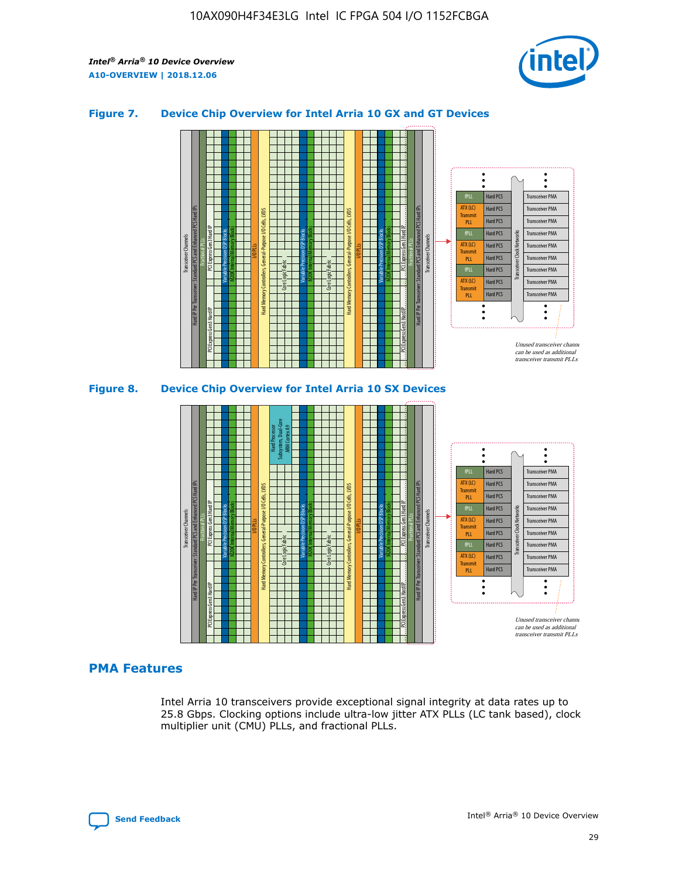### Figure 7. Device Chip Overview for Intel Arria 10 GX and GT Devices

### Figure 8. Device Chip Overview for Intel Arria 10 SX Devices

## PMA Features

Intel Arria 10 transceivers provide exceptional signal integrity at data rates up to 25.8 Gbps. Clocking options include ultra-low jitter ATX PLLs (LC tank based), clock multiplier unit (CMU) PLLs, and fractional PLLs.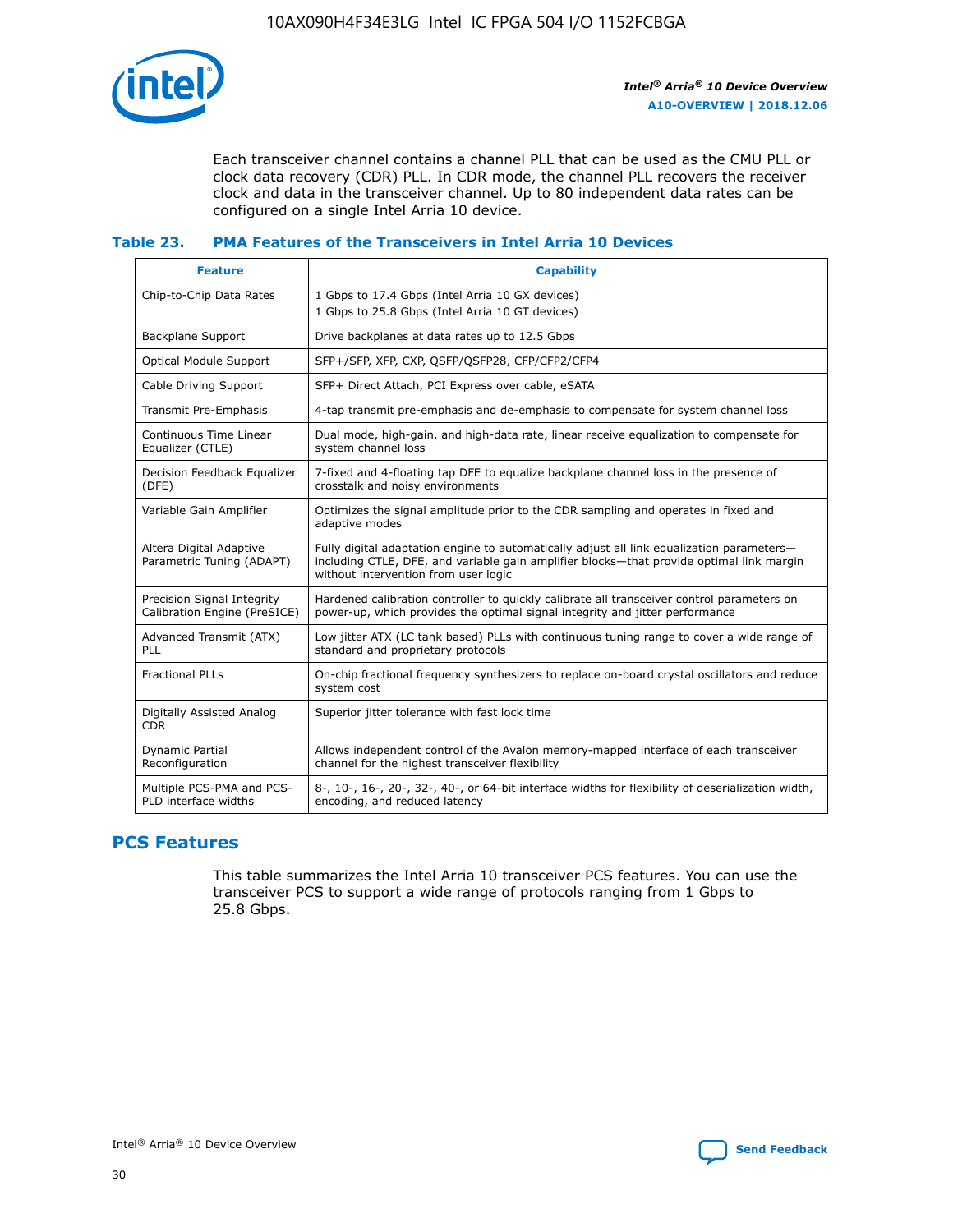Each transceiver channel contains a channel PLL that can be used as the CMU PLL or clock data recovery (CDR) PLL. In CDR mode, the channel PLL recovers the receiver clock and data in the transceiver channel. Up to 80 independent data rates can be configured on a single Intel Arria 10 device.

### Table 23. PMA Features of the Transceivers in Intel Arria 10 Devices

| Feature | Capability |
|---|---|
| Chip-to-Chip Data Rates | 1 Gbps to 17.4 Gbps (Intel Arria 10 GX devices)<br>1 Gbps to 25.8 Gbps (Intel Arria 10 GT devices) |
| Backplane Support | Drive backplanes at data rates up to 12.5 Gbps |
| Optical Module Support | SFP+/SFP, XFP, CXP, QSFP/QSFP28, CFP/CFP2/CFP4 |
| Cable Driving Support | SFP+ Direct Attach, PCI Express over cable, eSATA |
| Transmit Pre-Emphasis | 4-tap transmit pre-emphasis and de-emphasis to compensate for system channel loss |
| Continuous Time Linear Equalizer (CTLE) | Dual mode, high-gain, and high-data rate, linear receive equalization to compensate for system channel loss |
| Decision Feedback Equalizer (DFE) | 7-fixed and 4-floating tap DFE to equalize backplane channel loss in the presence of crosstalk and noisy environments |
| Variable Gain Amplifier | Optimizes the signal amplitude prior to the CDR sampling and operates in fixed and adaptive modes |
| Altera Digital Adaptive Parametric Tuning (ADAPT) | Fully digital adaptation engine to automatically adjust all link equalization parameters—including CTLE, DFE, and variable gain amplifier blocks—that provide optimal link margin without intervention from user logic |
| Precision Signal Integrity Calibration Engine (PreSICE) | Hardened calibration controller to quickly calibrate all transceiver control parameters on power-up, which provides the optimal signal integrity and jitter performance |
| Advanced Transmit (ATX) PLL | Low jitter ATX (LC tank based) PLLs with continuous tuning range to cover a wide range of standard and proprietary protocols |
| Fractional PLLs | On-chip fractional frequency synthesizers to replace on-board crystal oscillators and reduce system cost |
| Digitally Assisted Analog CDR | Superior jitter tolerance with fast lock time |
| Dynamic Partial Reconfiguration | Allows independent control of the Avalon memory-mapped interface of each transceiver channel for the highest transceiver flexibility |
| Multiple PCS-PMA and PCS-PLD interface widths | 8-, 10-, 16-, 20-, 32-, 40-, or 64-bit interface widths for flexibility of deserialization width, encoding, and reduced latency |

## PCS Features

This table summarizes the Intel Arria 10 transceiver PCS features. You can use the transceiver PCS to support a wide range of protocols ranging from 1 Gbps to 25.8 Gbps.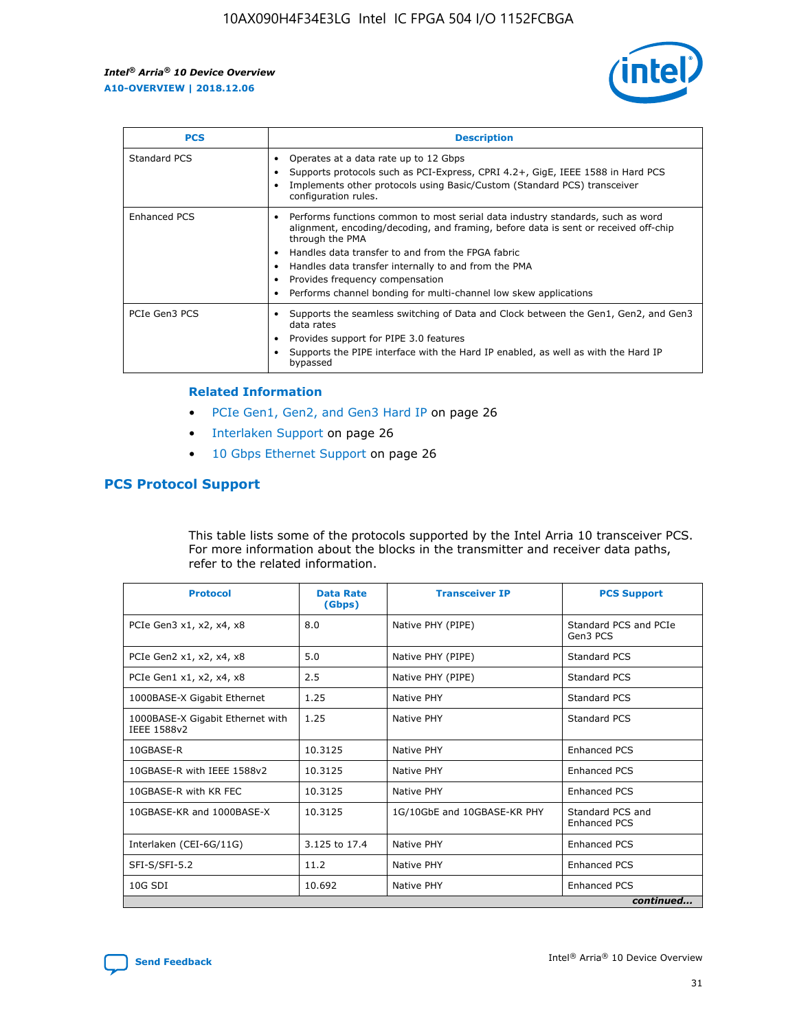| PCS | Description |
| --- | --- |
| Standard PCS | • Operates at a data rate up to 12 Gbps<br>• Supports protocols such as PCI-Express, CPRI 4.2+, GigE, IEEE 1588 in Hard PCS<br>• Implements other protocols using Basic/Custom (Standard PCS) transceiver configuration rules. |
| Enhanced PCS | • Performs functions common to most serial data industry standards, such as word alignment, encoding/decoding, and framing, before data is sent or received off-chip through the PMA<br>• Handles data transfer to and from the FPGA fabric<br>• Handles data transfer internally to and from the PMA<br>• Provides frequency compensation<br>• Performs channel bonding for multi-channel low skew applications |
| PCIe Gen3 PCS | • Supports the seamless switching of Data and Clock between the Gen1, Gen2, and Gen3 data rates<br>• Provides support for PIPE 3.0 features<br>• Supports the PIPE interface with the Hard IP enabled, as well as with the Hard IP bypassed |

**Related Information**

- PCIe Gen1, Gen2, and Gen3 Hard IP on page 26
- Interlaken Support on page 26
- 10 Gbps Ethernet Support on page 26

## PCS Protocol Support

This table lists some of the protocols supported by the Intel Arria 10 transceiver PCS. For more information about the blocks in the transmitter and receiver data paths, refer to the related information.

| Protocol | Data Rate (Gbps) | Transceiver IP | PCS Support |
| --- | --- | --- | --- |
| PCIe Gen3 x1, x2, x4, x8 | 8.0 | Native PHY (PIPE) | Standard PCS and PCIe Gen3 PCS |
| PCIe Gen2 x1, x2, x4, x8 | 5.0 | Native PHY (PIPE) | Standard PCS |
| PCIe Gen1 x1, x2, x4, x8 | 2.5 | Native PHY (PIPE) | Standard PCS |
| 1000BASE-X Gigabit Ethernet | 1.25 | Native PHY | Standard PCS |
| 1000BASE-X Gigabit Ethernet with IEEE 1588v2 | 1.25 | Native PHY | Standard PCS |
| 10GBASE-R | 10.3125 | Native PHY | Enhanced PCS |
| 10GBASE-R with IEEE 1588v2 | 10.3125 | Native PHY | Enhanced PCS |
| 10GBASE-R with KR FEC | 10.3125 | Native PHY | Enhanced PCS |
| 10GBASE-KR and 1000BASE-X | 10.3125 | 1G/10GbE and 10GBASE-KR PHY | Standard PCS and Enhanced PCS |
| Interlaken (CEI-6G/11G) | 3.125 to 17.4 | Native PHY | Enhanced PCS |
| SFI-S/SFI-5.2 | 11.2 | Native PHY | Enhanced PCS |
| 10G SDI | 10.692 | Native PHY | Enhanced PCS |

*continued...*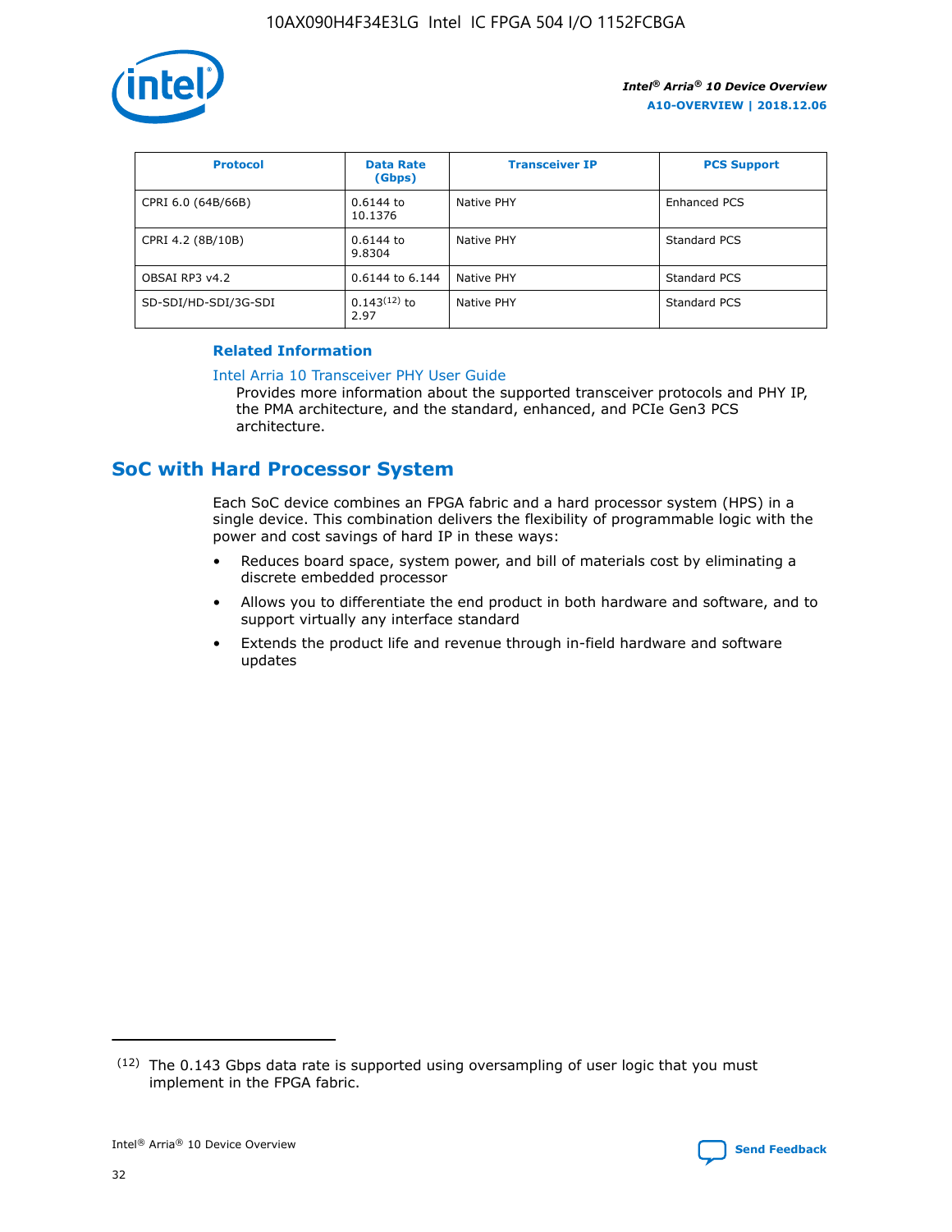| Protocol | Data Rate (Gbps) | Transceiver IP | PCS Support |
| --- | --- | --- | --- |
| CPRI 6.0 (64B/66B) | 0.6144 to 10.1376 | Native PHY | Enhanced PCS |
| CPRI 4.2 (8B/10B) | 0.6144 to 9.8304 | Native PHY | Standard PCS |
| OBSAI RP3 v4.2 | 0.6144 to 6.144 | Native PHY | Standard PCS |
| SD-SDI/HD-SDI/3G-SDI | 0.143[12] to 2.97 | Native PHY | Standard PCS |

**Related Information**

Intel Arria 10 Transceiver PHY User Guide
: Provides more information about the supported transceiver protocols and PHY IP, the PMA architecture, and the standard, enhanced, and PCIe Gen3 PCS architecture.

## SoC with Hard Processor System

Each SoC device combines an FPGA fabric and a hard processor system (HPS) in a single device. This combination delivers the flexibility of programmable logic with the power and cost savings of hard IP in these ways:

- Reduces board space, system power, and bill of materials cost by eliminating a discrete embedded processor
- Allows you to differentiate the end product in both hardware and software, and to support virtually any interface standard
- Extends the product life and revenue through in-field hardware and software updates

(12) The 0.143 Gbps data rate is supported using oversampling of user logic that you must implement in the FPGA fabric.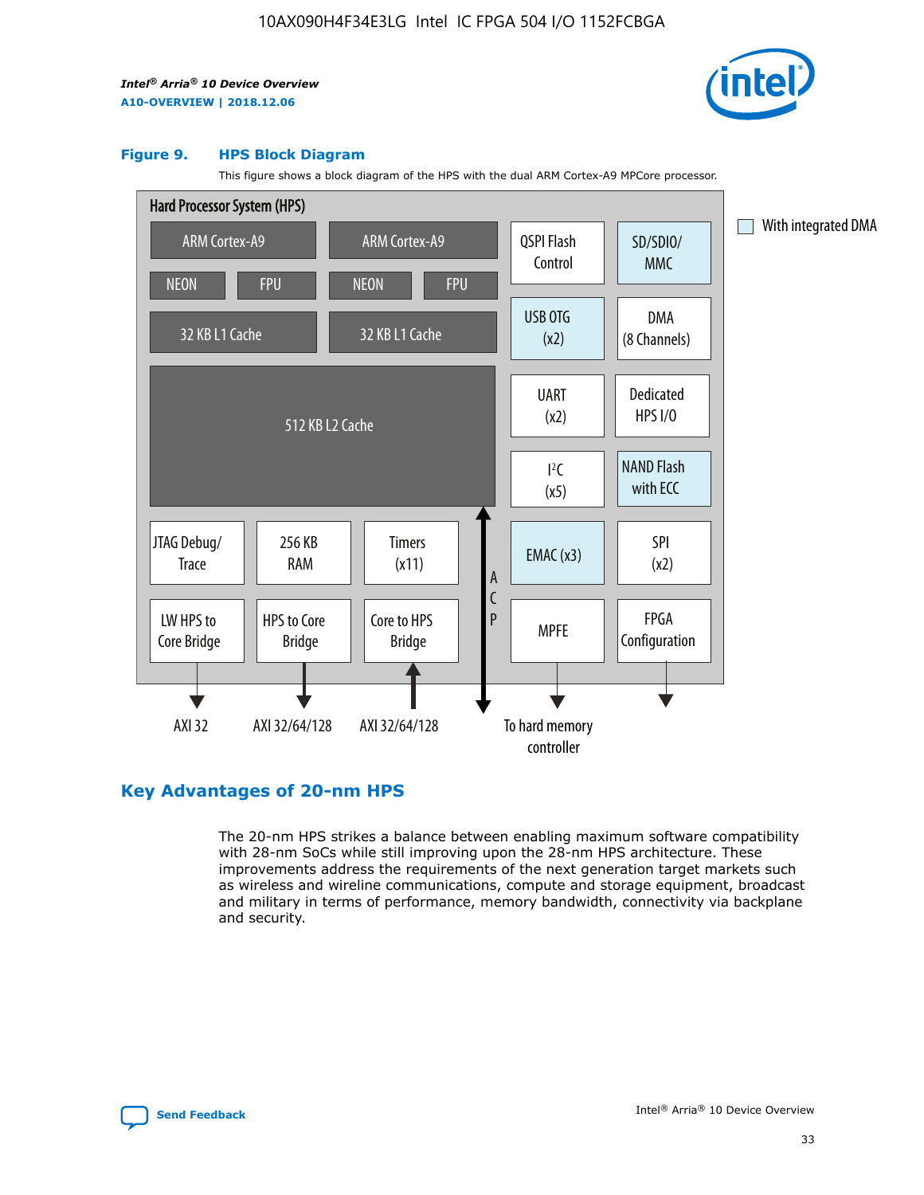**Figure 9. HPS Block Diagram**

This figure shows a block diagram of the HPS with the dual ARM Cortex-A9 MPCore processor.

Hard Processor System (HPS)

ARM Cortex-A9 | ARM Cortex-A9 | QSPI Flash Control | SD/SDIO/MMC
NEON | FPU | NEON | FPU
32 KB L1 Cache | 32 KB L1 Cache | USB OTG (x2) | DMA (8 Channels)
512 KB L2 Cache | UART (x2) | Dedicated HPS I/O | I²C (x5) | NAND Flash with ECC
JTAG Debug/Trace | 256 KB RAM | Timers (x11) | ACP | EMAC (x3) | SPI (x2)
LW HPS to Core Bridge | HPS to Core Bridge | Core to HPS Bridge | MPFE | FPGA Configuration

AXI 32 | AXI 32/64/128 | AXI 32/64/128 | To hard memory controller

With integrated DMA

## Key Advantages of 20-nm HPS

The 20-nm HPS strikes a balance between enabling maximum software compatibility with 28-nm SoCs while still improving upon the 28-nm HPS architecture. These improvements address the requirements of the next generation target markets such as wireless and wireline communications, compute and storage equipment, broadcast and military in terms of performance, memory bandwidth, connectivity via backplane and security.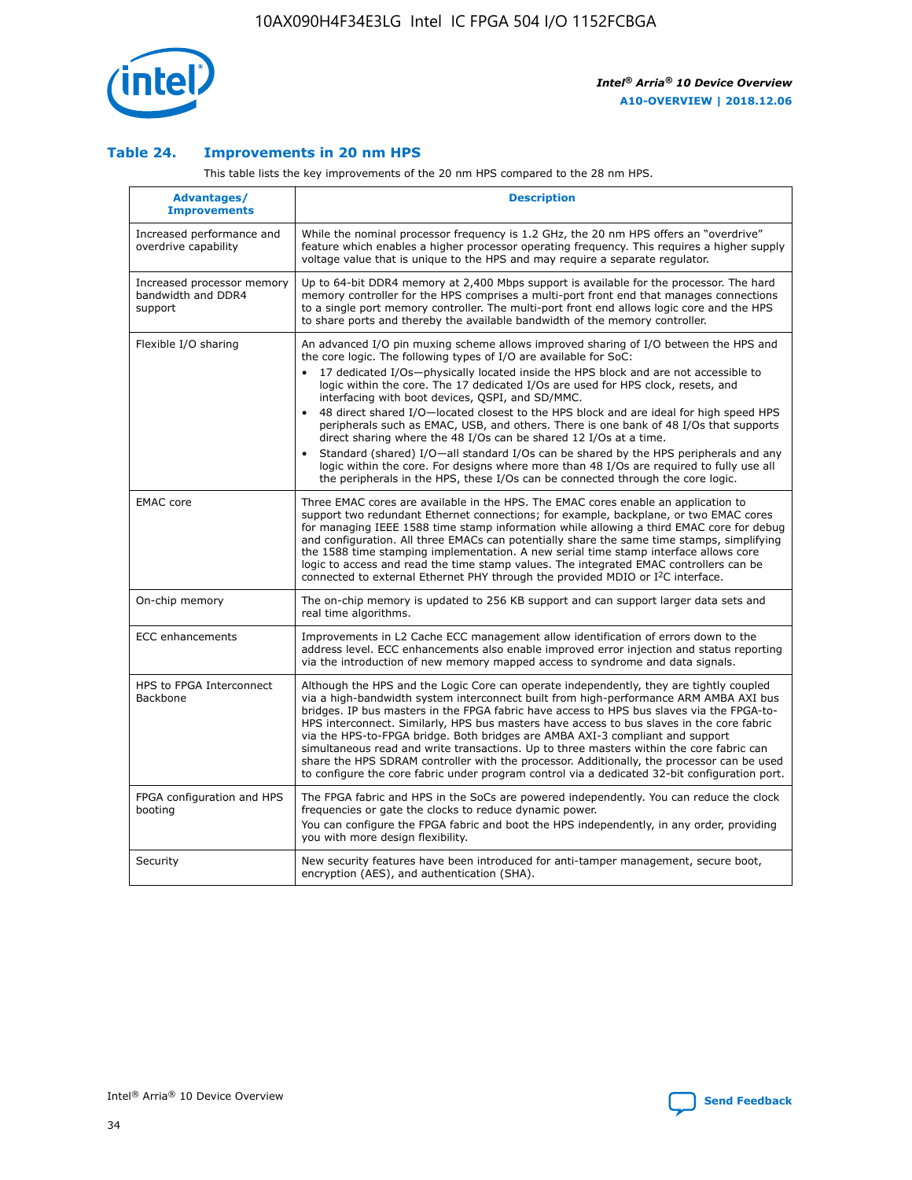## Table 24. Improvements in 20 nm HPS

This table lists the key improvements of the 20 nm HPS compared to the 28 nm HPS.

| Advantages/ Improvements | Description |
|---|---|
| Increased performance and overdrive capability | While the nominal processor frequency is 1.2 GHz, the 20 nm HPS offers an "overdrive" feature which enables a higher processor operating frequency. This requires a higher supply voltage value that is unique to the HPS and may require a separate regulator. |
| Increased processor memory bandwidth and DDR4 support | Up to 64-bit DDR4 memory at 2,400 Mbps support is available for the processor. The hard memory controller for the HPS comprises a multi-port front end that manages connections to a single port memory controller. The multi-port front end allows logic core and the HPS to share ports and thereby the available bandwidth of the memory controller. |
| Flexible I/O sharing | An advanced I/O pin muxing scheme allows improved sharing of I/O between the HPS and the core logic. The following types of I/O are available for SoC:<br>• 17 dedicated I/Os—physically located inside the HPS block and are not accessible to logic within the core. The 17 dedicated I/Os are used for HPS clock, resets, and interfacing with boot devices, QSPI, and SD/MMC.<br>• 48 direct shared I/O—located closest to the HPS block and are ideal for high speed HPS peripherals such as EMAC, USB, and others. There is one bank of 48 I/Os that supports direct sharing where the 48 I/Os can be shared 12 I/Os at a time.<br>• Standard (shared) I/O—all standard I/Os can be shared by the HPS peripherals and any logic within the core. For designs where more than 48 I/Os are required to fully use all the peripherals in the HPS, these I/Os can be connected through the core logic. |
| EMAC core | Three EMAC cores are available in the HPS. The EMAC cores enable an application to support two redundant Ethernet connections; for example, backplane, or two EMAC cores for managing IEEE 1588 time stamp information while allowing a third EMAC core for debug and configuration. All three EMACs can potentially share the same time stamps, simplifying the 1588 time stamping implementation. A new serial time stamp interface allows core logic to access and read the time stamp values. The integrated EMAC controllers can be connected to external Ethernet PHY through the provided MDIO or I²C interface. |
| On-chip memory | The on-chip memory is updated to 256 KB support and can support larger data sets and real time algorithms. |
| ECC enhancements | Improvements in L2 Cache ECC management allow identification of errors down to the address level. ECC enhancements also enable improved error injection and status reporting via the introduction of new memory mapped access to syndrome and data signals. |
| HPS to FPGA Interconnect Backbone | Although the HPS and the Logic Core can operate independently, they are tightly coupled via a high-bandwidth system interconnect built from high-performance ARM AMBA AXI bus bridges. IP bus masters in the FPGA fabric have access to HPS bus slaves via the FPGA-to-HPS interconnect. Similarly, HPS bus masters have access to bus slaves in the core fabric via the HPS-to-FPGA bridge. Both bridges are AMBA AXI-3 compliant and support simultaneous read and write transactions. Up to three masters within the core fabric can share the HPS SDRAM controller with the processor. Additionally, the processor can be used to configure the core fabric under program control via a dedicated 32-bit configuration port. |
| FPGA configuration and HPS booting | The FPGA fabric and HPS in the SoCs are powered independently. You can reduce the clock frequencies or gate the clocks to reduce dynamic power.<br>You can configure the FPGA fabric and boot the HPS independently, in any order, providing you with more design flexibility. |
| Security | New security features have been introduced for anti-tamper management, secure boot, encryption (AES), and authentication (SHA). |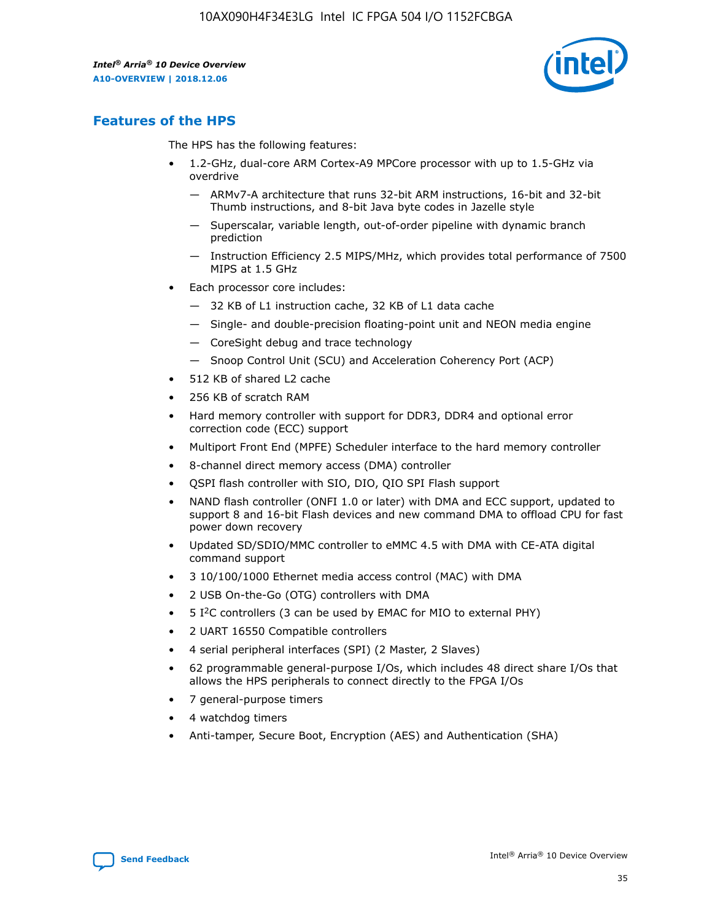## Features of the HPS

The HPS has the following features:

- 1.2-GHz, dual-core ARM Cortex-A9 MPCore processor with up to 1.5-GHz via overdrive
  - — ARMv7-A architecture that runs 32-bit ARM instructions, 16-bit and 32-bit Thumb instructions, and 8-bit Java byte codes in Jazelle style
  - — Superscalar, variable length, out-of-order pipeline with dynamic branch prediction
  - — Instruction Efficiency 2.5 MIPS/MHz, which provides total performance of 7500 MIPS at 1.5 GHz
- Each processor core includes:
  - — 32 KB of L1 instruction cache, 32 KB of L1 data cache
  - — Single- and double-precision floating-point unit and NEON media engine
  - — CoreSight debug and trace technology
  - — Snoop Control Unit (SCU) and Acceleration Coherency Port (ACP)
- 512 KB of shared L2 cache
- 256 KB of scratch RAM
- Hard memory controller with support for DDR3, DDR4 and optional error correction code (ECC) support
- Multiport Front End (MPFE) Scheduler interface to the hard memory controller
- 8-channel direct memory access (DMA) controller
- QSPI flash controller with SIO, DIO, QIO SPI Flash support
- NAND flash controller (ONFI 1.0 or later) with DMA and ECC support, updated to support 8 and 16-bit Flash devices and new command DMA to offload CPU for fast power down recovery
- Updated SD/SDIO/MMC controller to eMMC 4.5 with DMA with CE-ATA digital command support
- 3 10/100/1000 Ethernet media access control (MAC) with DMA
- 2 USB On-the-Go (OTG) controllers with DMA
- 5 I$^2$C controllers (3 can be used by EMAC for MIO to external PHY)
- 2 UART 16550 Compatible controllers
- 4 serial peripheral interfaces (SPI) (2 Master, 2 Slaves)
- 62 programmable general-purpose I/Os, which includes 48 direct share I/Os that allows the HPS peripherals to connect directly to the FPGA I/Os
- 7 general-purpose timers
- 4 watchdog timers
- Anti-tamper, Secure Boot, Encryption (AES) and Authentication (SHA)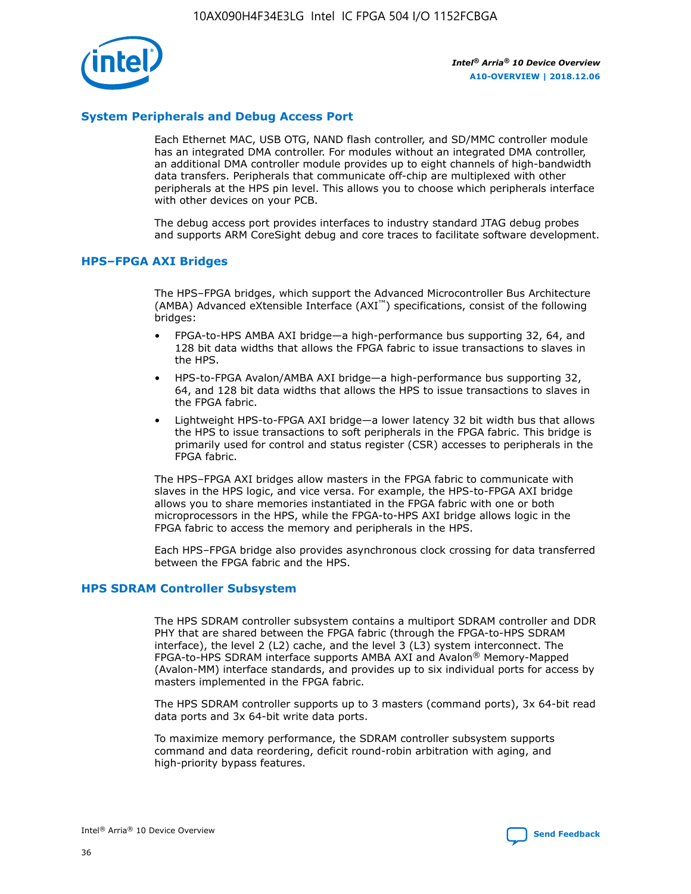## System Peripherals and Debug Access Port

Each Ethernet MAC, USB OTG, NAND flash controller, and SD/MMC controller module has an integrated DMA controller. For modules without an integrated DMA controller, an additional DMA controller module provides up to eight channels of high-bandwidth data transfers. Peripherals that communicate off-chip are multiplexed with other peripherals at the HPS pin level. This allows you to choose which peripherals interface with other devices on your PCB.

The debug access port provides interfaces to industry standard JTAG debug probes and supports ARM CoreSight debug and core traces to facilitate software development.

## HPS–FPGA AXI Bridges

The HPS–FPGA bridges, which support the Advanced Microcontroller Bus Architecture (AMBA) Advanced eXtensible Interface (AXI™) specifications, consist of the following bridges:

- FPGA-to-HPS AMBA AXI bridge—a high-performance bus supporting 32, 64, and 128 bit data widths that allows the FPGA fabric to issue transactions to slaves in the HPS.
- HPS-to-FPGA Avalon/AMBA AXI bridge—a high-performance bus supporting 32, 64, and 128 bit data widths that allows the HPS to issue transactions to slaves in the FPGA fabric.
- Lightweight HPS-to-FPGA AXI bridge—a lower latency 32 bit width bus that allows the HPS to issue transactions to soft peripherals in the FPGA fabric. This bridge is primarily used for control and status register (CSR) accesses to peripherals in the FPGA fabric.

The HPS–FPGA AXI bridges allow masters in the FPGA fabric to communicate with slaves in the HPS logic, and vice versa. For example, the HPS-to-FPGA AXI bridge allows you to share memories instantiated in the FPGA fabric with one or both microprocessors in the HPS, while the FPGA-to-HPS AXI bridge allows logic in the FPGA fabric to access the memory and peripherals in the HPS.

Each HPS–FPGA bridge also provides asynchronous clock crossing for data transferred between the FPGA fabric and the HPS.

## HPS SDRAM Controller Subsystem

The HPS SDRAM controller subsystem contains a multiport SDRAM controller and DDR PHY that are shared between the FPGA fabric (through the FPGA-to-HPS SDRAM interface), the level 2 (L2) cache, and the level 3 (L3) system interconnect. The FPGA-to-HPS SDRAM interface supports AMBA AXI and Avalon® Memory-Mapped (Avalon-MM) interface standards, and provides up to six individual ports for access by masters implemented in the FPGA fabric.

The HPS SDRAM controller supports up to 3 masters (command ports), 3x 64-bit read data ports and 3x 64-bit write data ports.

To maximize memory performance, the SDRAM controller subsystem supports command and data reordering, deficit round-robin arbitration with aging, and high-priority bypass features.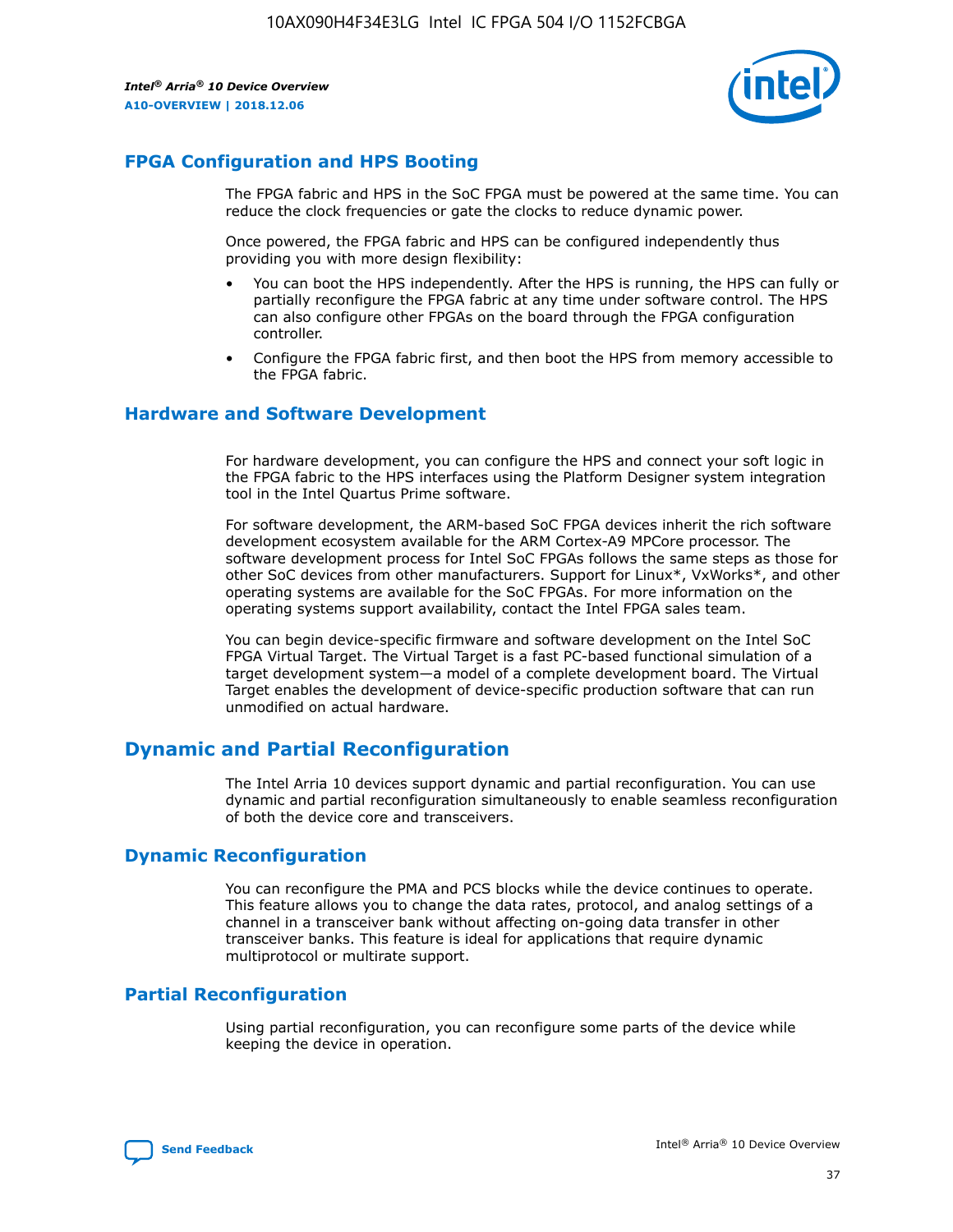## FPGA Configuration and HPS Booting

The FPGA fabric and HPS in the SoC FPGA must be powered at the same time. You can reduce the clock frequencies or gate the clocks to reduce dynamic power.

Once powered, the FPGA fabric and HPS can be configured independently thus providing you with more design flexibility:

- You can boot the HPS independently. After the HPS is running, the HPS can fully or partially reconfigure the FPGA fabric at any time under software control. The HPS can also configure other FPGAs on the board through the FPGA configuration controller.
- Configure the FPGA fabric first, and then boot the HPS from memory accessible to the FPGA fabric.

## Hardware and Software Development

For hardware development, you can configure the HPS and connect your soft logic in the FPGA fabric to the HPS interfaces using the Platform Designer system integration tool in the Intel Quartus Prime software.

For software development, the ARM-based SoC FPGA devices inherit the rich software development ecosystem available for the ARM Cortex-A9 MPCore processor. The software development process for Intel SoC FPGAs follows the same steps as those for other SoC devices from other manufacturers. Support for Linux*, VxWorks*, and other operating systems are available for the SoC FPGAs. For more information on the operating systems support availability, contact the Intel FPGA sales team.

You can begin device-specific firmware and software development on the Intel SoC FPGA Virtual Target. The Virtual Target is a fast PC-based functional simulation of a target development system—a model of a complete development board. The Virtual Target enables the development of device-specific production software that can run unmodified on actual hardware.

# Dynamic and Partial Reconfiguration

The Intel Arria 10 devices support dynamic and partial reconfiguration. You can use dynamic and partial reconfiguration simultaneously to enable seamless reconfiguration of both the device core and transceivers.

## Dynamic Reconfiguration

You can reconfigure the PMA and PCS blocks while the device continues to operate. This feature allows you to change the data rates, protocol, and analog settings of a channel in a transceiver bank without affecting on-going data transfer in other transceiver banks. This feature is ideal for applications that require dynamic multiprotocol or multirate support.

## Partial Reconfiguration

Using partial reconfiguration, you can reconfigure some parts of the device while keeping the device in operation.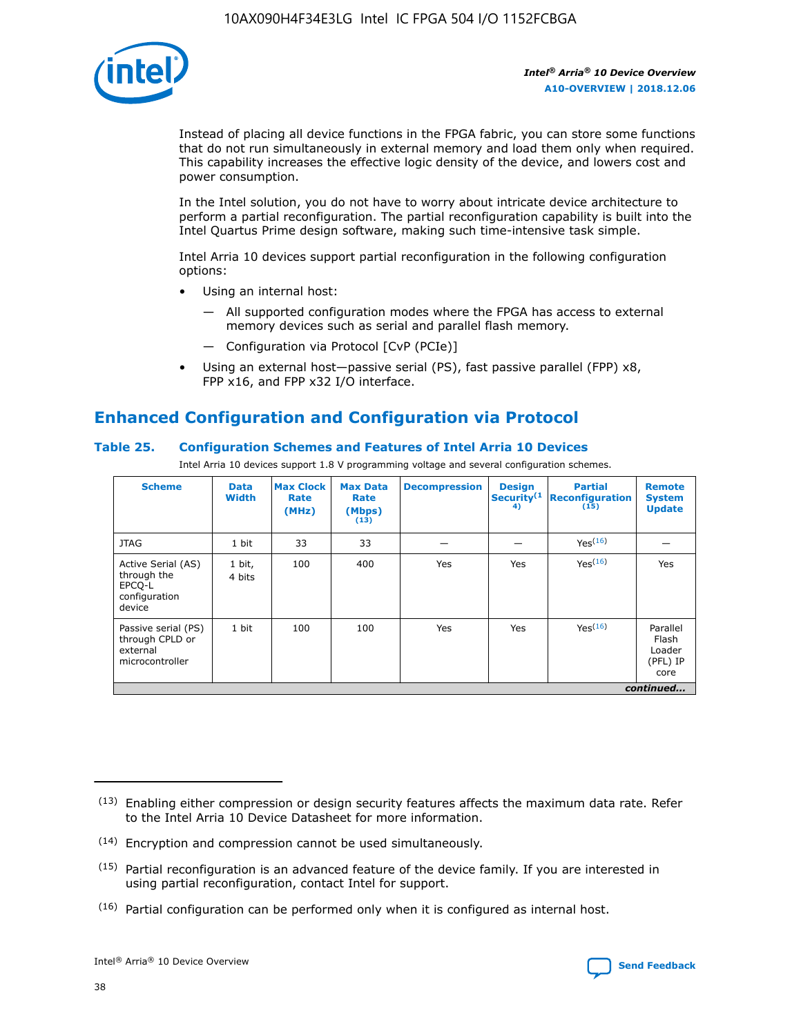Instead of placing all device functions in the FPGA fabric, you can store some functions that do not run simultaneously in external memory and load them only when required. This capability increases the effective logic density of the device, and lowers cost and power consumption.

In the Intel solution, you do not have to worry about intricate device architecture to perform a partial reconfiguration. The partial reconfiguration capability is built into the Intel Quartus Prime design software, making such time-intensive task simple.

Intel Arria 10 devices support partial reconfiguration in the following configuration options:

- Using an internal host:
  - — All supported configuration modes where the FPGA has access to external memory devices such as serial and parallel flash memory.
  - — Configuration via Protocol [CvP (PCIe)]
- Using an external host—passive serial (PS), fast passive parallel (FPP) x8, FPP x16, and FPP x32 I/O interface.

## Enhanced Configuration and Configuration via Protocol

### Table 25. Configuration Schemes and Features of Intel Arria 10 Devices

Intel Arria 10 devices support 1.8 V programming voltage and several configuration schemes.

| Scheme | Data Width | Max Clock Rate (MHz) | Max Data Rate (Mbps) [13] | Decompression | Design Security [14] | Partial Reconfiguration [15] | Remote System Update |
|---|---|---|---|---|---|---|---|
| JTAG | 1 bit | 33 | 33 | — | — | Yes[16] | — |
| Active Serial (AS) through the EPCQ-L configuration device | 1 bit, 4 bits | 100 | 400 | Yes | Yes | Yes[16] | Yes |
| Passive serial (PS) through CPLD or external microcontroller | 1 bit | 100 | 100 | Yes | Yes | Yes[16] | Parallel Flash Loader (PFL) IP core |

*continued...*

(13) Enabling either compression or design security features affects the maximum data rate. Refer to the Intel Arria 10 Device Datasheet for more information.

(14) Encryption and compression cannot be used simultaneously.

(15) Partial reconfiguration is an advanced feature of the device family. If you are interested in using partial reconfiguration, contact Intel for support.

(16) Partial configuration can be performed only when it is configured as internal host.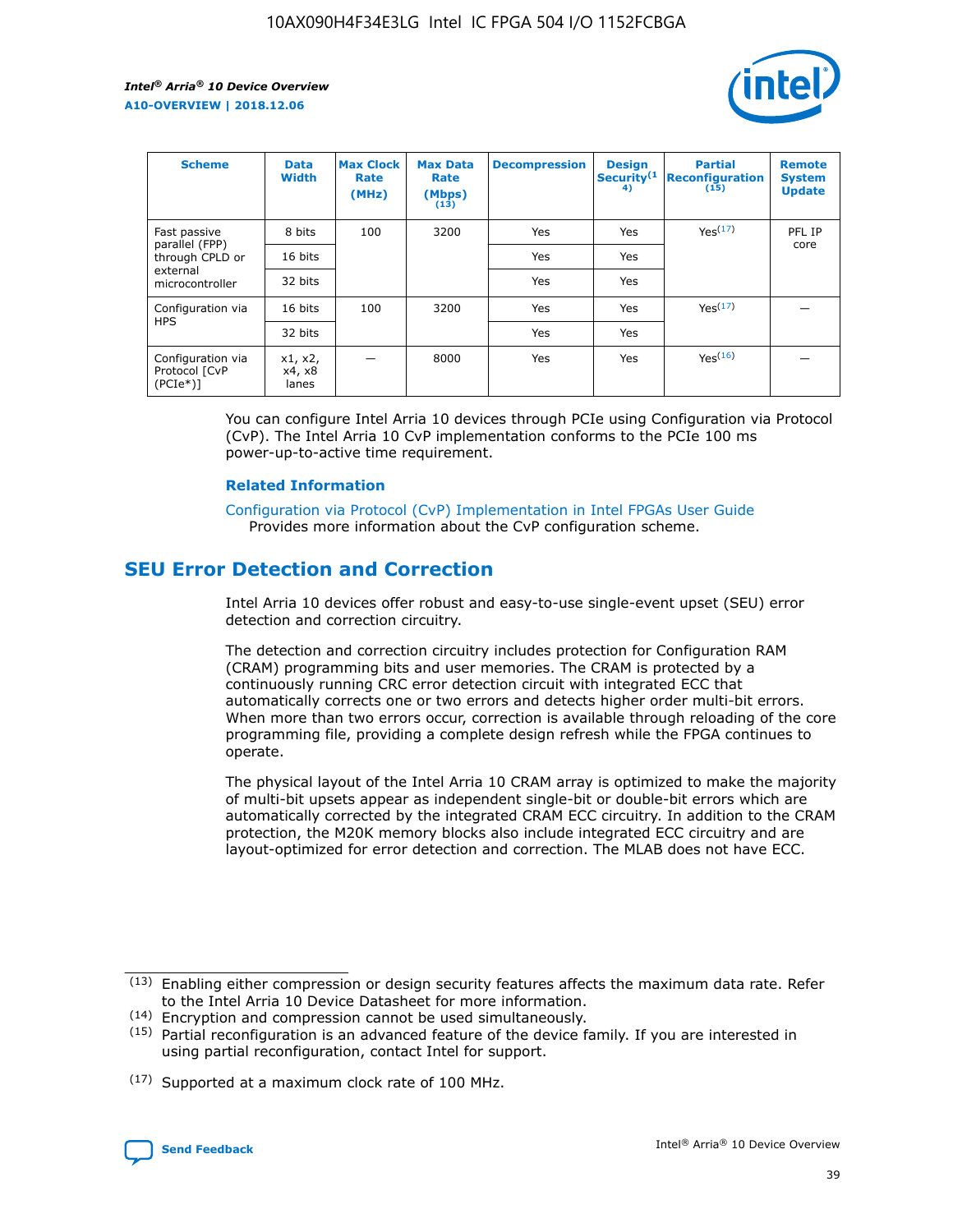| Scheme | Data Width | Max Clock Rate (MHz) | Max Data Rate (Mbps) (13) | Decompression | Design Security(14) | Partial Reconfiguration (15) | Remote System Update |
|---|---|---|---|---|---|---|---|
| Fast passive parallel (FPP) through CPLD or external microcontroller | 8 bits | 100 | 3200 | Yes | Yes | Yes(17) | PFL IP core |
| | 16 bits | | | Yes | Yes | | |
| | 32 bits | | | Yes | Yes | | |
| Configuration via HPS | 16 bits | 100 | 3200 | Yes | Yes | Yes(17) | — |
| | 32 bits | | | Yes | Yes | | |
| Configuration via Protocol [CvP (PCIe*)] | x1, x2, x4, x8 lanes | — | 8000 | Yes | Yes | Yes(16) | — |

You can configure Intel Arria 10 devices through PCIe using Configuration via Protocol (CvP). The Intel Arria 10 CvP implementation conforms to the PCIe 100 ms power-up-to-active time requirement.

### Related Information

Configuration via Protocol (CvP) Implementation in Intel FPGAs User Guide
Provides more information about the CvP configuration scheme.

## SEU Error Detection and Correction

Intel Arria 10 devices offer robust and easy-to-use single-event upset (SEU) error detection and correction circuitry.

The detection and correction circuitry includes protection for Configuration RAM (CRAM) programming bits and user memories. The CRAM is protected by a continuously running CRC error detection circuit with integrated ECC that automatically corrects one or two errors and detects higher order multi-bit errors. When more than two errors occur, correction is available through reloading of the core programming file, providing a complete design refresh while the FPGA continues to operate.

The physical layout of the Intel Arria 10 CRAM array is optimized to make the majority of multi-bit upsets appear as independent single-bit or double-bit errors which are automatically corrected by the integrated CRAM ECC circuitry. In addition to the CRAM protection, the M20K memory blocks also include integrated ECC circuitry and are layout-optimized for error detection and correction. The MLAB does not have ECC.

(13) Enabling either compression or design security features affects the maximum data rate. Refer to the Intel Arria 10 Device Datasheet for more information.

(14) Encryption and compression cannot be used simultaneously.

(15) Partial reconfiguration is an advanced feature of the device family. If you are interested in using partial reconfiguration, contact Intel for support.

(17) Supported at a maximum clock rate of 100 MHz.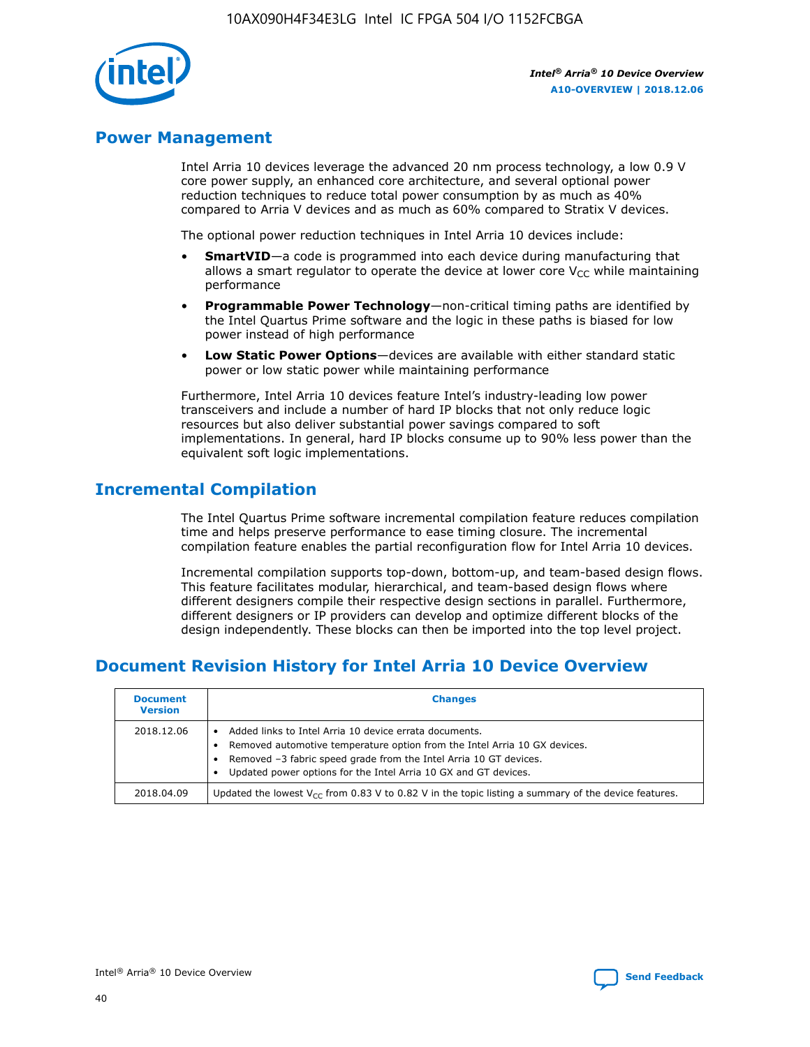## Power Management

Intel Arria 10 devices leverage the advanced 20 nm process technology, a low 0.9 V core power supply, an enhanced core architecture, and several optional power reduction techniques to reduce total power consumption by as much as 40% compared to Arria V devices and as much as 60% compared to Stratix V devices.

The optional power reduction techniques in Intel Arria 10 devices include:

- **SmartVID**—a code is programmed into each device during manufacturing that allows a smart regulator to operate the device at lower core $V_{CC}$ while maintaining performance
- **Programmable Power Technology**—non-critical timing paths are identified by the Intel Quartus Prime software and the logic in these paths is biased for low power instead of high performance
- **Low Static Power Options**—devices are available with either standard static power or low static power while maintaining performance

Furthermore, Intel Arria 10 devices feature Intel's industry-leading low power transceivers and include a number of hard IP blocks that not only reduce logic resources but also deliver substantial power savings compared to soft implementations. In general, hard IP blocks consume up to 90% less power than the equivalent soft logic implementations.

## Incremental Compilation

The Intel Quartus Prime software incremental compilation feature reduces compilation time and helps preserve performance to ease timing closure. The incremental compilation feature enables the partial reconfiguration flow for Intel Arria 10 devices.

Incremental compilation supports top-down, bottom-up, and team-based design flows. This feature facilitates modular, hierarchical, and team-based design flows where different designers compile their respective design sections in parallel. Furthermore, different designers or IP providers can develop and optimize different blocks of the design independently. These blocks can then be imported into the top level project.

## Document Revision History for Intel Arria 10 Device Overview

| Document Version | Changes |
| --- | --- |
| 2018.12.06 | • Added links to Intel Arria 10 device errata documents.<br>• Removed automotive temperature option from the Intel Arria 10 GX devices.<br>• Removed –3 fabric speed grade from the Intel Arria 10 GT devices.<br>• Updated power options for the Intel Arria 10 GX and GT devices. |
| 2018.04.09 | Updated the lowest $V_{CC}$ from 0.83 V to 0.82 V in the topic listing a summary of the device features. |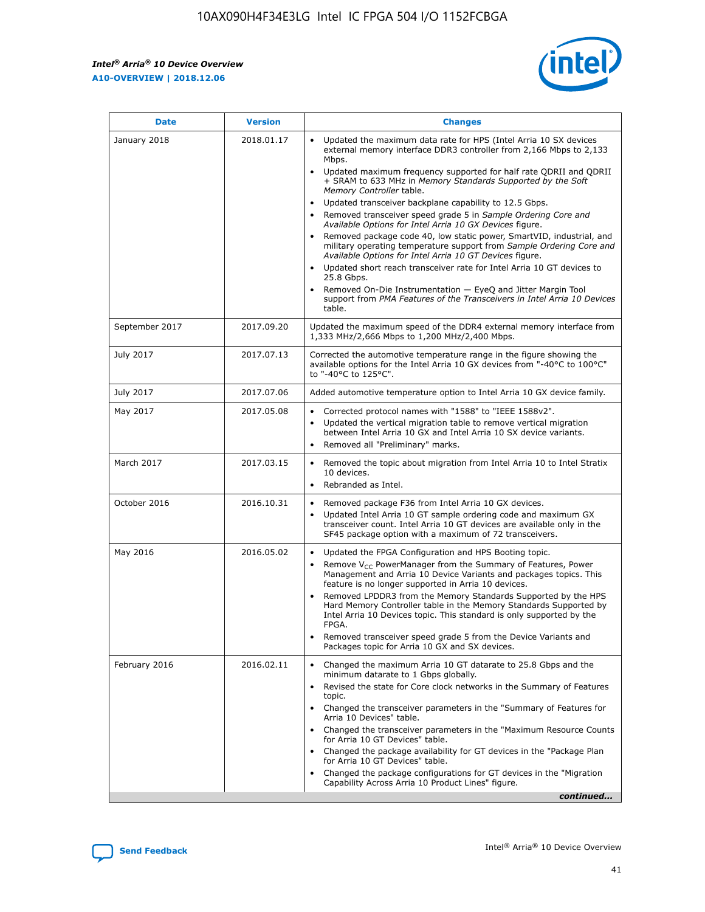| Date | Version | Changes |
| --- | --- | --- |
| January 2018 | 2018.01.17 | • Updated the maximum data rate for HPS (Intel Arria 10 SX devices external memory interface DDR3 controller from 2,166 Mbps to 2,133 Mbps.<br>• Updated maximum frequency supported for half rate QDRII and QDRII + SRAM to 633 MHz in *Memory Standards Supported by the Soft Memory Controller* table.<br>• Updated transceiver backplane capability to 12.5 Gbps.<br>• Removed transceiver speed grade 5 in *Sample Ordering Core and Available Options for Intel Arria 10 GX Devices* figure.<br>• Removed package code 40, low static power, SmartVID, industrial, and military operating temperature support from *Sample Ordering Core and Available Options for Intel Arria 10 GT Devices* figure.<br>• Updated short reach transceiver rate for Intel Arria 10 GT devices to 25.8 Gbps.<br>• Removed On-Die Instrumentation — EyeQ and Jitter Margin Tool support from *PMA Features of the Transceivers in Intel Arria 10 Devices* table. |
| September 2017 | 2017.09.20 | Updated the maximum speed of the DDR4 external memory interface from 1,333 MHz/2,666 Mbps to 1,200 MHz/2,400 Mbps. |
| July 2017 | 2017.07.13 | Corrected the automotive temperature range in the figure showing the available options for the Intel Arria 10 GX devices from "-40°C to 100°C" to "-40°C to 125°C". |
| July 2017 | 2017.07.06 | Added automotive temperature option to Intel Arria 10 GX device family. |
| May 2017 | 2017.05.08 | • Corrected protocol names with "1588" to "IEEE 1588v2".<br>• Updated the vertical migration table to remove vertical migration between Intel Arria 10 GX and Intel Arria 10 SX device variants.<br>• Removed all "Preliminary" marks. |
| March 2017 | 2017.03.15 | • Removed the topic about migration from Intel Arria 10 to Intel Stratix 10 devices.<br>• Rebranded as Intel. |
| October 2016 | 2016.10.31 | • Removed package F36 from Intel Arria 10 GX devices.<br>• Updated Intel Arria 10 GT sample ordering code and maximum GX transceiver count. Intel Arria 10 GT devices are available only in the SF45 package option with a maximum of 72 transceivers. |
| May 2016 | 2016.05.02 | • Updated the FPGA Configuration and HPS Booting topic.<br>• Remove $V_{CC}$ PowerManager from the Summary of Features, Power Management and Arria 10 Device Variants and packages topics. This feature is no longer supported in Arria 10 devices.<br>• Removed LPDDR3 from the Memory Standards Supported by the HPS Hard Memory Controller table in the Memory Standards Supported by Intel Arria 10 Devices topic. This standard is only supported by the FPGA.<br>• Removed transceiver speed grade 5 from the Device Variants and Packages topic for Arria 10 GX and SX devices. |
| February 2016 | 2016.02.11 | • Changed the maximum Arria 10 GT datarate to 25.8 Gbps and the minimum datarate to 1 Gbps globally.<br>• Revised the state for Core clock networks in the Summary of Features topic.<br>• Changed the transceiver parameters in the "Summary of Features for Arria 10 Devices" table.<br>• Changed the transceiver parameters in the "Maximum Resource Counts for Arria 10 GT Devices" table.<br>• Changed the package availability for GT devices in the "Package Plan for Arria 10 GT Devices" table.<br>• Changed the package configurations for GT devices in the "Migration Capability Across Arria 10 Product Lines" figure. |

*continued...*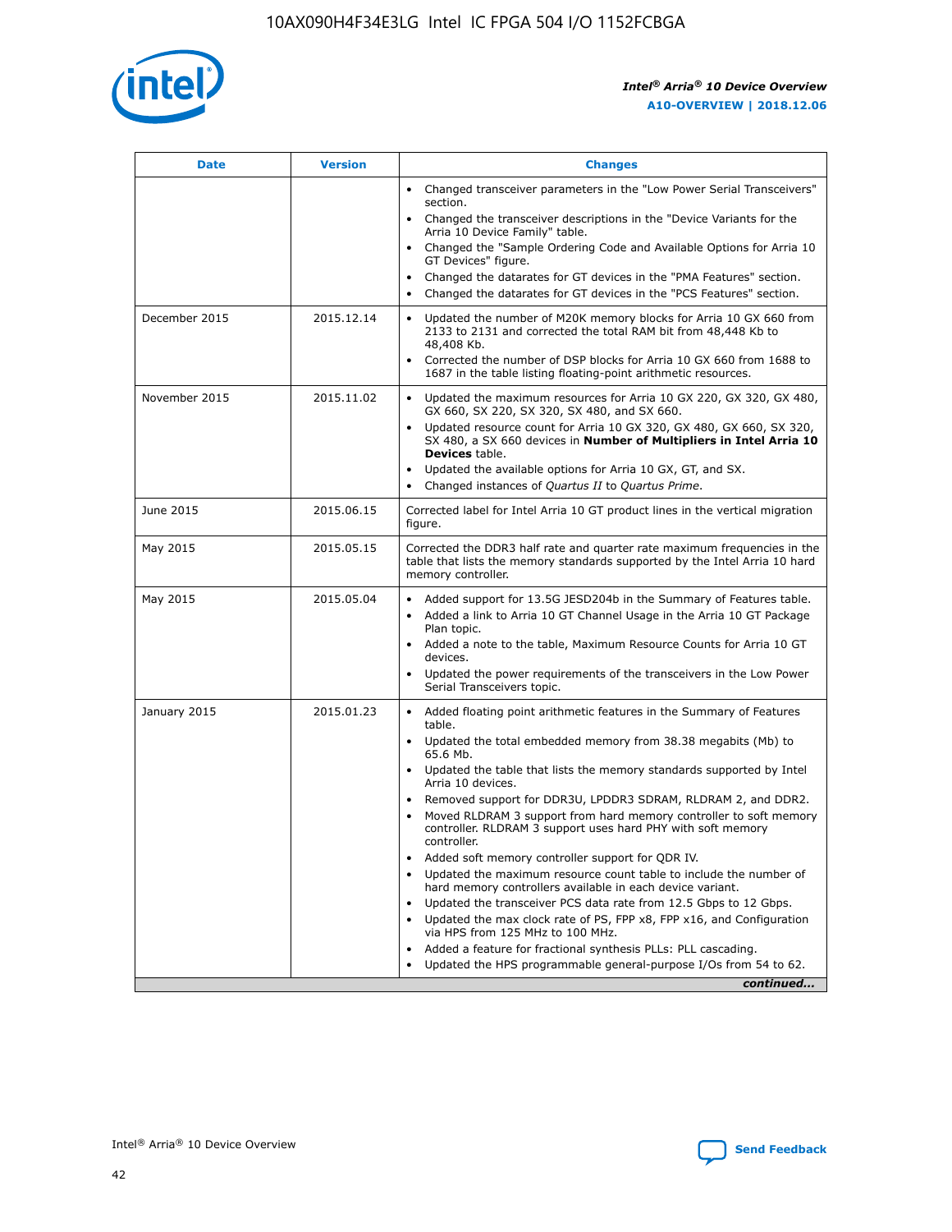| Date | Version | Changes |
| --- | --- | --- |
| | | • Changed transceiver parameters in the "Low Power Serial Transceivers" section.<br>• Changed the transceiver descriptions in the "Device Variants for the Arria 10 Device Family" table.<br>• Changed the "Sample Ordering Code and Available Options for Arria 10 GT Devices" figure.<br>• Changed the datarates for GT devices in the "PMA Features" section.<br>• Changed the datarates for GT devices in the "PCS Features" section. |
| December 2015 | 2015.12.14 | • Updated the number of M20K memory blocks for Arria 10 GX 660 from 2133 to 2131 and corrected the total RAM bit from 48,448 Kb to 48,408 Kb.<br>• Corrected the number of DSP blocks for Arria 10 GX 660 from 1688 to 1687 in the table listing floating-point arithmetic resources. |
| November 2015 | 2015.11.02 | • Updated the maximum resources for Arria 10 GX 220, GX 320, GX 480, GX 660, SX 220, SX 320, SX 480, and SX 660.<br>• Updated resource count for Arria 10 GX 320, GX 480, GX 660, SX 320, SX 480, a SX 660 devices in **Number of Multipliers in Intel Arria 10 Devices** table.<br>• Updated the available options for Arria 10 GX, GT, and SX.<br>• Changed instances of *Quartus II* to *Quartus Prime*. |
| June 2015 | 2015.06.15 | Corrected label for Intel Arria 10 GT product lines in the vertical migration figure. |
| May 2015 | 2015.05.15 | Corrected the DDR3 half rate and quarter rate maximum frequencies in the table that lists the memory standards supported by the Intel Arria 10 hard memory controller. |
| May 2015 | 2015.05.04 | • Added support for 13.5G JESD204b in the Summary of Features table.<br>• Added a link to Arria 10 GT Channel Usage in the Arria 10 GT Package Plan topic.<br>• Added a note to the table, Maximum Resource Counts for Arria 10 GT devices.<br>• Updated the power requirements of the transceivers in the Low Power Serial Transceivers topic. |
| January 2015 | 2015.01.23 | • Added floating point arithmetic features in the Summary of Features table.<br>• Updated the total embedded memory from 38.38 megabits (Mb) to 65.6 Mb.<br>• Updated the table that lists the memory standards supported by Intel Arria 10 devices.<br>• Removed support for DDR3U, LPDDR3 SDRAM, RLDRAM 2, and DDR2.<br>• Moved RLDRAM 3 support from hard memory controller to soft memory controller. RLDRAM 3 support uses hard PHY with soft memory controller.<br>• Added soft memory controller support for QDR IV.<br>• Updated the maximum resource count table to include the number of hard memory controllers available in each device variant.<br>• Updated the transceiver PCS data rate from 12.5 Gbps to 12 Gbps.<br>• Updated the max clock rate of PS, FPP x8, FPP x16, and Configuration via HPS from 125 MHz to 100 MHz.<br>• Added a feature for fractional synthesis PLLs: PLL cascading.<br>• Updated the HPS programmable general-purpose I/Os from 54 to 62. |

*continued...*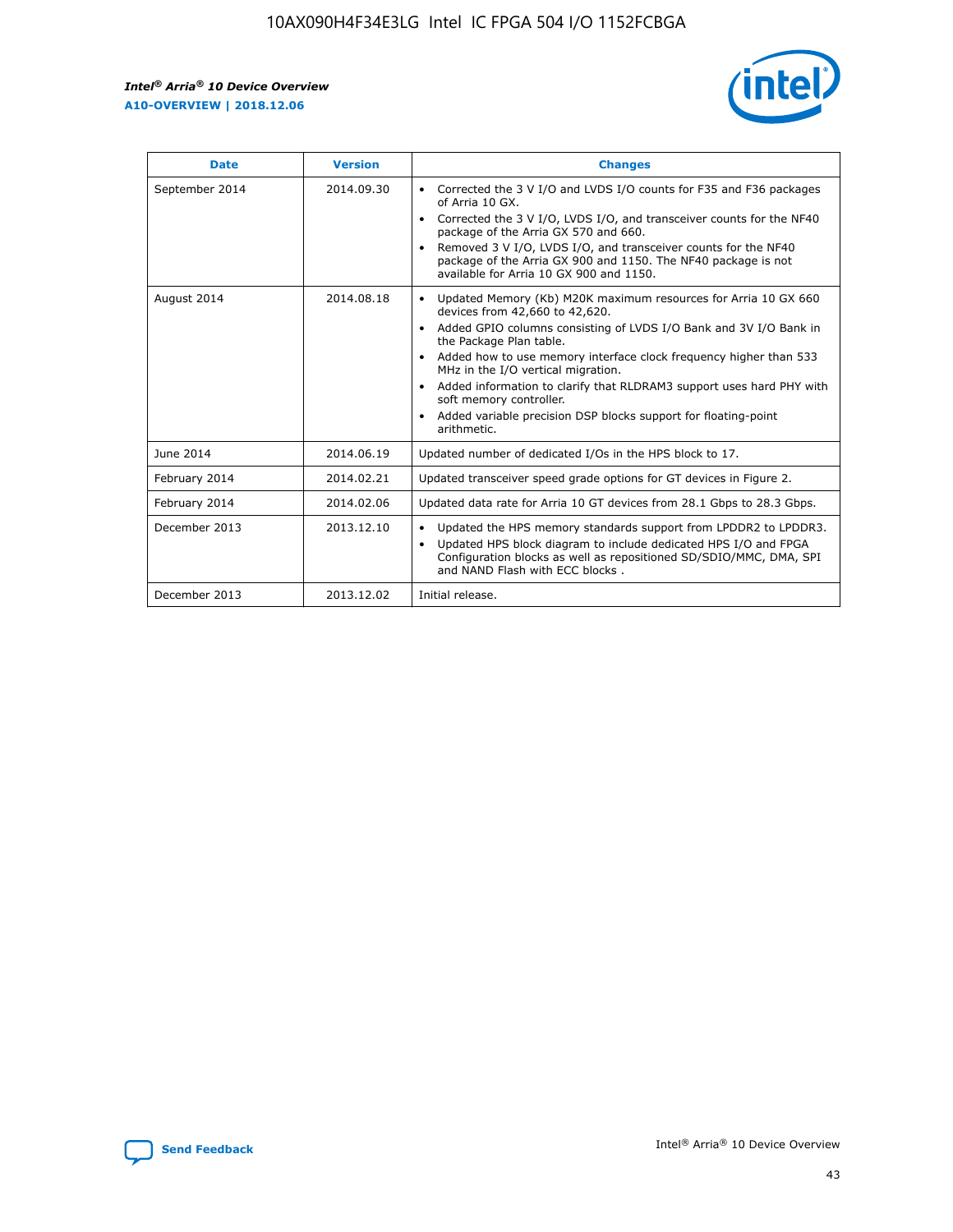| Date | Version | Changes |
| --- | --- | --- |
| September 2014 | 2014.09.30 | • Corrected the 3 V I/O and LVDS I/O counts for F35 and F36 packages of Arria 10 GX.<br>• Corrected the 3 V I/O, LVDS I/O, and transceiver counts for the NF40 package of the Arria GX 570 and 660.<br>• Removed 3 V I/O, LVDS I/O, and transceiver counts for the NF40 package of the Arria GX 900 and 1150. The NF40 package is not available for Arria 10 GX 900 and 1150. |
| August 2014 | 2014.08.18 | • Updated Memory (Kb) M20K maximum resources for Arria 10 GX 660 devices from 42,660 to 42,620.<br>• Added GPIO columns consisting of LVDS I/O Bank and 3V I/O Bank in the Package Plan table.<br>• Added how to use memory interface clock frequency higher than 533 MHz in the I/O vertical migration.<br>• Added information to clarify that RLDRAM3 support uses hard PHY with soft memory controller.<br>• Added variable precision DSP blocks support for floating-point arithmetic. |
| June 2014 | 2014.06.19 | Updated number of dedicated I/Os in the HPS block to 17. |
| February 2014 | 2014.02.21 | Updated transceiver speed grade options for GT devices in Figure 2. |
| February 2014 | 2014.02.06 | Updated data rate for Arria 10 GT devices from 28.1 Gbps to 28.3 Gbps. |
| December 2013 | 2013.12.10 | • Updated the HPS memory standards support from LPDDR2 to LPDDR3.<br>• Updated HPS block diagram to include dedicated HPS I/O and FPGA Configuration blocks as well as repositioned SD/SDIO/MMC, DMA, SPI and NAND Flash with ECC blocks . |
| December 2013 | 2013.12.02 | Initial release. |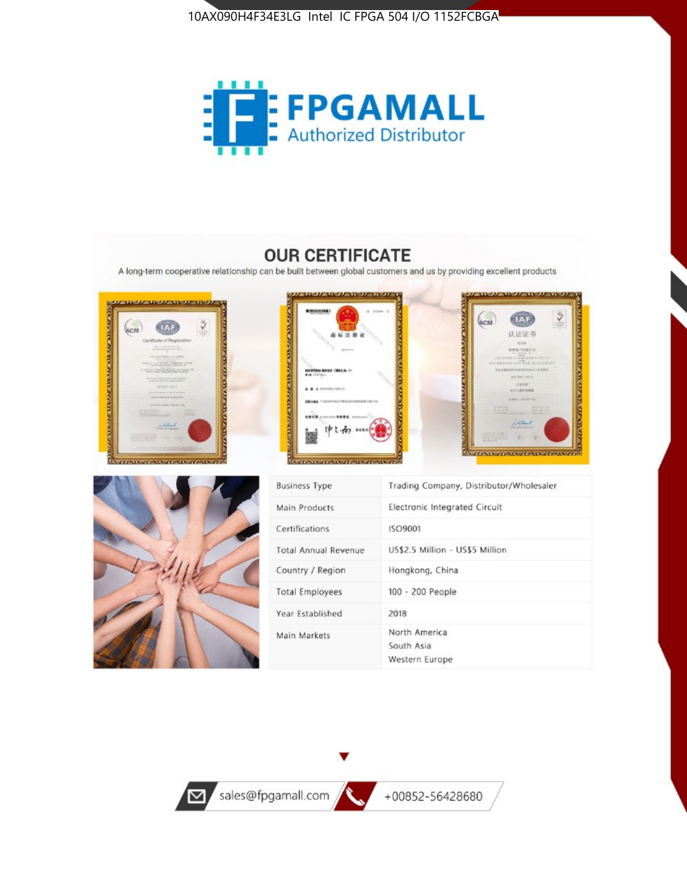FPGAMALL

Authorized Distributor

## OUR CERTIFICATE

A long-term cooperative relationship can be built between global customers and us by providing excellent products

| | |
|---|---|
| Business Type | Trading Company, Distributor/Wholesaler |
| Main Products | Electronic Integrated Circuit |
| Certifications | ISO9001 |
| Total Annual Revenue | US$2.5 Million - US$5 Million |
| Country / Region | Hongkong, China |
| Total Employees | 100 - 200 People |
| Year Established | 2018 |
| Main Markets | North America<br>South Asia<br>Western Europe |

sales@fpgamall.com

+00852-56428680